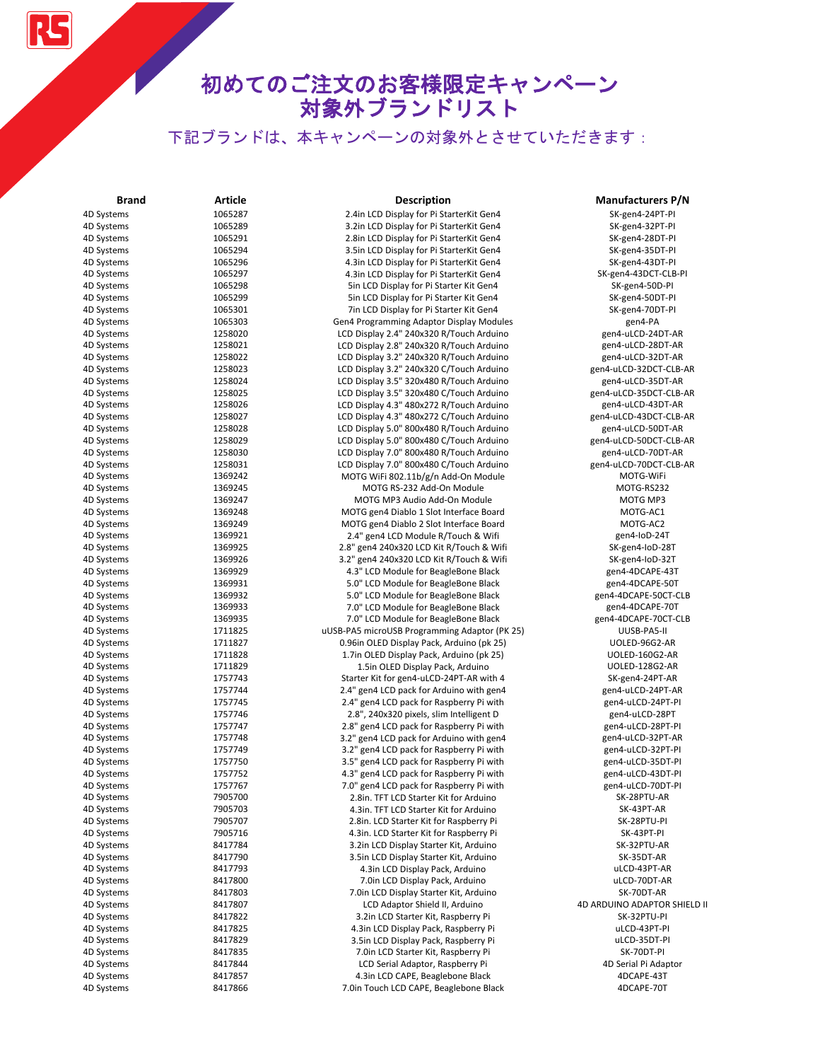# 初めてのご注文のお客様限定キャンペーン
# 対象外ブランドリスト

下記ブランドは、本キャンペーンの対象外とさせていただきます：

| Brand | Article | Description | Manufacturers P/N |
|---|---|---|---|
| 4D Systems | 1065287 | 2.4in LCD Display for Pi StarterKit Gen4 | SK-gen4-24PT-PI |
| 4D Systems | 1065289 | 3.2in LCD Display for Pi StarterKit Gen4 | SK-gen4-32PT-PI |
| 4D Systems | 1065291 | 2.8in LCD Display for Pi StarterKit Gen4 | SK-gen4-28DT-PI |
| 4D Systems | 1065294 | 3.5in LCD Display for Pi StarterKit Gen4 | SK-gen4-35DT-PI |
| 4D Systems | 1065296 | 4.3in LCD Display for Pi StarterKit Gen4 | SK-gen4-43DT-PI |
| 4D Systems | 1065297 | 4.3in LCD Display for Pi StarterKit Gen4 | SK-gen4-43DCT-CLB-PI |
| 4D Systems | 1065298 | 5in LCD Display for Pi Starter Kit Gen4 | SK-gen4-50D-PI |
| 4D Systems | 1065299 | 5in LCD Display for Pi Starter Kit Gen4 | SK-gen4-50DT-PI |
| 4D Systems | 1065301 | 7in LCD Display for Pi Starter Kit Gen4 | SK-gen4-70DT-PI |
| 4D Systems | 1065303 | Gen4 Programming Adaptor Display Modules | gen4-PA |
| 4D Systems | 1258020 | LCD Display 2.4" 240x320 R/Touch Arduino | gen4-uLCD-24DT-AR |
| 4D Systems | 1258021 | LCD Display 2.8" 240x320 R/Touch Arduino | gen4-uLCD-28DT-AR |
| 4D Systems | 1258022 | LCD Display 3.2" 240x320 R/Touch Arduino | gen4-uLCD-32DT-AR |
| 4D Systems | 1258023 | LCD Display 3.2" 240x320 C/Touch Arduino | gen4-uLCD-32DCT-CLB-AR |
| 4D Systems | 1258024 | LCD Display 3.5" 320x480 R/Touch Arduino | gen4-uLCD-35DT-AR |
| 4D Systems | 1258025 | LCD Display 3.5" 320x480 C/Touch Arduino | gen4-uLCD-35DCT-CLB-AR |
| 4D Systems | 1258026 | LCD Display 4.3" 480x272 R/Touch Arduino | gen4-uLCD-43DT-AR |
| 4D Systems | 1258027 | LCD Display 4.3" 480x272 C/Touch Arduino | gen4-uLCD-43DCT-CLB-AR |
| 4D Systems | 1258028 | LCD Display 5.0" 800x480 R/Touch Arduino | gen4-uLCD-50DT-AR |
| 4D Systems | 1258029 | LCD Display 5.0" 800x480 C/Touch Arduino | gen4-uLCD-50DCT-CLB-AR |
| 4D Systems | 1258030 | LCD Display 7.0" 800x480 R/Touch Arduino | gen4-uLCD-70DT-AR |
| 4D Systems | 1258031 | LCD Display 7.0" 800x480 C/Touch Arduino | gen4-uLCD-70DCT-CLB-AR |
| 4D Systems | 1369242 | MOTG WiFi 802.11b/g/n Add-On Module | MOTG-WiFi |
| 4D Systems | 1369245 | MOTG RS-232 Add-On Module | MOTG-RS232 |
| 4D Systems | 1369247 | MOTG MP3 Audio Add-On Module | MOTG MP3 |
| 4D Systems | 1369248 | MOTG gen4 Diablo 1 Slot Interface Board | MOTG-AC1 |
| 4D Systems | 1369249 | MOTG gen4 Diablo 2 Slot Interface Board | MOTG-AC2 |
| 4D Systems | 1369921 | 2.4" gen4 LCD Module R/Touch & Wifi | gen4-IoD-24T |
| 4D Systems | 1369925 | 2.8" gen4 240x320 LCD Kit R/Touch & Wifi | SK-gen4-IoD-28T |
| 4D Systems | 1369926 | 3.2" gen4 240x320 LCD Kit R/Touch & Wifi | SK-gen4-IoD-32T |
| 4D Systems | 1369929 | 4.3" LCD Module for BeagleBone Black | gen4-4DCAPE-43T |
| 4D Systems | 1369931 | 5.0" LCD Module for BeagleBone Black | gen4-4DCAPE-50T |
| 4D Systems | 1369932 | 5.0" LCD Module for BeagleBone Black | gen4-4DCAPE-50CT-CLB |
| 4D Systems | 1369933 | 7.0" LCD Module for BeagleBone Black | gen4-4DCAPE-70T |
| 4D Systems | 1369935 | 7.0" LCD Module for BeagleBone Black | gen4-4DCAPE-70CT-CLB |
| 4D Systems | 1711825 | uUSB-PA5 microUSB Programming Adaptor (PK 25) | UUSB-PA5-II |
| 4D Systems | 1711827 | 0.96in OLED Display Pack, Arduino (pk 25) | UOLED-96G2-AR |
| 4D Systems | 1711828 | 1.7in OLED Display Pack, Arduino (pk 25) | UOLED-160G2-AR |
| 4D Systems | 1711829 | 1.5in OLED Display Pack, Arduino | UOLED-128G2-AR |
| 4D Systems | 1757743 | Starter Kit for gen4-uLCD-24PT-AR with 4 | SK-gen4-24PT-AR |
| 4D Systems | 1757744 | 2.4" gen4 LCD pack for Arduino with gen4 | gen4-uLCD-24PT-AR |
| 4D Systems | 1757745 | 2.4" gen4 LCD pack for Raspberry Pi with | gen4-uLCD-24PT-PI |
| 4D Systems | 1757746 | 2.8", 240x320 pixels, slim Intelligent D | gen4-uLCD-28PT |
| 4D Systems | 1757747 | 2.8" gen4 LCD pack for Raspberry Pi with | gen4-uLCD-28PT-PI |
| 4D Systems | 1757748 | 3.2" gen4 LCD pack for Arduino with gen4 | gen4-uLCD-32PT-AR |
| 4D Systems | 1757749 | 3.2" gen4 LCD pack for Raspberry Pi with | gen4-uLCD-32PT-PI |
| 4D Systems | 1757750 | 3.5" gen4 LCD pack for Raspberry Pi with | gen4-uLCD-35DT-PI |
| 4D Systems | 1757752 | 4.3" gen4 LCD pack for Raspberry Pi with | gen4-uLCD-43DT-PI |
| 4D Systems | 1757767 | 7.0" gen4 LCD pack for Raspberry Pi with | gen4-uLCD-70DT-PI |
| 4D Systems | 7905700 | 2.8in. TFT LCD Starter Kit for Arduino | SK-28PTU-AR |
| 4D Systems | 7905703 | 4.3in. TFT LCD Starter Kit for Arduino | SK-43PT-AR |
| 4D Systems | 7905707 | 2.8in. LCD Starter Kit for Raspberry Pi | SK-28PTU-PI |
| 4D Systems | 7905716 | 4.3in. LCD Starter Kit for Raspberry Pi | SK-43PT-PI |
| 4D Systems | 8417784 | 3.2in LCD Display Starter Kit, Arduino | SK-32PTU-AR |
| 4D Systems | 8417790 | 3.5in LCD Display Starter Kit, Arduino | SK-35DT-AR |
| 4D Systems | 8417793 | 4.3in LCD Display Pack, Arduino | uLCD-43PT-AR |
| 4D Systems | 8417800 | 7.0in LCD Display Pack, Arduino | uLCD-70DT-AR |
| 4D Systems | 8417803 | 7.0in LCD Display Starter Kit, Arduino | SK-70DT-AR |
| 4D Systems | 8417807 | LCD Adaptor Shield II, Arduino | 4D ARDUINO ADAPTOR SHIELD II |
| 4D Systems | 8417822 | 3.2in LCD Starter Kit, Raspberry Pi | SK-32PTU-PI |
| 4D Systems | 8417825 | 4.3in LCD Display Pack, Raspberry Pi | uLCD-43PT-PI |
| 4D Systems | 8417829 | 3.5in LCD Display Pack, Raspberry Pi | uLCD-35DT-PI |
| 4D Systems | 8417835 | 7.0in LCD Starter Kit, Raspberry Pi | SK-70DT-PI |
| 4D Systems | 8417844 | LCD Serial Adaptor, Raspberry Pi | 4D Serial Pi Adaptor |
| 4D Systems | 8417857 | 4.3in LCD CAPE, Beaglebone Black | 4DCAPE-43T |
| 4D Systems | 8417866 | 7.0in Touch LCD CAPE, Beaglebone Black | 4DCAPE-70T |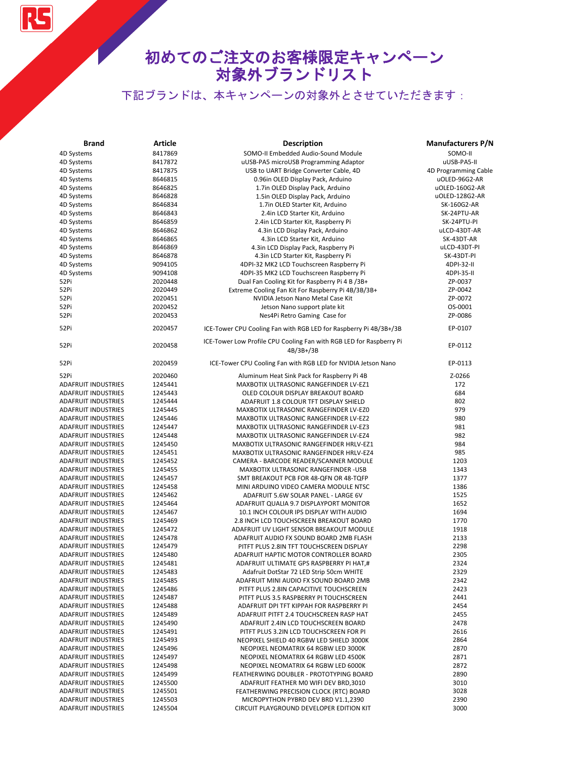# 初めてのご注文のお客様限定キャンペーン
# 対象外ブランドリスト

下記ブランドは、本キャンペーンの対象外とさせていただきます：

| Brand | Article | Description | Manufacturers P/N |
|---|---|---|---|
| 4D Systems | 8417869 | SOMO-II Embedded Audio-Sound Module | SOMO-II |
| 4D Systems | 8417872 | uUSB-PA5 microUSB Programming Adaptor | uUSB-PA5-II |
| 4D Systems | 8417875 | USB to UART Bridge Converter Cable, 4D | 4D Programming Cable |
| 4D Systems | 8646815 | 0.96in OLED Display Pack, Arduino | uOLED-96G2-AR |
| 4D Systems | 8646825 | 1.7in OLED Display Pack, Arduino | uOLED-160G2-AR |
| 4D Systems | 8646828 | 1.5in OLED Display Pack, Arduino | uOLED-128G2-AR |
| 4D Systems | 8646834 | 1.7in OLED Starter Kit, Arduino | SK-160G2-AR |
| 4D Systems | 8646843 | 2.4in LCD Starter Kit, Arduino | SK-24PTU-AR |
| 4D Systems | 8646859 | 2.4in LCD Starter Kit, Raspberry Pi | SK-24PTU-PI |
| 4D Systems | 8646862 | 4.3in LCD Display Pack, Arduino | uLCD-43DT-AR |
| 4D Systems | 8646865 | 4.3in LCD Starter Kit, Arduino | SK-43DT-AR |
| 4D Systems | 8646869 | 4.3in LCD Display Pack, Raspberry Pi | uLCD-43DT-PI |
| 4D Systems | 8646878 | 4.3in LCD Starter Kit, Raspberry Pi | SK-43DT-PI |
| 4D Systems | 9094105 | 4DPI-32 MK2 LCD Touchscreen Raspberry Pi | 4DPI-32-II |
| 4D Systems | 9094108 | 4DPI-35 MK2 LCD Touchscreen Raspberry Pi | 4DPI-35-II |
| 52Pi | 2020448 | Dual Fan Cooling Kit for Raspberry Pi 4 B /3B+ | ZP-0037 |
| 52Pi | 2020449 | Extreme Cooling Fan Kit For Raspberry Pi 4B/3B/3B+ | ZP-0042 |
| 52Pi | 2020451 | NVIDIA Jetson Nano Metal Case Kit | ZP-0072 |
| 52Pi | 2020452 | Jetson Nano support plate kit | OS-0001 |
| 52Pi | 2020453 | Nes4Pi Retro Gaming Case for | ZP-0086 |
| 52Pi | 2020457 | ICE-Tower CPU Cooling Fan with RGB LED for Raspberry Pi 4B/3B+/3B | EP-0107 |
| 52Pi | 2020458 | ICE-Tower Low Profile CPU Cooling Fan with RGB LED for Raspberry Pi 4B/3B+/3B | EP-0112 |
| 52Pi | 2020459 | ICE-Tower CPU Cooling Fan with RGB LED for NVIDIA Jetson Nano | EP-0113 |
| 52Pi | 2020460 | Aluminum Heat Sink Pack for Raspberry Pi 4B | Z-0266 |
| ADAFRUIT INDUSTRIES | 1245441 | MAXBOTIX ULTRASONIC RANGEFINDER LV-EZ1 | 172 |
| ADAFRUIT INDUSTRIES | 1245443 | OLED COLOUR DISPLAY BREAKOUT BOARD | 684 |
| ADAFRUIT INDUSTRIES | 1245444 | ADAFRUIT 1.8 COLOUR TFT DISPLAY SHIELD | 802 |
| ADAFRUIT INDUSTRIES | 1245445 | MAXBOTIX ULTRASONIC RANGEFINDER LV-EZ0 | 979 |
| ADAFRUIT INDUSTRIES | 1245446 | MAXBOTIX ULTRASONIC RANGEFINDER LV-EZ2 | 980 |
| ADAFRUIT INDUSTRIES | 1245447 | MAXBOTIX ULTRASONIC RANGEFINDER LV-EZ3 | 981 |
| ADAFRUIT INDUSTRIES | 1245448 | MAXBOTIX ULTRASONIC RANGEFINDER LV-EZ4 | 982 |
| ADAFRUIT INDUSTRIES | 1245450 | MAXBOTIX ULTRASONIC RANGEFINDER HRLV-EZ1 | 984 |
| ADAFRUIT INDUSTRIES | 1245451 | MAXBOTIX ULTRASONIC RANGEFINDER HRLV-EZ4 | 985 |
| ADAFRUIT INDUSTRIES | 1245452 | CAMERA - BARCODE READER/SCANNER MODULE | 1203 |
| ADAFRUIT INDUSTRIES | 1245455 | MAXBOTIX ULTRASONIC RANGEFINDER -USB | 1343 |
| ADAFRUIT INDUSTRIES | 1245457 | SMT BREAKOUT PCB FOR 48-QFN OR 48-TQFP | 1377 |
| ADAFRUIT INDUSTRIES | 1245458 | MINI ARDUINO VIDEO CAMERA MODULE NTSC | 1386 |
| ADAFRUIT INDUSTRIES | 1245462 | ADAFRUIT 5.6W SOLAR PANEL - LARGE 6V | 1525 |
| ADAFRUIT INDUSTRIES | 1245464 | ADAFRUIT QUALIA 9.7 DISPLAYPORT MONITOR | 1652 |
| ADAFRUIT INDUSTRIES | 1245467 | 10.1 INCH COLOUR IPS DISPLAY WITH AUDIO | 1694 |
| ADAFRUIT INDUSTRIES | 1245469 | 2.8 INCH LCD TOUCHSCREEN BREAKOUT BOARD | 1770 |
| ADAFRUIT INDUSTRIES | 1245472 | ADAFRUIT UV LIGHT SENSOR BREAKOUT MODULE | 1918 |
| ADAFRUIT INDUSTRIES | 1245478 | ADAFRUIT AUDIO FX SOUND BOARD 2MB FLASH | 2133 |
| ADAFRUIT INDUSTRIES | 1245479 | PITFT PLUS 2.8IN TFT TOUCHSCREEN DISPLAY | 2298 |
| ADAFRUIT INDUSTRIES | 1245480 | ADAFRUIT HAPTIC MOTOR CONTROLLER BOARD | 2305 |
| ADAFRUIT INDUSTRIES | 1245481 | ADAFRUIT ULTIMATE GPS RASPBERRY PI HAT,# | 2324 |
| ADAFRUIT INDUSTRIES | 1245483 | Adafruit DotStar 72 LED Strip 50cm WHITE | 2329 |
| ADAFRUIT INDUSTRIES | 1245485 | ADAFRUIT MINI AUDIO FX SOUND BOARD 2MB | 2342 |
| ADAFRUIT INDUSTRIES | 1245486 | PITFT PLUS 2.8IN CAPACITIVE TOUCHSCREEN | 2423 |
| ADAFRUIT INDUSTRIES | 1245487 | PITFT PLUS 3.5 RASPBERRY PI TOUCHSCREEN | 2441 |
| ADAFRUIT INDUSTRIES | 1245488 | ADAFRUIT DPI TFT KIPPAH FOR RASPBERRY PI | 2454 |
| ADAFRUIT INDUSTRIES | 1245489 | ADAFRUIT PITFT 2.4 TOUCHSCREEN RASP HAT | 2455 |
| ADAFRUIT INDUSTRIES | 1245490 | ADAFRUIT 2.4IN LCD TOUCHSCREEN BOARD | 2478 |
| ADAFRUIT INDUSTRIES | 1245491 | PITFT PLUS 3.2IN LCD TOUCHSCREEN FOR PI | 2616 |
| ADAFRUIT INDUSTRIES | 1245493 | NEOPIXEL SHIELD 40 RGBW LED SHIELD 3000K | 2864 |
| ADAFRUIT INDUSTRIES | 1245496 | NEOPIXEL NEOMATRIX 64 RGBW LED 3000K | 2870 |
| ADAFRUIT INDUSTRIES | 1245497 | NEOPIXEL NEOMATRIX 64 RGBW LED 4500K | 2871 |
| ADAFRUIT INDUSTRIES | 1245498 | NEOPIXEL NEOMATRIX 64 RGBW LED 6000K | 2872 |
| ADAFRUIT INDUSTRIES | 1245499 | FEATHERWING DOUBLER - PROTOTYPING BOARD | 2890 |
| ADAFRUIT INDUSTRIES | 1245500 | ADAFRUIT FEATHER M0 WIFI DEV BRD,3010 | 3010 |
| ADAFRUIT INDUSTRIES | 1245501 | FEATHERWING PRECISION CLOCK (RTC) BOARD | 3028 |
| ADAFRUIT INDUSTRIES | 1245503 | MICROPYTHON PYBRD DEV BRD V1.1,2390 | 2390 |
| ADAFRUIT INDUSTRIES | 1245504 | CIRCUIT PLAYGROUND DEVELOPER EDITION KIT | 3000 |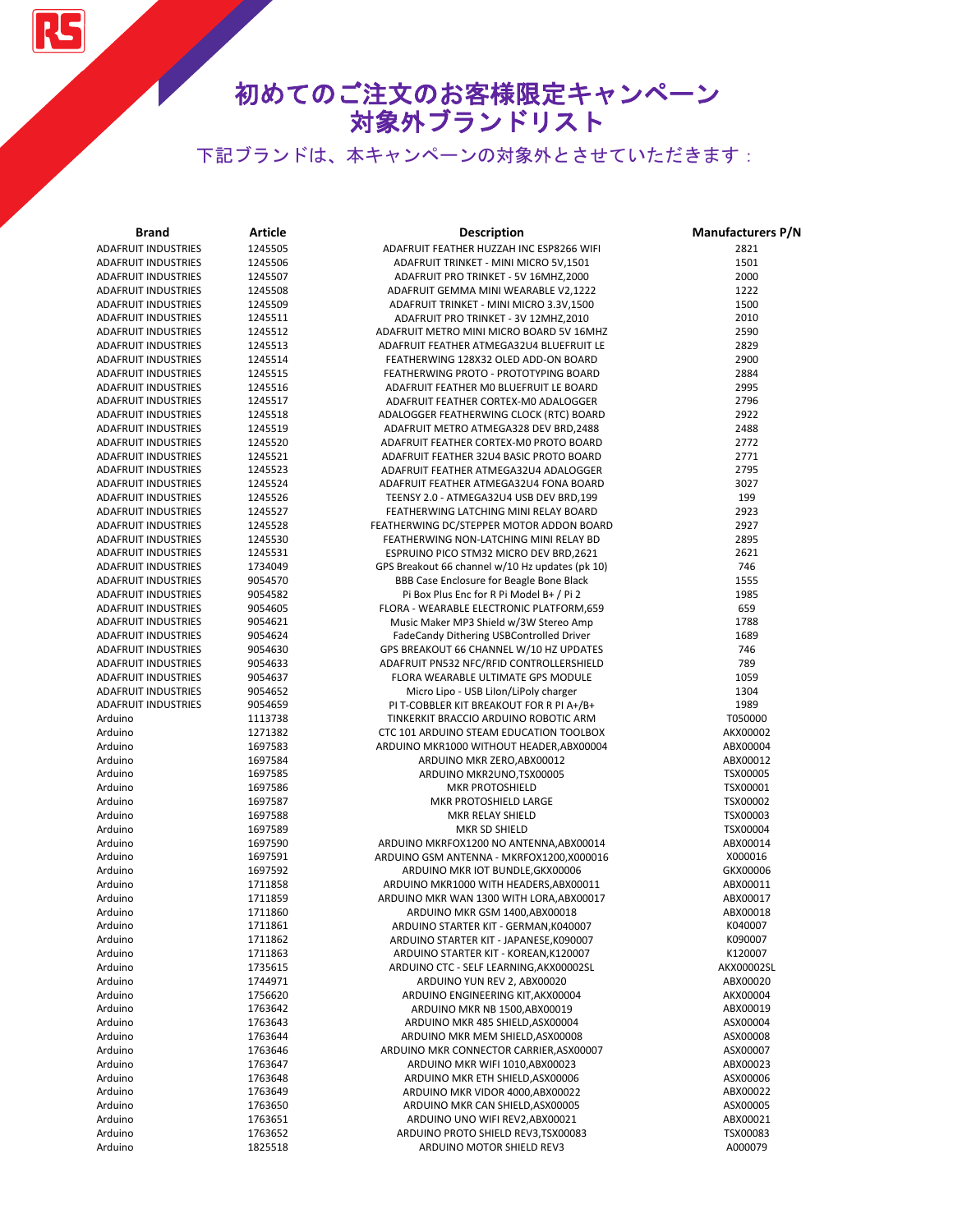# 初めてのご注文のお客様限定キャンペーン
# 対象外ブランドリスト

下記ブランドは、本キャンペーンの対象外とさせていただきます：

| Brand | Article | Description | Manufacturers P/N |
|---|---|---|---|
| ADAFRUIT INDUSTRIES | 1245505 | ADAFRUIT FEATHER HUZZAH INC ESP8266 WIFI | 2821 |
| ADAFRUIT INDUSTRIES | 1245506 | ADAFRUIT TRINKET - MINI MICRO 5V,1501 | 1501 |
| ADAFRUIT INDUSTRIES | 1245507 | ADAFRUIT PRO TRINKET - 5V 16MHZ,2000 | 2000 |
| ADAFRUIT INDUSTRIES | 1245508 | ADAFRUIT GEMMA MINI WEARABLE V2,1222 | 1222 |
| ADAFRUIT INDUSTRIES | 1245509 | ADAFRUIT TRINKET - MINI MICRO 3.3V,1500 | 1500 |
| ADAFRUIT INDUSTRIES | 1245511 | ADAFRUIT PRO TRINKET - 3V 12MHZ,2010 | 2010 |
| ADAFRUIT INDUSTRIES | 1245512 | ADAFRUIT METRO MINI MICRO BOARD 5V 16MHZ | 2590 |
| ADAFRUIT INDUSTRIES | 1245513 | ADAFRUIT FEATHER ATMEGA32U4 BLUEFRUIT LE | 2829 |
| ADAFRUIT INDUSTRIES | 1245514 | FEATHERWING 128X32 OLED ADD-ON BOARD | 2900 |
| ADAFRUIT INDUSTRIES | 1245515 | FEATHERWING PROTO - PROTOTYPING BOARD | 2884 |
| ADAFRUIT INDUSTRIES | 1245516 | ADAFRUIT FEATHER M0 BLUEFRUIT LE BOARD | 2995 |
| ADAFRUIT INDUSTRIES | 1245517 | ADAFRUIT FEATHER CORTEX-M0 ADALOGGER | 2796 |
| ADAFRUIT INDUSTRIES | 1245518 | ADALOGGER FEATHERWING CLOCK (RTC) BOARD | 2922 |
| ADAFRUIT INDUSTRIES | 1245519 | ADAFRUIT METRO ATMEGA328 DEV BRD,2488 | 2488 |
| ADAFRUIT INDUSTRIES | 1245520 | ADAFRUIT FEATHER CORTEX-M0 PROTO BOARD | 2772 |
| ADAFRUIT INDUSTRIES | 1245521 | ADAFRUIT FEATHER 32U4 BASIC PROTO BOARD | 2771 |
| ADAFRUIT INDUSTRIES | 1245523 | ADAFRUIT FEATHER ATMEGA32U4 ADALOGGER | 2795 |
| ADAFRUIT INDUSTRIES | 1245524 | ADAFRUIT FEATHER ATMEGA32U4 FONA BOARD | 3027 |
| ADAFRUIT INDUSTRIES | 1245526 | TEENSY 2.0 - ATMEGA32U4 USB DEV BRD,199 | 199 |
| ADAFRUIT INDUSTRIES | 1245527 | FEATHERWING LATCHING MINI RELAY BOARD | 2923 |
| ADAFRUIT INDUSTRIES | 1245528 | FEATHERWING DC/STEPPER MOTOR ADDON BOARD | 2927 |
| ADAFRUIT INDUSTRIES | 1245530 | FEATHERWING NON-LATCHING MINI RELAY BD | 2895 |
| ADAFRUIT INDUSTRIES | 1245531 | ESPRUINO PICO STM32 MICRO DEV BRD,2621 | 2621 |
| ADAFRUIT INDUSTRIES | 1734049 | GPS Breakout 66 channel w/10 Hz updates (pk 10) | 746 |
| ADAFRUIT INDUSTRIES | 9054570 | BBB Case Enclosure for Beagle Bone Black | 1555 |
| ADAFRUIT INDUSTRIES | 9054582 | Pi Box Plus Enc for R Pi Model B+ / Pi 2 | 1985 |
| ADAFRUIT INDUSTRIES | 9054605 | FLORA - WEARABLE ELECTRONIC PLATFORM,659 | 659 |
| ADAFRUIT INDUSTRIES | 9054621 | Music Maker MP3 Shield w/3W Stereo Amp | 1788 |
| ADAFRUIT INDUSTRIES | 9054624 | FadeCandy Dithering USBControlled Driver | 1689 |
| ADAFRUIT INDUSTRIES | 9054630 | GPS BREAKOUT 66 CHANNEL W/10 HZ UPDATES | 746 |
| ADAFRUIT INDUSTRIES | 9054633 | ADAFRUIT PN532 NFC/RFID CONTROLLERSHIELD | 789 |
| ADAFRUIT INDUSTRIES | 9054637 | FLORA WEARABLE ULTIMATE GPS MODULE | 1059 |
| ADAFRUIT INDUSTRIES | 9054652 | Micro Lipo - USB LiIon/LiPoly charger | 1304 |
| ADAFRUIT INDUSTRIES | 9054659 | PI T-COBBLER KIT BREAKOUT FOR R PI A+/B+ | 1989 |
| Arduino | 1113738 | TINKERKIT BRACCIO ARDUINO ROBOTIC ARM | T050000 |
| Arduino | 1271382 | CTC 101 ARDUINO STEAM EDUCATION TOOLBOX | AKX00002 |
| Arduino | 1697583 | ARDUINO MKR1000 WITHOUT HEADER,ABX00004 | ABX00004 |
| Arduino | 1697584 | ARDUINO MKR ZERO,ABX00012 | ABX00012 |
| Arduino | 1697585 | ARDUINO MKR2UNO,TSX00005 | TSX00005 |
| Arduino | 1697586 | MKR PROTOSHIELD | TSX00001 |
| Arduino | 1697587 | MKR PROTOSHIELD LARGE | TSX00002 |
| Arduino | 1697588 | MKR RELAY SHIELD | TSX00003 |
| Arduino | 1697589 | MKR SD SHIELD | TSX00004 |
| Arduino | 1697590 | ARDUINO MKRFOX1200 NO ANTENNA,ABX00014 | ABX00014 |
| Arduino | 1697591 | ARDUINO GSM ANTENNA - MKRFOX1200,X000016 | X000016 |
| Arduino | 1697592 | ARDUINO MKR IOT BUNDLE,GKX00006 | GKX00006 |
| Arduino | 1711858 | ARDUINO MKR1000 WITH HEADERS,ABX00011 | ABX00011 |
| Arduino | 1711859 | ARDUINO MKR WAN 1300 WITH LORA,ABX00017 | ABX00017 |
| Arduino | 1711860 | ARDUINO MKR GSM 1400,ABX00018 | ABX00018 |
| Arduino | 1711861 | ARDUINO STARTER KIT - GERMAN,K040007 | K040007 |
| Arduino | 1711862 | ARDUINO STARTER KIT - JAPANESE,K090007 | K090007 |
| Arduino | 1711863 | ARDUINO STARTER KIT - KOREAN,K120007 | K120007 |
| Arduino | 1735615 | ARDUINO CTC - SELF LEARNING,AKX00002SL | AKX00002SL |
| Arduino | 1744971 | ARDUINO YUN REV 2, ABX00020 | ABX00020 |
| Arduino | 1756620 | ARDUINO ENGINEERING KIT,AKX00004 | AKX00004 |
| Arduino | 1763642 | ARDUINO MKR NB 1500,ABX00019 | ABX00019 |
| Arduino | 1763643 | ARDUINO MKR 485 SHIELD,ASX00004 | ASX00004 |
| Arduino | 1763644 | ARDUINO MKR MEM SHIELD,ASX00008 | ASX00008 |
| Arduino | 1763646 | ARDUINO MKR CONNECTOR CARRIER,ASX00007 | ASX00007 |
| Arduino | 1763647 | ARDUINO MKR WIFI 1010,ABX00023 | ABX00023 |
| Arduino | 1763648 | ARDUINO MKR ETH SHIELD,ASX00006 | ASX00006 |
| Arduino | 1763649 | ARDUINO MKR VIDOR 4000,ABX00022 | ABX00022 |
| Arduino | 1763650 | ARDUINO MKR CAN SHIELD,ASX00005 | ASX00005 |
| Arduino | 1763651 | ARDUINO UNO WIFI REV2,ABX00021 | ABX00021 |
| Arduino | 1763652 | ARDUINO PROTO SHIELD REV3,TSX00083 | TSX00083 |
| Arduino | 1825518 | ARDUINO MOTOR SHIELD REV3 | A000079 |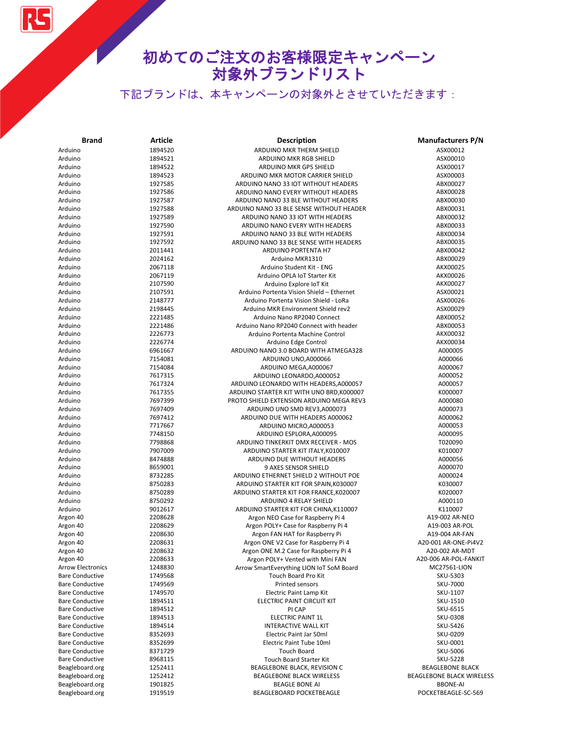# 初めてのご注文のお客様限定キャンペーン
# 対象外ブランドリスト

下記ブランドは、本キャンペーンの対象外とさせていただきます：

| Brand | Article | Description | Manufacturers P/N |
|---|---|---|---|
| Arduino | 1894520 | ARDUINO MKR THERM SHIELD | ASX00012 |
| Arduino | 1894521 | ARDUINO MKR RGB SHIELD | ASX00010 |
| Arduino | 1894522 | ARDUINO MKR GPS SHIELD | ASX00017 |
| Arduino | 1894523 | ARDUINO MKR MOTOR CARRIER SHIELD | ASX00003 |
| Arduino | 1927585 | ARDUINO NANO 33 IOT WITHOUT HEADERS | ABX00027 |
| Arduino | 1927586 | ARDUINO NANO EVERY WITHOUT HEADERS | ABX00028 |
| Arduino | 1927587 | ARDUINO NANO 33 BLE WITHOUT HEADERS | ABX00030 |
| Arduino | 1927588 | ARDUINO NANO 33 BLE SENSE WITHOUT HEADER | ABX00031 |
| Arduino | 1927589 | ARDUINO NANO 33 IOT WITH HEADERS | ABX00032 |
| Arduino | 1927590 | ARDUINO NANO EVERY WITH HEADERS | ABX00033 |
| Arduino | 1927591 | ARDUINO NANO 33 BLE WITH HEADERS | ABX00034 |
| Arduino | 1927592 | ARDUINO NANO 33 BLE SENSE WITH HEADERS | ABX00035 |
| Arduino | 2011441 | ARDUINO PORTENTA H7 | ABX00042 |
| Arduino | 2024162 | Arduino MKR1310 | ABX00029 |
| Arduino | 2067118 | Arduino Student Kit - ENG | AKX00025 |
| Arduino | 2067119 | Arduino OPLA IoT Starter Kit | AKX00026 |
| Arduino | 2107590 | Arduino Explore IoT Kit | AKX00027 |
| Arduino | 2107591 | Arduino Portenta Vision Shield – Ethernet | ASX00021 |
| Arduino | 2148777 | Arduino Portenta Vision Shield - LoRa | ASX00026 |
| Arduino | 2198445 | Arduino MKR Environment Shield rev2 | ASX00029 |
| Arduino | 2221485 | Arduino Nano RP2040 Connect | ABX00052 |
| Arduino | 2221486 | Arduino Nano RP2040 Connect with header | ABX00053 |
| Arduino | 2226773 | Arduino Portenta Machine Control | AKX00032 |
| Arduino | 2226774 | Arduino Edge Control | AKX00034 |
| Arduino | 6961667 | ARDUINO NANO 3.0 BOARD WITH ATMEGA328 | A000005 |
| Arduino | 7154081 | ARDUINO UNO,A000066 | A000066 |
| Arduino | 7154084 | ARDUINO MEGA,A000067 | A000067 |
| Arduino | 7617315 | ARDUINO LEONARDO,A000052 | A000052 |
| Arduino | 7617324 | ARDUINO LEONARDO WITH HEADERS,A000057 | A000057 |
| Arduino | 7617355 | ARDUINO STARTER KIT WITH UNO BRD,K000007 | K000007 |
| Arduino | 7697399 | PROTO SHIELD EXTENSION ARDUINO MEGA REV3 | A000080 |
| Arduino | 7697409 | ARDUINO UNO SMD REV3,A000073 | A000073 |
| Arduino | 7697412 | ARDUINO DUE WITH HEADERS A000062 | A000062 |
| Arduino | 7717667 | ARDUINO MICRO,A000053 | A000053 |
| Arduino | 7748150 | ARDUINO ESPLORA,A000095 | A000095 |
| Arduino | 7798868 | ARDUINO TINKERKIT DMX RECEIVER - MOS | T020090 |
| Arduino | 7907009 | ARDUINO STARTER KIT ITALY,K010007 | K010007 |
| Arduino | 8474888 | ARDUINO DUE WITHOUT HEADERS | A000056 |
| Arduino | 8659001 | 9 AXES SENSOR SHIELD | A000070 |
| Arduino | 8732285 | ARDUINO ETHERNET SHIELD 2 WITHOUT POE | A000024 |
| Arduino | 8750283 | ARDUINO STARTER KIT FOR SPAIN,K030007 | K030007 |
| Arduino | 8750289 | ARDUINO STARTER KIT FOR FRANCE,K020007 | K020007 |
| Arduino | 8750292 | ARDUINO 4 RELAY SHIELD | A000110 |
| Arduino | 9012617 | ARDUINO STARTER KIT FOR CHINA,K110007 | K110007 |
| Argon 40 | 2208628 | Argon NEO Case for Raspberry Pi 4 | A19-002 AR-NEO |
| Argon 40 | 2208629 | Argon POLY+ Case for Raspberry Pi 4 | A19-003 AR-POL |
| Argon 40 | 2208630 | Argon FAN HAT for Raspberry Pi | A19-004 AR-FAN |
| Argon 40 | 2208631 | Argon ONE V2 Case for Raspberry Pi 4 | A20-001 AR-ONE-Pi4V2 |
| Argon 40 | 2208632 | Argon ONE M.2 Case for Raspberry Pi 4 | A20-002 AR-MDT |
| Argon 40 | 2208633 | Argon POLY+ Vented with Mini FAN | A20-006 AR-POL-FANKIT |
| Arrow Electronics | 1248830 | Arrow SmartEverything LION IoT SoM Board | MC27561-LION |
| Bare Conductive | 1749568 | Touch Board Pro Kit | SKU-5303 |
| Bare Conductive | 1749569 | Printed sensors | SKU-7000 |
| Bare Conductive | 1749570 | Electric Paint Lamp Kit | SKU-1107 |
| Bare Conductive | 1894511 | ELECTRIC PAINT CIRCUIT KIT | SKU-1510 |
| Bare Conductive | 1894512 | PI CAP | SKU-6515 |
| Bare Conductive | 1894513 | ELECTRIC PAINT 1L | SKU-0308 |
| Bare Conductive | 1894514 | INTERACTIVE WALL KIT | SKU-5426 |
| Bare Conductive | 8352693 | Electric Paint Jar 50ml | SKU-0209 |
| Bare Conductive | 8352699 | Electric Paint Tube 10ml | SKU-0001 |
| Bare Conductive | 8371729 | Touch Board | SKU-5006 |
| Bare Conductive | 8968115 | Touch Board Starter Kit | SKU-5228 |
| Beagleboard.org | 1252411 | BEAGLEBONE BLACK, REVISION C | BEAGLEBONE BLACK |
| Beagleboard.org | 1252412 | BEAGLEBONE BLACK WIRELESS | BEAGLEBONE BLACK WIRELESS |
| Beagleboard.org | 1901825 | BEAGLE BONE AI | BBONE-AI |
| Beagleboard.org | 1919519 | BEAGLEBOARD POCKETBEAGLE | POCKETBEAGLE-SC-569 |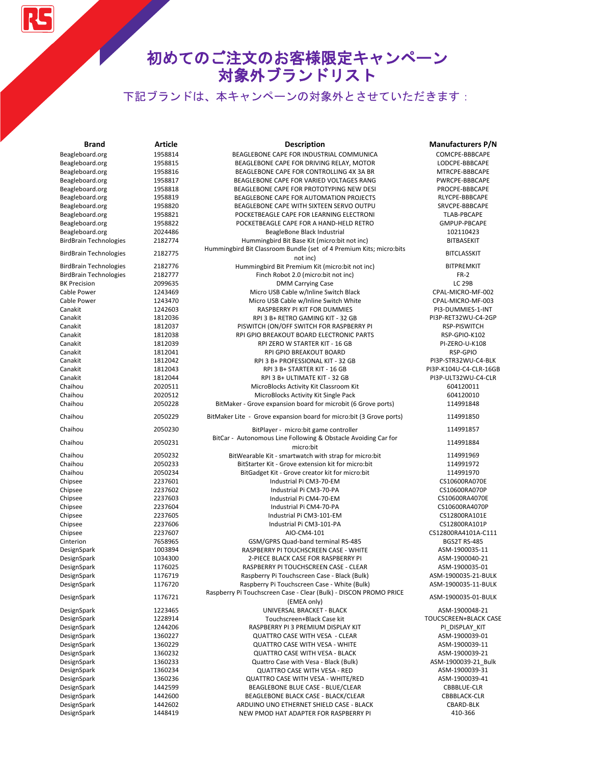# 初めてのご注文のお客様限定キャンペーン
# 対象外ブランドリスト

下記ブランドは、本キャンペーンの対象外とさせていただきます：

| Brand | Article | Description | Manufacturers P/N |
|---|---|---|---|
| Beagleboard.org | 1958814 | BEAGLEBONE CAPE FOR INDUSTRIAL COMMUNICA | COMCPE-BBBCAPE |
| Beagleboard.org | 1958815 | BEAGLEBONE CAPE FOR DRIVING RELAY, MOTOR | LODCPE-BBBCAPE |
| Beagleboard.org | 1958816 | BEAGLEBONE CAPE FOR CONTROLLING 4X 3A BR | MTRCPE-BBBCAPE |
| Beagleboard.org | 1958817 | BEAGLEBONE CAPE FOR VARIED VOLTAGES RANG | PWRCPE-BBBCAPE |
| Beagleboard.org | 1958818 | BEAGLEBONE CAPE FOR PROTOTYPING NEW DESI | PROCPE-BBBCAPE |
| Beagleboard.org | 1958819 | BEAGLEBONE CAPE FOR AUTOMATION PROJECTS | RLYCPE-BBBCAPE |
| Beagleboard.org | 1958820 | BEAGLEBONE CAPE WITH SIXTEEN SERVO OUTPU | SRVCPE-BBBCAPE |
| Beagleboard.org | 1958821 | POCKETBEAGLE CAPE FOR LEARNING ELECTRONI | TLAB-PBCAPE |
| Beagleboard.org | 1958822 | POCKETBEAGLE CAPE FOR A HAND-HELD RETRO | GMPUP-PBCAPE |
| Beagleboard.org | 2024486 | BeagleBone Black Industrial | 102110423 |
| BirdBrain Technologies | 2182774 | Hummingbird Bit Base Kit (micro:bit not inc) | BITBASEKIT |
| BirdBrain Technologies | 2182775 | Hummingbird Bit Classroom Bundle (set of 4 Premium Kits; micro:bits not inc) | BITCLASSKIT |
| BirdBrain Technologies | 2182776 | Hummingbird Bit Premium Kit (micro:bit not inc) | BITPREMKIT |
| BirdBrain Technologies | 2182777 | Finch Robot 2.0 (micro:bit not inc) | FR-2 |
| BK Precision | 2099635 | DMM Carrying Case | LC 29B |
| Cable Power | 1243469 | Micro USB Cable w/Inline Switch Black | CPAL-MICRO-MF-002 |
| Cable Power | 1243470 | Micro USB Cable w/Inline Switch White | CPAL-MICRO-MF-003 |
| Canakit | 1242603 | RASPBERRY PI KIT FOR DUMMIES | PI3-DUMMIES-1-INT |
| Canakit | 1812036 | RPI 3 B+ RETRO GAMING KIT - 32 GB | PI3P-RET32WU-C4-2GP |
| Canakit | 1812037 | PISWITCH (ON/OFF SWITCH FOR RASPBERRY PI | RSP-PISWITCH |
| Canakit | 1812038 | RPI GPIO BREAKOUT BOARD ELECTRONIC PARTS | RSP-GPIO-K102 |
| Canakit | 1812039 | RPI ZERO W STARTER KIT - 16 GB | PI-ZERO-U-K108 |
| Canakit | 1812041 | RPI GPIO BREAKOUT BOARD | RSP-GPIO |
| Canakit | 1812042 | RPI 3 B+ PROFESSIONAL KIT - 32 GB | PI3P-STR32WU-C4-BLK |
| Canakit | 1812043 | RPI 3 B+ STARTER KIT - 16 GB | PI3P-K104U-C4-CLR-16GB |
| Canakit | 1812044 | RPI 3 B+ ULTIMATE KIT - 32 GB | PI3P-ULT32WU-C4-CLR |
| Chaihou | 2020511 | MicroBlocks Activity Kit Classroom Kit | 604120011 |
| Chaihou | 2020512 | MicroBlocks Activity Kit Single Pack | 604120010 |
| Chaihou | 2050228 | BitMaker - Grove expansion board for microbit (6 Grove ports) | 114991848 |
| Chaihou | 2050229 | BitMaker Lite - Grove expansion board for micro:bit (3 Grove ports) | 114991850 |
| Chaihou | 2050230 | BitPlayer - micro:bit game controller | 114991857 |
| Chaihou | 2050231 | BitCar - Autonomous Line Following & Obstacle Avoiding Car for micro:bit | 114991884 |
| Chaihou | 2050232 | BitWearable Kit - smartwatch with strap for micro:bit | 114991969 |
| Chaihou | 2050233 | BitStarter Kit - Grove extension kit for micro:bit | 114991972 |
| Chaihou | 2050234 | BitGadget Kit - Grove creator kit for micro:bit | 114991970 |
| Chipsee | 2237601 | Industrial Pi CM3-70-EM | CS10600RA070E |
| Chipsee | 2237602 | Industrial Pi CM3-70-PA | CS10600RA070P |
| Chipsee | 2237603 | Industrial Pi CM4-70-EM | CS10600RA4070E |
| Chipsee | 2237604 | Industrial Pi CM4-70-PA | CS10600RA4070P |
| Chipsee | 2237605 | Industrial Pi CM3-101-EM | CS12800RA101E |
| Chipsee | 2237606 | Industrial Pi CM3-101-PA | CS12800RA101P |
| Chipsee | 2237607 | AIO-CM4-101 | CS12800RA4101A-C111 |
| Cinterion | 7658965 | GSM/GPRS Quad-band terminal RS-485 | BGS2T RS-485 |
| DesignSpark | 1003894 | RASPBERRY PI TOUCHSCREEN CASE - WHITE | ASM-1900035-11 |
| DesignSpark | 1034300 | 2-PIECE BLACK CASE FOR RASPBERRY PI | ASM-1900040-21 |
| DesignSpark | 1176025 | RASPBERRY PI TOUCHSCREEN CASE - CLEAR | ASM-1900035-01 |
| DesignSpark | 1176719 | Raspberry Pi Touchscreen Case - Black (Bulk) | ASM-1900035-21-BULK |
| DesignSpark | 1176720 | Raspberry Pi Touchscreen Case - White (Bulk) | ASM-1900035-11-BULK |
| DesignSpark | 1176721 | Raspberry Pi Touchscreen Case - Clear (Bulk) - DISCON PROMO PRICE (EMEA only) | ASM-1900035-01-BULK |
| DesignSpark | 1223465 | UNIVERSAL BRACKET - BLACK | ASM-1900048-21 |
| DesignSpark | 1228914 | Touchscreen+Black Case kit | TOUCSCREEN+BLACK CASE |
| DesignSpark | 1244206 | RASPBERRY PI 3 PREMIUM DISPLAY KIT | PI_DISPLAY_KIT |
| DesignSpark | 1360227 | QUATTRO CASE WITH VESA - CLEAR | ASM-1900039-01 |
| DesignSpark | 1360229 | QUATTRO CASE WITH VESA - WHITE | ASM-1900039-11 |
| DesignSpark | 1360232 | QUATTRO CASE WITH VESA - BLACK | ASM-1900039-21 |
| DesignSpark | 1360233 | Quattro Case with Vesa - Black (Bulk) | ASM-1900039-21_Bulk |
| DesignSpark | 1360234 | QUATTRO CASE WITH VESA - RED | ASM-1900039-31 |
| DesignSpark | 1360236 | QUATTRO CASE WITH VESA - WHITE/RED | ASM-1900039-41 |
| DesignSpark | 1442599 | BEAGLEBONE BLUE CASE - BLUE/CLEAR | CBBBLUE-CLR |
| DesignSpark | 1442600 | BEAGLEBONE BLACK CASE - BLACK/CLEAR | CBBBLACK-CLR |
| DesignSpark | 1442602 | ARDUINO UNO ETHERNET SHIELD CASE - BLACK | CBARD-BLK |
| DesignSpark | 1448419 | NEW PMOD HAT ADAPTER FOR RASPBERRY PI | 410-366 |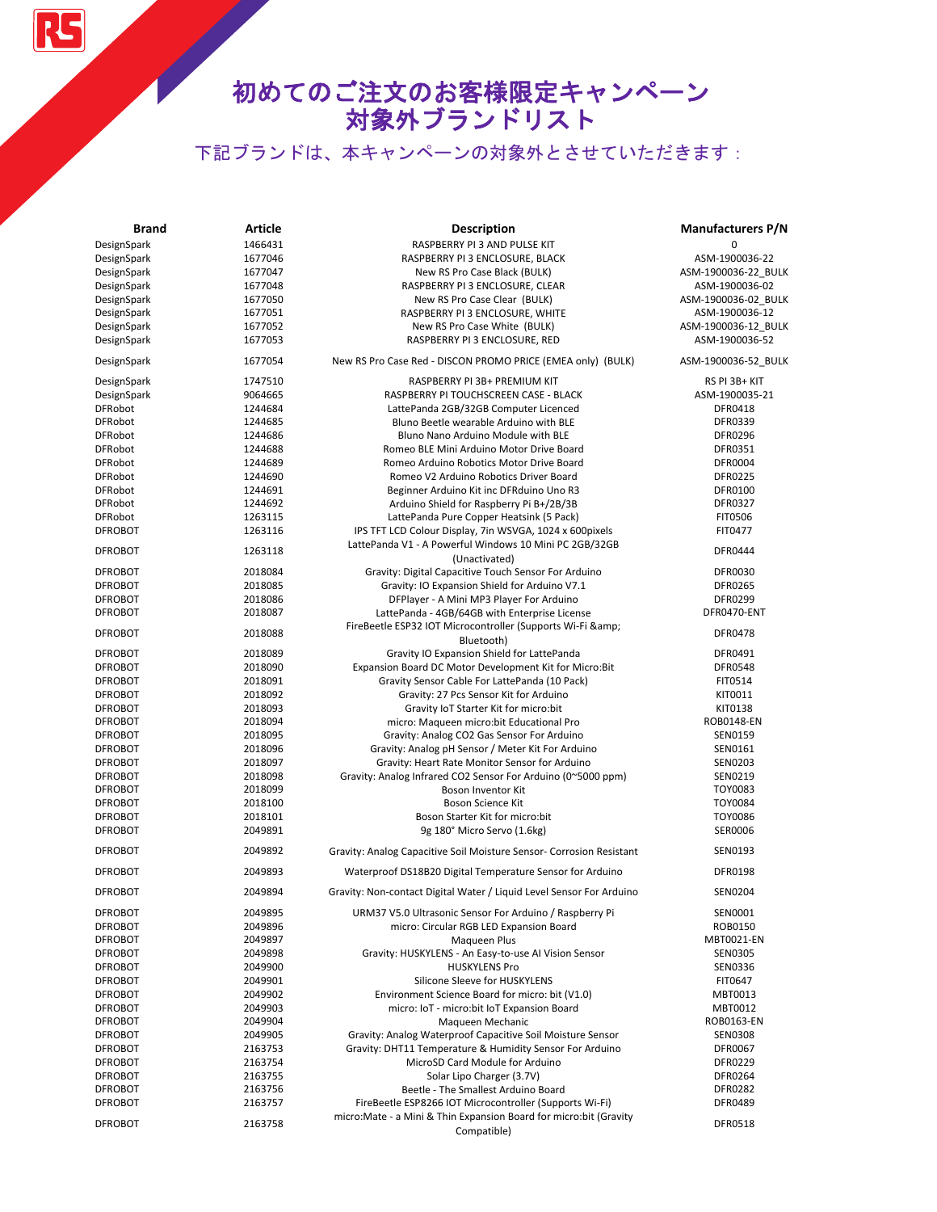# 初めてのご注文のお客様限定キャンペーン 対象外ブランドリスト

下記ブランドは、本キャンペーンの対象外とさせていただきます：

| Brand | Article | Description | Manufacturers P/N |
|---|---|---|---|
| DesignSpark | 1466431 | RASPBERRY PI 3 AND PULSE KIT | 0 |
| DesignSpark | 1677046 | RASPBERRY PI 3 ENCLOSURE, BLACK | ASM-1900036-22 |
| DesignSpark | 1677047 | New RS Pro Case Black (BULK) | ASM-1900036-22_BULK |
| DesignSpark | 1677048 | RASPBERRY PI 3 ENCLOSURE, CLEAR | ASM-1900036-02 |
| DesignSpark | 1677050 | New RS Pro Case Clear (BULK) | ASM-1900036-02_BULK |
| DesignSpark | 1677051 | RASPBERRY PI 3 ENCLOSURE, WHITE | ASM-1900036-12 |
| DesignSpark | 1677052 | New RS Pro Case White (BULK) | ASM-1900036-12_BULK |
| DesignSpark | 1677053 | RASPBERRY PI 3 ENCLOSURE, RED | ASM-1900036-52 |
| DesignSpark | 1677054 | New RS Pro Case Red - DISCON PROMO PRICE (EMEA only) (BULK) | ASM-1900036-52_BULK |
| DesignSpark | 1747510 | RASPBERRY PI 3B+ PREMIUM KIT | RS PI 3B+ KIT |
| DesignSpark | 9064665 | RASPBERRY PI TOUCHSCREEN CASE - BLACK | ASM-1900035-21 |
| DFRobot | 1244684 | LattePanda 2GB/32GB Computer Licenced | DFR0418 |
| DFRobot | 1244685 | Bluno Beetle wearable Arduino with BLE | DFR0339 |
| DFRobot | 1244686 | Bluno Nano Arduino Module with BLE | DFR0296 |
| DFRobot | 1244688 | Romeo BLE Mini Arduino Motor Drive Board | DFR0351 |
| DFRobot | 1244689 | Romeo Arduino Robotics Motor Drive Board | DFR0004 |
| DFRobot | 1244690 | Romeo V2 Arduino Robotics Driver Board | DFR0225 |
| DFRobot | 1244691 | Beginner Arduino Kit inc DFRduino Uno R3 | DFR0100 |
| DFRobot | 1244692 | Arduino Shield for Raspberry Pi B+/2B/3B | DFR0327 |
| DFRobot | 1263115 | LattePanda Pure Copper Heatsink (5 Pack) | FIT0506 |
| DFROBOT | 1263116 | IPS TFT LCD Colour Display, 7in WSVGA, 1024 x 600pixels | FIT0477 |
| DFROBOT | 1263118 | LattePanda V1 - A Powerful Windows 10 Mini PC 2GB/32GB (Unactivated) | DFR0444 |
| DFROBOT | 2018084 | Gravity: Digital Capacitive Touch Sensor For Arduino | DFR0030 |
| DFROBOT | 2018085 | Gravity: IO Expansion Shield for Arduino V7.1 | DFR0265 |
| DFROBOT | 2018086 | DFPlayer - A Mini MP3 Player For Arduino | DFR0299 |
| DFROBOT | 2018087 | LattePanda - 4GB/64GB with Enterprise License | DFR0470-ENT |
| DFROBOT | 2018088 | FireBeetle ESP32 IOT Microcontroller (Supports Wi-Fi &amp; Bluetooth) | DFR0478 |
| DFROBOT | 2018089 | Gravity IO Expansion Shield for LattePanda | DFR0491 |
| DFROBOT | 2018090 | Expansion Board DC Motor Development Kit for Micro:Bit | DFR0548 |
| DFROBOT | 2018091 | Gravity Sensor Cable For LattePanda (10 Pack) | FIT0514 |
| DFROBOT | 2018092 | Gravity: 27 Pcs Sensor Kit for Arduino | KIT0011 |
| DFROBOT | 2018093 | Gravity IoT Starter Kit for micro:bit | KIT0138 |
| DFROBOT | 2018094 | micro: Maqueen micro:bit Educational Pro | ROB0148-EN |
| DFROBOT | 2018095 | Gravity: Analog CO2 Gas Sensor For Arduino | SEN0159 |
| DFROBOT | 2018096 | Gravity: Analog pH Sensor / Meter Kit For Arduino | SEN0161 |
| DFROBOT | 2018097 | Gravity: Heart Rate Monitor Sensor for Arduino | SEN0203 |
| DFROBOT | 2018098 | Gravity: Analog Infrared CO2 Sensor For Arduino (0~5000 ppm) | SEN0219 |
| DFROBOT | 2018099 | Boson Inventor Kit | TOY0083 |
| DFROBOT | 2018100 | Boson Science Kit | TOY0084 |
| DFROBOT | 2018101 | Boson Starter Kit for micro:bit | TOY0086 |
| DFROBOT | 2049891 | 9g 180° Micro Servo (1.6kg) | SER0006 |
| DFROBOT | 2049892 | Gravity: Analog Capacitive Soil Moisture Sensor- Corrosion Resistant | SEN0193 |
| DFROBOT | 2049893 | Waterproof DS18B20 Digital Temperature Sensor for Arduino | DFR0198 |
| DFROBOT | 2049894 | Gravity: Non-contact Digital Water / Liquid Level Sensor For Arduino | SEN0204 |
| DFROBOT | 2049895 | URM37 V5.0 Ultrasonic Sensor For Arduino / Raspberry Pi | SEN0001 |
| DFROBOT | 2049896 | micro: Circular RGB LED Expansion Board | ROB0150 |
| DFROBOT | 2049897 | Maqueen Plus | MBT0021-EN |
| DFROBOT | 2049898 | Gravity: HUSKYLENS - An Easy-to-use AI Vision Sensor | SEN0305 |
| DFROBOT | 2049900 | HUSKYLENS Pro | SEN0336 |
| DFROBOT | 2049901 | Silicone Sleeve for HUSKYLENS | FIT0647 |
| DFROBOT | 2049902 | Environment Science Board for micro: bit (V1.0) | MBT0013 |
| DFROBOT | 2049903 | micro: IoT - micro:bit IoT Expansion Board | MBT0012 |
| DFROBOT | 2049904 | Maqueen Mechanic | ROB0163-EN |
| DFROBOT | 2049905 | Gravity: Analog Waterproof Capacitive Soil Moisture Sensor | SEN0308 |
| DFROBOT | 2163753 | Gravity: DHT11 Temperature & Humidity Sensor For Arduino | DFR0067 |
| DFROBOT | 2163754 | MicroSD Card Module for Arduino | DFR0229 |
| DFROBOT | 2163755 | Solar Lipo Charger (3.7V) | DFR0264 |
| DFROBOT | 2163756 | Beetle - The Smallest Arduino Board | DFR0282 |
| DFROBOT | 2163757 | FireBeetle ESP8266 IOT Microcontroller (Supports Wi-Fi) | DFR0489 |
| DFROBOT | 2163758 | micro:Mate - a Mini & Thin Expansion Board for micro:bit (Gravity Compatible) | DFR0518 |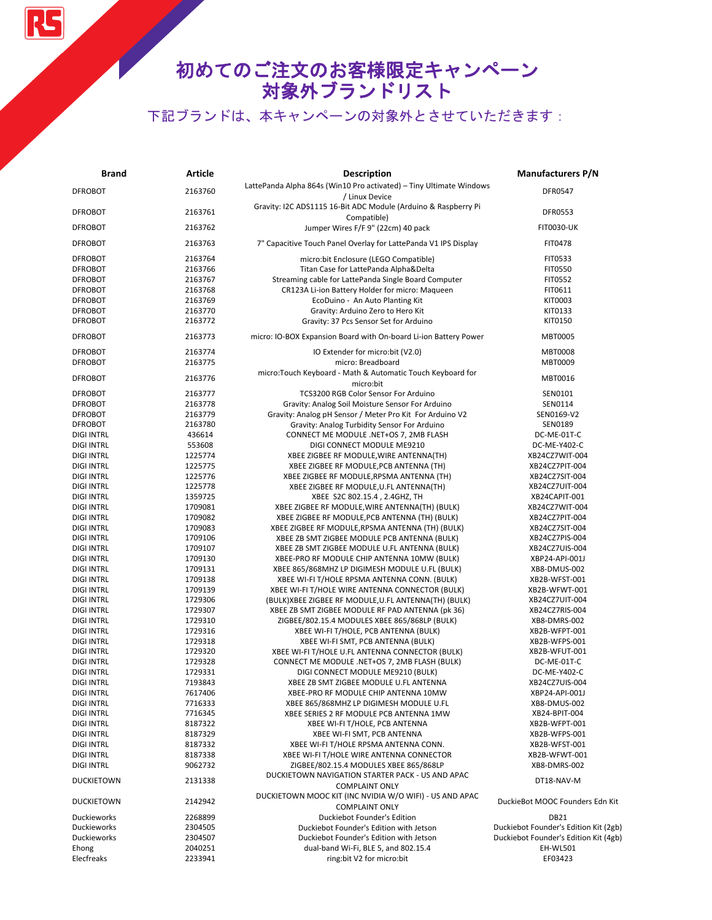# 初めてのご注文のお客様限定キャンペーン 対象外ブランドリスト

下記ブランドは、本キャンペーンの対象外とさせていただきます：

| Brand | Article | Description | Manufacturers P/N |
|---|---|---|---|
| DFROBOT | 2163760 | LattePanda Alpha 864s (Win10 Pro activated) – Tiny Ultimate Windows / Linux Device | DFR0547 |
| DFROBOT | 2163761 | Gravity: I2C ADS1115 16-Bit ADC Module (Arduino & Raspberry Pi Compatible) | DFR0553 |
| DFROBOT | 2163762 | Jumper Wires F/F 9" (22cm) 40 pack | FIT0030-UK |
| DFROBOT | 2163763 | 7" Capacitive Touch Panel Overlay for LattePanda V1 IPS Display | FIT0478 |
| DFROBOT | 2163764 | micro:bit Enclosure (LEGO Compatible) | FIT0533 |
| DFROBOT | 2163766 | Titan Case for LattePanda Alpha&Delta | FIT0550 |
| DFROBOT | 2163767 | Streaming cable for LattePanda Single Board Computer | FIT0552 |
| DFROBOT | 2163768 | CR123A Li-ion Battery Holder for micro: Maqueen | FIT0611 |
| DFROBOT | 2163769 | EcoDuino - An Auto Planting Kit | KIT0003 |
| DFROBOT | 2163770 | Gravity: Arduino Zero to Hero Kit | KIT0133 |
| DFROBOT | 2163772 | Gravity: 37 Pcs Sensor Set for Arduino | KIT0150 |
| DFROBOT | 2163773 | micro: IO-BOX Expansion Board with On-board Li-ion Battery Power | MBT0005 |
| DFROBOT | 2163774 | IO Extender for micro:bit (V2.0) | MBT0008 |
| DFROBOT | 2163775 | micro: Breadboard | MBT0009 |
| DFROBOT | 2163776 | micro:Touch Keyboard - Math & Automatic Touch Keyboard for micro:bit | MBT0016 |
| DFROBOT | 2163777 | TCS3200 RGB Color Sensor For Arduino | SEN0101 |
| DFROBOT | 2163778 | Gravity: Analog Soil Moisture Sensor For Arduino | SEN0114 |
| DFROBOT | 2163779 | Gravity: Analog pH Sensor / Meter Pro Kit For Arduino V2 | SEN0169-V2 |
| DFROBOT | 2163780 | Gravity: Analog Turbidity Sensor For Arduino | SEN0189 |
| DIGI INTRL | 436614 | CONNECT ME MODULE .NET+OS 7, 2MB FLASH | DC-ME-01T-C |
| DIGI INTRL | 553608 | DIGI CONNECT MODULE ME9210 | DC-ME-Y402-C |
| DIGI INTRL | 1225774 | XBEE ZIGBEE RF MODULE,WIRE ANTENNA(TH) | XB24CZ7WIT-004 |
| DIGI INTRL | 1225775 | XBEE ZIGBEE RF MODULE,PCB ANTENNA (TH) | XB24CZ7PIT-004 |
| DIGI INTRL | 1225776 | XBEE ZIGBEE RF MODULE,RPSMA ANTENNA (TH) | XB24CZ7SIT-004 |
| DIGI INTRL | 1225778 | XBEE ZIGBEE RF MODULE,U.FL ANTENNA(TH) | XB24CZ7UIT-004 |
| DIGI INTRL | 1359725 | XBEE S2C 802.15.4 , 2.4GHZ, TH | XB24CAPIT-001 |
| DIGI INTRL | 1709081 | XBEE ZIGBEE RF MODULE,WIRE ANTENNA(TH) (BULK) | XB24CZ7WIT-004 |
| DIGI INTRL | 1709082 | XBEE ZIGBEE RF MODULE,PCB ANTENNA (TH) (BULK) | XB24CZ7PIT-004 |
| DIGI INTRL | 1709083 | XBEE ZIGBEE RF MODULE,RPSMA ANTENNA (TH) (BULK) | XB24CZ7SIT-004 |
| DIGI INTRL | 1709106 | XBEE ZB SMT ZIGBEE MODULE PCB ANTENNA (BULK) | XB24CZ7PIS-004 |
| DIGI INTRL | 1709107 | XBEE ZB SMT ZIGBEE MODULE U.FL ANTENNA (BULK) | XB24CZ7UIS-004 |
| DIGI INTRL | 1709130 | XBEE-PRO RF MODULE CHIP ANTENNA 10MW (BULK) | XBP24-API-001J |
| DIGI INTRL | 1709131 | XBEE 865/868MHZ LP DIGIMESH MODULE U.FL (BULK) | XB8-DMUS-002 |
| DIGI INTRL | 1709138 | XBEE WI-FI T/HOLE RPSMA ANTENNA CONN. (BULK) | XB2B-WFST-001 |
| DIGI INTRL | 1709139 | XBEE WI-FI T/HOLE WIRE ANTENNA CONNECTOR (BULK) | XB2B-WFWT-001 |
| DIGI INTRL | 1729306 | (BULK)XBEE ZIGBEE RF MODULE,U.FL ANTENNA(TH) (BULK) | XB24CZ7UIT-004 |
| DIGI INTRL | 1729307 | XBEE ZB SMT ZIGBEE MODULE RF PAD ANTENNA (pk 36) | XB24CZ7RIS-004 |
| DIGI INTRL | 1729310 | ZIGBEE/802.15.4 MODULES XBEE 865/868LP (BULK) | XB8-DMRS-002 |
| DIGI INTRL | 1729316 | XBEE WI-FI T/HOLE, PCB ANTENNA (BULK) | XB2B-WFPT-001 |
| DIGI INTRL | 1729318 | XBEE WI-FI SMT, PCB ANTENNA (BULK) | XB2B-WFPS-001 |
| DIGI INTRL | 1729320 | XBEE WI-FI T/HOLE U.FL ANTENNA CONNECTOR (BULK) | XB2B-WFUT-001 |
| DIGI INTRL | 1729328 | CONNECT ME MODULE .NET+OS 7, 2MB FLASH (BULK) | DC-ME-01T-C |
| DIGI INTRL | 1729331 | DIGI CONNECT MODULE ME9210 (BULK) | DC-ME-Y402-C |
| DIGI INTRL | 7193843 | XBEE ZB SMT ZIGBEE MODULE U.FL ANTENNA | XB24CZ7UIS-004 |
| DIGI INTRL | 7617406 | XBEE-PRO RF MODULE CHIP ANTENNA 10MW | XBP24-API-001J |
| DIGI INTRL | 7716333 | XBEE 865/868MHZ LP DIGIMESH MODULE U.FL | XB8-DMUS-002 |
| DIGI INTRL | 7716345 | XBEE SERIES 2 RF MODULE PCB ANTENNA 1MW | XB24-BPIT-004 |
| DIGI INTRL | 8187322 | XBEE WI-FI T/HOLE, PCB ANTENNA | XB2B-WFPT-001 |
| DIGI INTRL | 8187329 | XBEE WI-FI SMT, PCB ANTENNA | XB2B-WFPS-001 |
| DIGI INTRL | 8187332 | XBEE WI-FI T/HOLE RPSMA ANTENNA CONN. | XB2B-WFST-001 |
| DIGI INTRL | 8187338 | XBEE WI-FI T/HOLE WIRE ANTENNA CONNECTOR | XB2B-WFWT-001 |
| DIGI INTRL | 9062732 | ZIGBEE/802.15.4 MODULES XBEE 865/868LP | XB8-DMRS-002 |
| DUCKIETOWN | 2131338 | DUCKIETOWN NAVIGATION STARTER PACK - US AND APAC COMPLAINT ONLY | DT18-NAV-M |
| DUCKIETOWN | 2142942 | DUCKIETOWN MOOC KIT (INC NVIDIA W/O WIFI) - US AND APAC COMPLAINT ONLY | DuckieBot MOOC Founders Edn Kit |
| Duckieworks | 2268899 | Duckiebot Founder's Edition | DB21 |
| Duckieworks | 2304505 | Duckiebot Founder's Edition with Jetson | Duckiebot Founder's Edition Kit (2gb) |
| Duckieworks | 2304507 | Duckiebot Founder's Edition with Jetson | Duckiebot Founder's Edition Kit (4gb) |
| Ehong | 2040251 | dual-band Wi-Fi, BLE 5, and 802.15.4 | EH-WL501 |
| Elecfreaks | 2233941 | ring:bit V2 for micro:bit | EF03423 |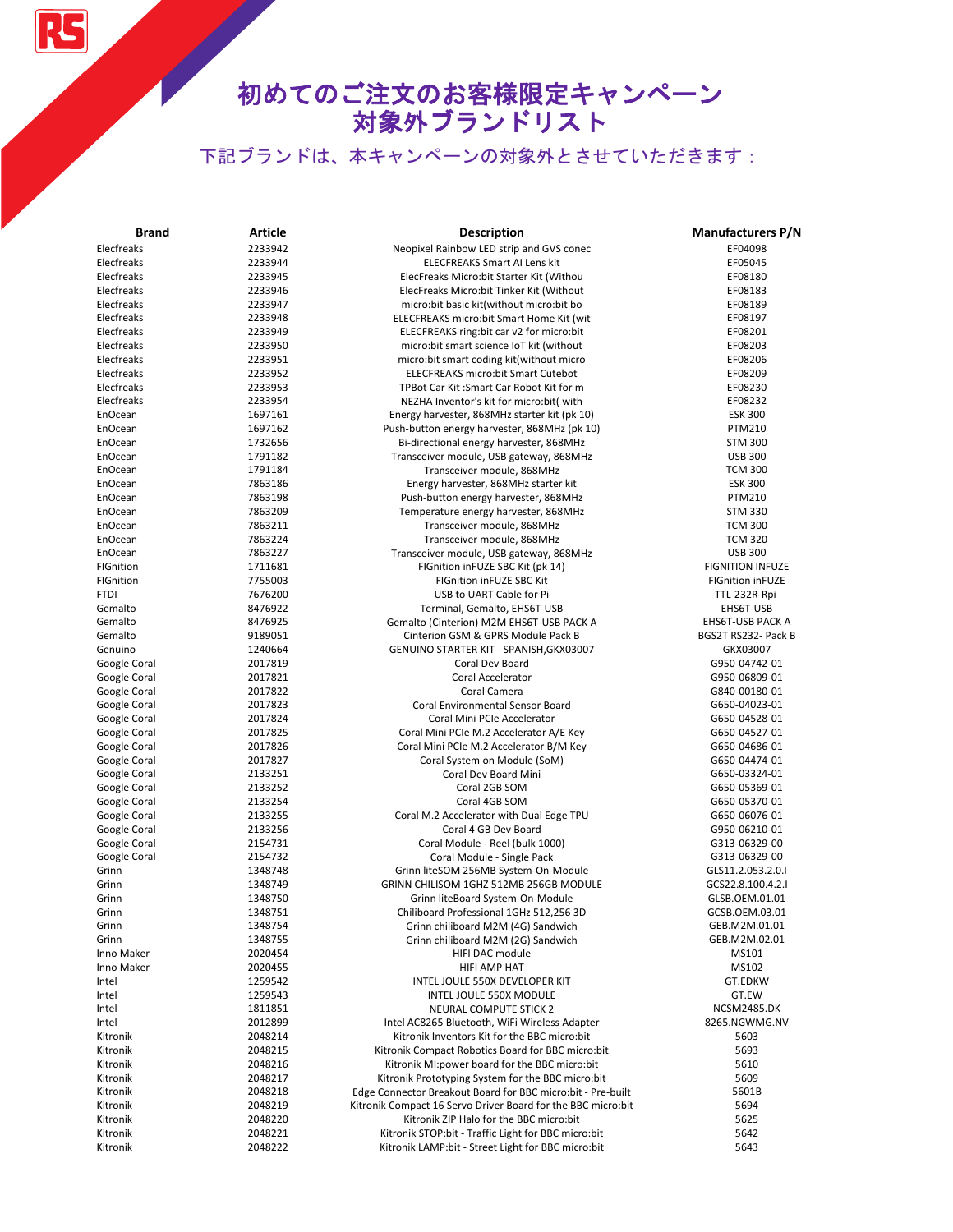# 初めてのご注文のお客様限定キャンペーン
# 対象外ブランドリスト

下記ブランドは、本キャンペーンの対象外とさせていただきます：

| Brand | Article | Description | Manufacturers P/N |
|---|---|---|---|
| Elecfreaks | 2233942 | Neopixel Rainbow LED strip and GVS conec | EF04098 |
| Elecfreaks | 2233944 | ELECFREAKS Smart AI Lens kit | EF05045 |
| Elecfreaks | 2233945 | ElecFreaks Micro:bit Starter Kit (Withou | EF08180 |
| Elecfreaks | 2233946 | ElecFreaks Micro:bit Tinker Kit (Without | EF08183 |
| Elecfreaks | 2233947 | micro:bit basic kit(without micro:bit bo | EF08189 |
| Elecfreaks | 2233948 | ELECFREAKS micro:bit Smart Home Kit (wit | EF08197 |
| Elecfreaks | 2233949 | ELECFREAKS ring:bit car v2 for micro:bit | EF08201 |
| Elecfreaks | 2233950 | micro:bit smart science IoT kit (without | EF08203 |
| Elecfreaks | 2233951 | micro:bit smart coding kit(without micro | EF08206 |
| Elecfreaks | 2233952 | ELECFREAKS micro:bit Smart Cutebot | EF08209 |
| Elecfreaks | 2233953 | TPBot Car Kit :Smart Car Robot Kit for m | EF08230 |
| Elecfreaks | 2233954 | NEZHA Inventor's kit for micro:bit( with | EF08232 |
| EnOcean | 1697161 | Energy harvester, 868MHz starter kit (pk 10) | ESK 300 |
| EnOcean | 1697162 | Push-button energy harvester, 868MHz (pk 10) | PTM210 |
| EnOcean | 1732656 | Bi-directional energy harvester, 868MHz | STM 300 |
| EnOcean | 1791182 | Transceiver module, USB gateway, 868MHz | USB 300 |
| EnOcean | 1791184 | Transceiver module, 868MHz | TCM 300 |
| EnOcean | 7863186 | Energy harvester, 868MHz starter kit | ESK 300 |
| EnOcean | 7863198 | Push-button energy harvester, 868MHz | PTM210 |
| EnOcean | 7863209 | Temperature energy harvester, 868MHz | STM 330 |
| EnOcean | 7863211 | Transceiver module, 868MHz | TCM 300 |
| EnOcean | 7863224 | Transceiver module, 868MHz | TCM 320 |
| EnOcean | 7863227 | Transceiver module, USB gateway, 868MHz | USB 300 |
| FIGnition | 1711681 | FIGnition inFUZE SBC Kit (pk 14) | FIGNITION INFUZE |
| FIGnition | 7755003 | FIGnition inFUZE SBC Kit | FIGnition inFUZE |
| FTDI | 7676200 | USB to UART Cable for Pi | TTL-232R-Rpi |
| Gemalto | 8476922 | Terminal, Gemalto, EHS6T-USB | EHS6T-USB |
| Gemalto | 8476925 | Gemalto (Cinterion) M2M EHS6T-USB PACK A | EHS6T-USB PACK A |
| Gemalto | 9189051 | Cinterion GSM & GPRS Module Pack B | BGS2T RS232- Pack B |
| Genuino | 1240664 | GENUINO STARTER KIT - SPANISH,GKX03007 | GKX03007 |
| Google Coral | 2017819 | Coral Dev Board | G950-04742-01 |
| Google Coral | 2017821 | Coral Accelerator | G950-06809-01 |
| Google Coral | 2017822 | Coral Camera | G840-00180-01 |
| Google Coral | 2017823 | Coral Environmental Sensor Board | G650-04023-01 |
| Google Coral | 2017824 | Coral Mini PCIe Accelerator | G650-04528-01 |
| Google Coral | 2017825 | Coral Mini PCIe M.2 Accelerator A/E Key | G650-04527-01 |
| Google Coral | 2017826 | Coral Mini PCIe M.2 Accelerator B/M Key | G650-04686-01 |
| Google Coral | 2017827 | Coral System on Module (SoM) | G650-04474-01 |
| Google Coral | 2133251 | Coral Dev Board Mini | G650-03324-01 |
| Google Coral | 2133252 | Coral 2GB SOM | G650-05369-01 |
| Google Coral | 2133254 | Coral 4GB SOM | G650-05370-01 |
| Google Coral | 2133255 | Coral M.2 Accelerator with Dual Edge TPU | G650-06076-01 |
| Google Coral | 2133256 | Coral 4 GB Dev Board | G950-06210-01 |
| Google Coral | 2154731 | Coral Module - Reel (bulk 1000) | G313-06329-00 |
| Google Coral | 2154732 | Coral Module - Single Pack | G313-06329-00 |
| Grinn | 1348748 | Grinn liteSOM 256MB System-On-Module | GLS11.2.053.2.0.I |
| Grinn | 1348749 | GRINN CHILISOM 1GHZ 512MB 256GB MODULE | GCS22.8.100.4.2.I |
| Grinn | 1348750 | Grinn liteBoard System-On-Module | GLSB.OEM.01.01 |
| Grinn | 1348751 | Chiliboard Professional 1GHz 512,256 3D | GCSB.OEM.03.01 |
| Grinn | 1348754 | Grinn chiliboard M2M (4G) Sandwich | GEB.M2M.01.01 |
| Grinn | 1348755 | Grinn chiliboard M2M (2G) Sandwich | GEB.M2M.02.01 |
| Inno Maker | 2020454 | HIFI DAC module | MS101 |
| Inno Maker | 2020455 | HIFI AMP HAT | MS102 |
| Intel | 1259542 | INTEL JOULE 550X DEVELOPER KIT | GT.EDKW |
| Intel | 1259543 | INTEL JOULE 550X MODULE | GT.EW |
| Intel | 1811851 | NEURAL COMPUTE STICK 2 | NCSM2485.DK |
| Intel | 2012899 | Intel AC8265 Bluetooth, WiFi Wireless Adapter | 8265.NGWMG.NV |
| Kitronik | 2048214 | Kitronik Inventors Kit for the BBC micro:bit | 5603 |
| Kitronik | 2048215 | Kitronik Compact Robotics Board for BBC micro:bit | 5693 |
| Kitronik | 2048216 | Kitronik MI:power board for the BBC micro:bit | 5610 |
| Kitronik | 2048217 | Kitronik Prototyping System for the BBC micro:bit | 5609 |
| Kitronik | 2048218 | Edge Connector Breakout Board for BBC micro:bit - Pre-built | 5601B |
| Kitronik | 2048219 | Kitronik Compact 16 Servo Driver Board for the BBC micro:bit | 5694 |
| Kitronik | 2048220 | Kitronik ZIP Halo for the BBC micro:bit | 5625 |
| Kitronik | 2048221 | Kitronik STOP:bit - Traffic Light for BBC micro:bit | 5642 |
| Kitronik | 2048222 | Kitronik LAMP:bit - Street Light for BBC micro:bit | 5643 |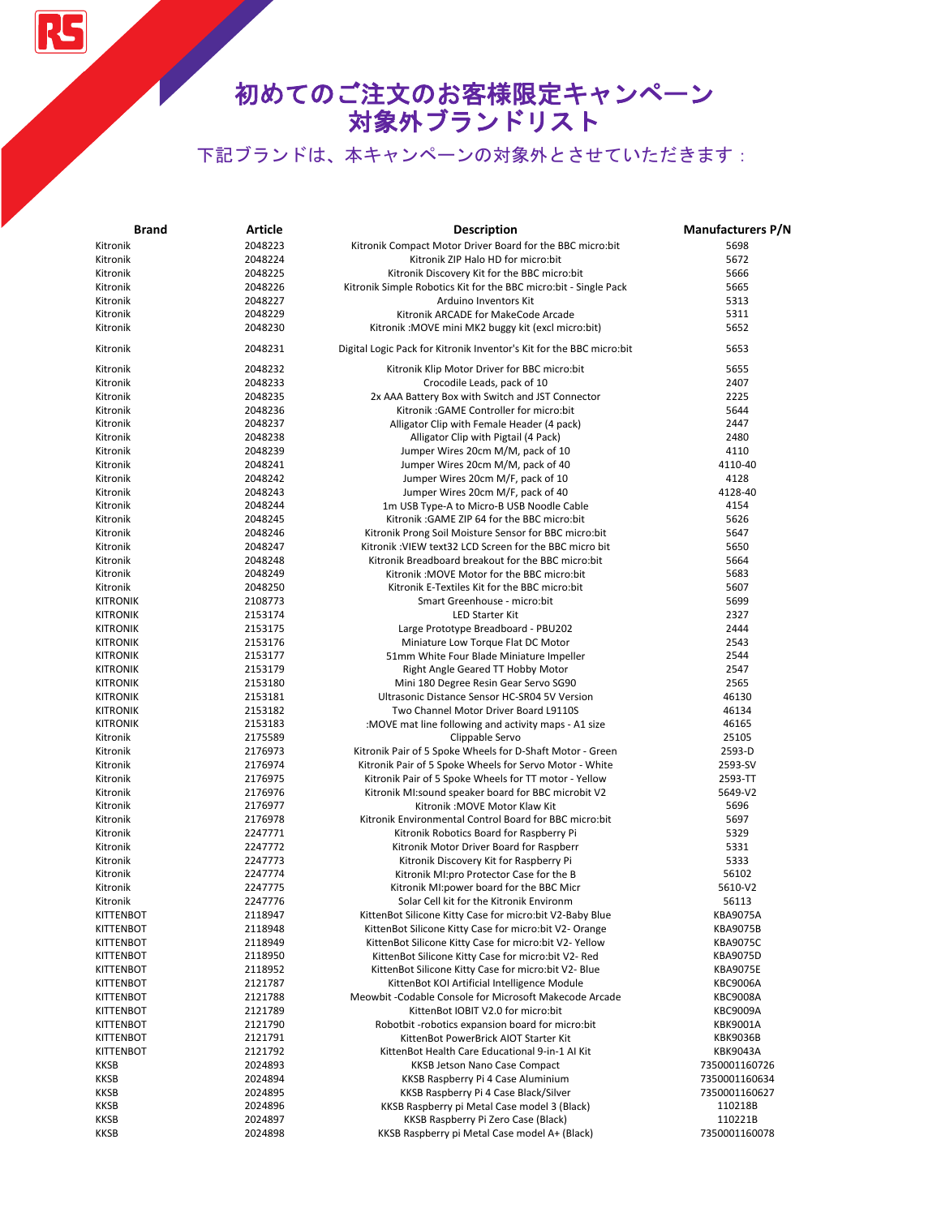# 初めてのご注文のお客様限定キャンペーン 対象外ブランドリスト

下記ブランドは、本キャンペーンの対象外とさせていただきます：

| Brand | Article | Description | Manufacturers P/N |
|---|---|---|---|
| Kitronik | 2048223 | Kitronik Compact Motor Driver Board for the BBC micro:bit | 5698 |
| Kitronik | 2048224 | Kitronik ZIP Halo HD for micro:bit | 5672 |
| Kitronik | 2048225 | Kitronik Discovery Kit for the BBC micro:bit | 5666 |
| Kitronik | 2048226 | Kitronik Simple Robotics Kit for the BBC micro:bit - Single Pack | 5665 |
| Kitronik | 2048227 | Arduino Inventors Kit | 5313 |
| Kitronik | 2048229 | Kitronik ARCADE for MakeCode Arcade | 5311 |
| Kitronik | 2048230 | Kitronik :MOVE mini MK2 buggy kit (excl micro:bit) | 5652 |
| Kitronik | 2048231 | Digital Logic Pack for Kitronik Inventor's Kit for the BBC micro:bit | 5653 |
| Kitronik | 2048232 | Kitronik Klip Motor Driver for BBC micro:bit | 5655 |
| Kitronik | 2048233 | Crocodile Leads, pack of 10 | 2407 |
| Kitronik | 2048235 | 2x AAA Battery Box with Switch and JST Connector | 2225 |
| Kitronik | 2048236 | Kitronik :GAME Controller for micro:bit | 5644 |
| Kitronik | 2048237 | Alligator Clip with Female Header (4 pack) | 2447 |
| Kitronik | 2048238 | Alligator Clip with Pigtail (4 Pack) | 2480 |
| Kitronik | 2048239 | Jumper Wires 20cm M/M, pack of 10 | 4110 |
| Kitronik | 2048241 | Jumper Wires 20cm M/M, pack of 40 | 4110-40 |
| Kitronik | 2048242 | Jumper Wires 20cm M/F, pack of 10 | 4128 |
| Kitronik | 2048243 | Jumper Wires 20cm M/F, pack of 40 | 4128-40 |
| Kitronik | 2048244 | 1m USB Type-A to Micro-B USB Noodle Cable | 4154 |
| Kitronik | 2048245 | Kitronik :GAME ZIP 64 for the BBC micro:bit | 5626 |
| Kitronik | 2048246 | Kitronik Prong Soil Moisture Sensor for BBC micro:bit | 5647 |
| Kitronik | 2048247 | Kitronik :VIEW text32 LCD Screen for the BBC micro bit | 5650 |
| Kitronik | 2048248 | Kitronik Breadboard breakout for the BBC micro:bit | 5664 |
| Kitronik | 2048249 | Kitronik :MOVE Motor for the BBC micro:bit | 5683 |
| Kitronik | 2048250 | Kitronik E-Textiles Kit for the BBC micro:bit | 5607 |
| KITRONIK | 2108773 | Smart Greenhouse - micro:bit | 5699 |
| KITRONIK | 2153174 | LED Starter Kit | 2327 |
| KITRONIK | 2153175 | Large Prototype Breadboard - PBU202 | 2444 |
| KITRONIK | 2153176 | Miniature Low Torque Flat DC Motor | 2543 |
| KITRONIK | 2153177 | 51mm White Four Blade Miniature Impeller | 2544 |
| KITRONIK | 2153179 | Right Angle Geared TT Hobby Motor | 2547 |
| KITRONIK | 2153180 | Mini 180 Degree Resin Gear Servo SG90 | 2565 |
| KITRONIK | 2153181 | Ultrasonic Distance Sensor HC-SR04 5V Version | 46130 |
| KITRONIK | 2153182 | Two Channel Motor Driver Board L9110S | 46134 |
| KITRONIK | 2153183 | :MOVE mat line following and activity maps - A1 size | 46165 |
| Kitronik | 2175589 | Clippable Servo | 25105 |
| Kitronik | 2176973 | Kitronik Pair of 5 Spoke Wheels for D-Shaft Motor - Green | 2593-D |
| Kitronik | 2176974 | Kitronik Pair of 5 Spoke Wheels for Servo Motor - White | 2593-SV |
| Kitronik | 2176975 | Kitronik Pair of 5 Spoke Wheels for TT motor - Yellow | 2593-TT |
| Kitronik | 2176976 | Kitronik MI:sound speaker board for BBC microbit V2 | 5649-V2 |
| Kitronik | 2176977 | Kitronik :MOVE Motor Klaw Kit | 5696 |
| Kitronik | 2176978 | Kitronik Environmental Control Board for BBC micro:bit | 5697 |
| Kitronik | 2247771 | Kitronik Robotics Board for Raspberry Pi | 5329 |
| Kitronik | 2247772 | Kitronik Motor Driver Board for Raspberr | 5331 |
| Kitronik | 2247773 | Kitronik Discovery Kit for Raspberry Pi | 5333 |
| Kitronik | 2247774 | Kitronik MI:pro Protector Case for the B | 56102 |
| Kitronik | 2247775 | Kitronik MI:power board for the BBC Micr | 5610-V2 |
| Kitronik | 2247776 | Solar Cell kit for the Kitronik Environm | 56113 |
| KITTENBOT | 2118947 | KittenBot Silicone Kitty Case for micro:bit V2-Baby Blue | KBA9075A |
| KITTENBOT | 2118948 | KittenBot Silicone Kitty Case for micro:bit V2- Orange | KBA9075B |
| KITTENBOT | 2118949 | KittenBot Silicone Kitty Case for micro:bit V2- Yellow | KBA9075C |
| KITTENBOT | 2118950 | KittenBot Silicone Kitty Case for micro:bit V2- Red | KBA9075D |
| KITTENBOT | 2118952 | KittenBot Silicone Kitty Case for micro:bit V2- Blue | KBA9075E |
| KITTENBOT | 2121787 | KittenBot KOI Artificial Intelligence Module | KBC9006A |
| KITTENBOT | 2121788 | Meowbit -Codable Console for Microsoft Makecode Arcade | KBC9008A |
| KITTENBOT | 2121789 | KittenBot IOBIT V2.0 for micro:bit | KBC9009A |
| KITTENBOT | 2121790 | Robotbit -robotics expansion board for micro:bit | KBK9001A |
| KITTENBOT | 2121791 | KittenBot PowerBrick AIOT Starter Kit | KBK9036B |
| KITTENBOT | 2121792 | KittenBot Health Care Educational 9-in-1 AI Kit | KBK9043A |
| KKSB | 2024893 | KKSB Jetson Nano Case Compact | 7350001160726 |
| KKSB | 2024894 | KKSB Raspberry Pi 4 Case Aluminium | 7350001160634 |
| KKSB | 2024895 | KKSB Raspberry Pi 4 Case Black/Silver | 7350001160627 |
| KKSB | 2024896 | KKSB Raspberry pi Metal Case model 3 (Black) | 110218B |
| KKSB | 2024897 | KKSB Raspberry Pi Zero Case (Black) | 110221B |
| KKSB | 2024898 | KKSB Raspberry pi Metal Case model A+ (Black) | 7350001160078 |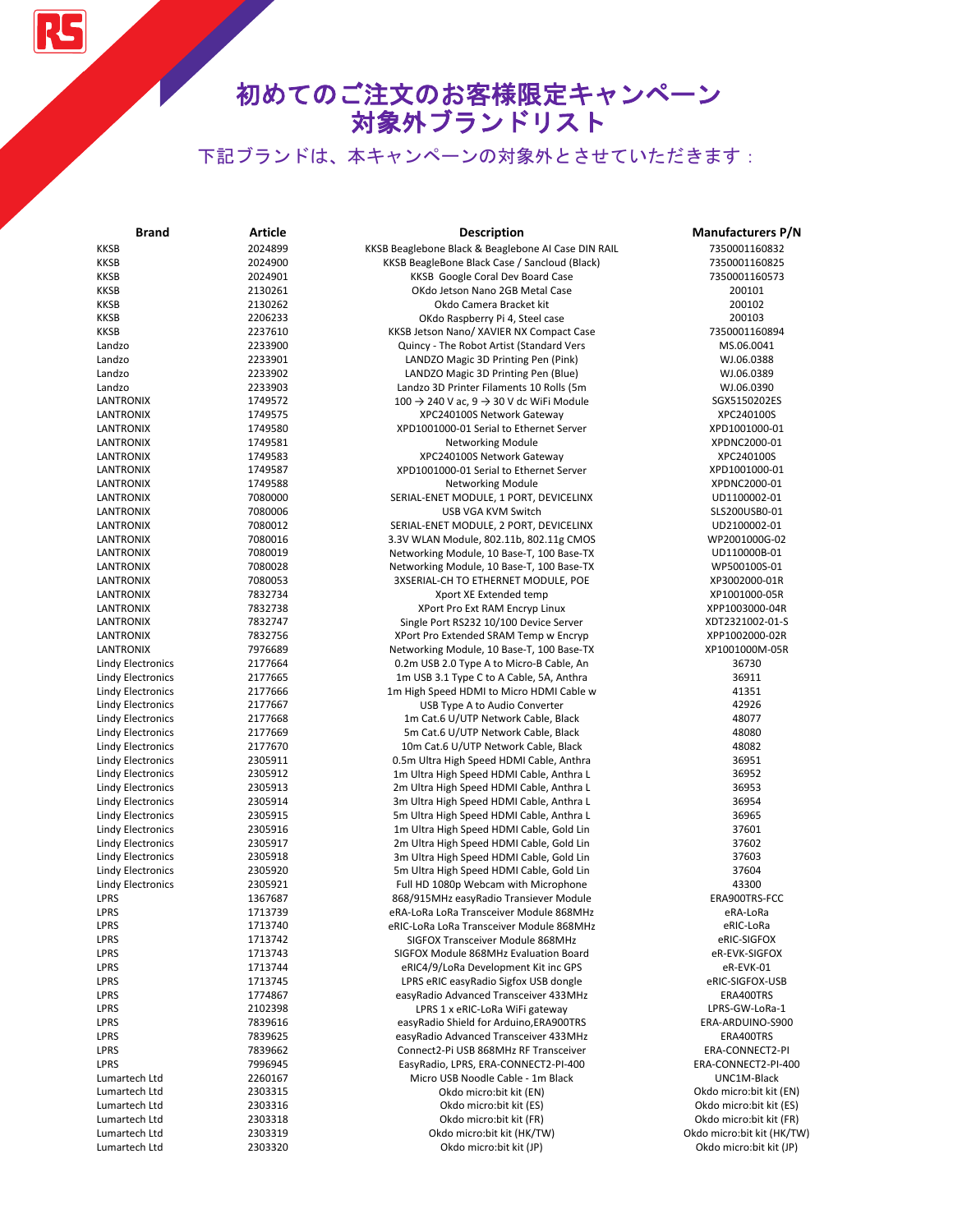# 初めてのご注文のお客様限定キャンペーン
# 対象外ブランドリスト

下記ブランドは、本キャンペーンの対象外とさせていただきます：

| Brand | Article | Description | Manufacturers P/N |
|---|---|---|---|
| KKSB | 2024899 | KKSB Beaglebone Black & Beaglebone AI Case DIN RAIL | 7350001160832 |
| KKSB | 2024900 | KKSB BeagleBone Black Case / Sancloud (Black) | 7350001160825 |
| KKSB | 2024901 | KKSB Google Coral Dev Board Case | 7350001160573 |
| KKSB | 2130261 | OKdo Jetson Nano 2GB Metal Case | 200101 |
| KKSB | 2130262 | Okdo Camera Bracket kit | 200102 |
| KKSB | 2206233 | OKdo Raspberry Pi 4, Steel case | 200103 |
| KKSB | 2237610 | KKSB Jetson Nano/ XAVIER NX Compact Case | 7350001160894 |
| Landzo | 2233900 | Quincy - The Robot Artist (Standard Vers | MS.06.0041 |
| Landzo | 2233901 | LANDZO Magic 3D Printing Pen (Pink) | WJ.06.0388 |
| Landzo | 2233902 | LANDZO Magic 3D Printing Pen (Blue) | WJ.06.0389 |
| Landzo | 2233903 | Landzo 3D Printer Filaments 10 Rolls (5m | WJ.06.0390 |
| LANTRONIX | 1749572 | 100 → 240 V ac, 9 → 30 V dc WiFi Module | SGX5150202ES |
| LANTRONIX | 1749575 | XPC240100S Network Gateway | XPC240100S |
| LANTRONIX | 1749580 | XPD1001000-01 Serial to Ethernet Server | XPD1001000-01 |
| LANTRONIX | 1749581 | Networking Module | XPDNC2000-01 |
| LANTRONIX | 1749583 | XPC240100S Network Gateway | XPC240100S |
| LANTRONIX | 1749587 | XPD1001000-01 Serial to Ethernet Server | XPD1001000-01 |
| LANTRONIX | 1749588 | Networking Module | XPDNC2000-01 |
| LANTRONIX | 7080000 | SERIAL-ENET MODULE, 1 PORT, DEVICELINX | UD1100002-01 |
| LANTRONIX | 7080006 | USB VGA KVM Switch | SLS200USB0-01 |
| LANTRONIX | 7080012 | SERIAL-ENET MODULE, 2 PORT, DEVICELINX | UD2100002-01 |
| LANTRONIX | 7080016 | 3.3V WLAN Module, 802.11b, 802.11g CMOS | WP2001000G-02 |
| LANTRONIX | 7080019 | Networking Module, 10 Base-T, 100 Base-TX | UD110000B-01 |
| LANTRONIX | 7080028 | Networking Module, 10 Base-T, 100 Base-TX | WP500100S-01 |
| LANTRONIX | 7080053 | 3XSERIAL-CH TO ETHERNET MODULE, POE | XP3002000-01R |
| LANTRONIX | 7832734 | Xport XE Extended temp | XP1001000-05R |
| LANTRONIX | 7832738 | XPort Pro Ext RAM Encryp Linux | XPP1003000-04R |
| LANTRONIX | 7832747 | Single Port RS232 10/100 Device Server | XDT2321002-01-S |
| LANTRONIX | 7832756 | XPort Pro Extended SRAM Temp w Encryp | XPP1002000-02R |
| LANTRONIX | 7976689 | Networking Module, 10 Base-T, 100 Base-TX | XP1001000M-05R |
| Lindy Electronics | 2177664 | 0.2m USB 2.0 Type A to Micro-B Cable, An | 36730 |
| Lindy Electronics | 2177665 | 1m USB 3.1 Type C to A Cable, 5A, Anthra | 36911 |
| Lindy Electronics | 2177666 | 1m High Speed HDMI to Micro HDMI Cable w | 41351 |
| Lindy Electronics | 2177667 | USB Type A to Audio Converter | 42926 |
| Lindy Electronics | 2177668 | 1m Cat.6 U/UTP Network Cable, Black | 48077 |
| Lindy Electronics | 2177669 | 5m Cat.6 U/UTP Network Cable, Black | 48080 |
| Lindy Electronics | 2177670 | 10m Cat.6 U/UTP Network Cable, Black | 48082 |
| Lindy Electronics | 2305911 | 0.5m Ultra High Speed HDMI Cable, Anthra | 36951 |
| Lindy Electronics | 2305912 | 1m Ultra High Speed HDMI Cable, Anthra L | 36952 |
| Lindy Electronics | 2305913 | 2m Ultra High Speed HDMI Cable, Anthra L | 36953 |
| Lindy Electronics | 2305914 | 3m Ultra High Speed HDMI Cable, Anthra L | 36954 |
| Lindy Electronics | 2305915 | 5m Ultra High Speed HDMI Cable, Anthra L | 36965 |
| Lindy Electronics | 2305916 | 1m Ultra High Speed HDMI Cable, Gold Lin | 37601 |
| Lindy Electronics | 2305917 | 2m Ultra High Speed HDMI Cable, Gold Lin | 37602 |
| Lindy Electronics | 2305918 | 3m Ultra High Speed HDMI Cable, Gold Lin | 37603 |
| Lindy Electronics | 2305920 | 5m Ultra High Speed HDMI Cable, Gold Lin | 37604 |
| Lindy Electronics | 2305921 | Full HD 1080p Webcam with Microphone | 43300 |
| LPRS | 1367687 | 868/915MHz easyRadio Transiever Module | ERA900TRS-FCC |
| LPRS | 1713739 | eRA-LoRa LoRa Transceiver Module 868MHz | eRA-LoRa |
| LPRS | 1713740 | eRIC-LoRa LoRa Transceiver Module 868MHz | eRIC-LoRa |
| LPRS | 1713742 | SIGFOX Transceiver Module 868MHz | eRIC-SIGFOX |
| LPRS | 1713743 | SIGFOX Module 868MHz Evaluation Board | eR-EVK-SIGFOX |
| LPRS | 1713744 | eRIC4/9/LoRa Development Kit inc GPS | eR-EVK-01 |
| LPRS | 1713745 | LPRS eRIC easyRadio Sigfox USB dongle | eRIC-SIGFOX-USB |
| LPRS | 1774867 | easyRadio Advanced Transceiver 433MHz | ERA400TRS |
| LPRS | 2102398 | LPRS 1 x eRIC-LoRa WiFi gateway | LPRS-GW-LoRa-1 |
| LPRS | 7839616 | easyRadio Shield for Arduino,ERA900TRS | ERA-ARDUINO-S900 |
| LPRS | 7839625 | easyRadio Advanced Transceiver 433MHz | ERA400TRS |
| LPRS | 7839662 | Connect2-Pi USB 868MHz RF Transceiver | ERA-CONNECT2-PI |
| LPRS | 7996945 | EasyRadio, LPRS, ERA-CONNECT2-PI-400 | ERA-CONNECT2-PI-400 |
| Lumartech Ltd | 2260167 | Micro USB Noodle Cable - 1m Black | UNC1M-Black |
| Lumartech Ltd | 2303315 | Okdo micro:bit kit (EN) | Okdo micro:bit kit (EN) |
| Lumartech Ltd | 2303316 | Okdo micro:bit kit (ES) | Okdo micro:bit kit (ES) |
| Lumartech Ltd | 2303318 | Okdo micro:bit kit (FR) | Okdo micro:bit kit (FR) |
| Lumartech Ltd | 2303319 | Okdo micro:bit kit (HK/TW) | Okdo micro:bit kit (HK/TW) |
| Lumartech Ltd | 2303320 | Okdo micro:bit kit (JP) | Okdo micro:bit kit (JP) |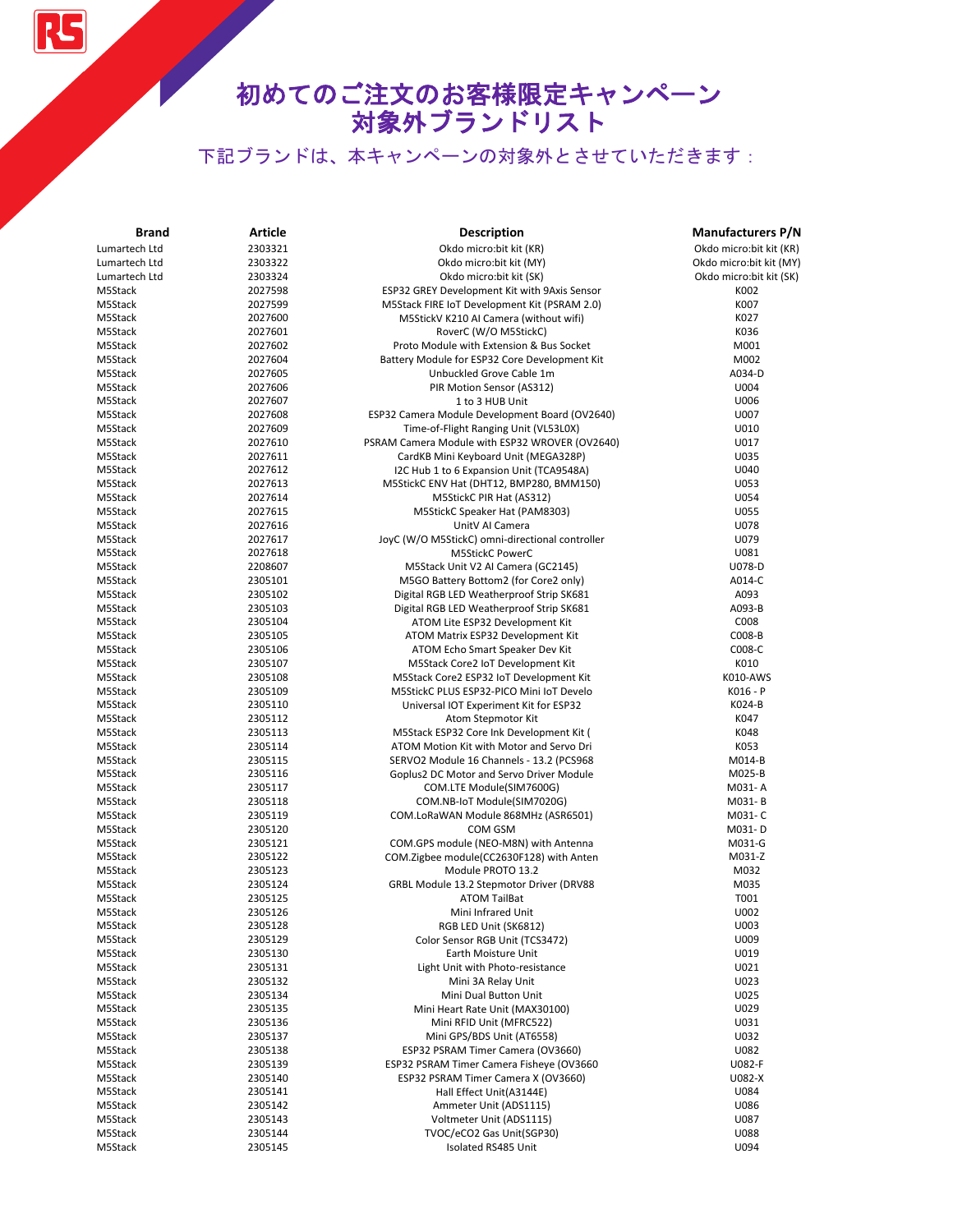# 初めてのご注文のお客様限定キャンペーン 対象外ブランドリスト

下記ブランドは、本キャンペーンの対象外とさせていただきます：

| Brand | Article | Description | Manufacturers P/N |
|---|---|---|---|
| Lumartech Ltd | 2303321 | Okdo micro:bit kit (KR) | Okdo micro:bit kit (KR) |
| Lumartech Ltd | 2303322 | Okdo micro:bit kit (MY) | Okdo micro:bit kit (MY) |
| Lumartech Ltd | 2303324 | Okdo micro:bit kit (SK) | Okdo micro:bit kit (SK) |
| M5Stack | 2027598 | ESP32 GREY Development Kit with 9Axis Sensor | K002 |
| M5Stack | 2027599 | M5Stack FIRE IoT Development Kit (PSRAM 2.0) | K007 |
| M5Stack | 2027600 | M5StickV K210 AI Camera (without wifi) | K027 |
| M5Stack | 2027601 | RoverC (W/O M5StickC) | K036 |
| M5Stack | 2027602 | Proto Module with Extension & Bus Socket | M001 |
| M5Stack | 2027604 | Battery Module for ESP32 Core Development Kit | M002 |
| M5Stack | 2027605 | Unbuckled Grove Cable 1m | A034-D |
| M5Stack | 2027606 | PIR Motion Sensor (AS312) | U004 |
| M5Stack | 2027607 | 1 to 3 HUB Unit | U006 |
| M5Stack | 2027608 | ESP32 Camera Module Development Board (OV2640) | U007 |
| M5Stack | 2027609 | Time-of-Flight Ranging Unit (VL53L0X) | U010 |
| M5Stack | 2027610 | PSRAM Camera Module with ESP32 WROVER (OV2640) | U017 |
| M5Stack | 2027611 | CardKB Mini Keyboard Unit (MEGA328P) | U035 |
| M5Stack | 2027612 | I2C Hub 1 to 6 Expansion Unit (TCA9548A) | U040 |
| M5Stack | 2027613 | M5StickC ENV Hat (DHT12, BMP280, BMM150) | U053 |
| M5Stack | 2027614 | M5StickC PIR Hat (AS312) | U054 |
| M5Stack | 2027615 | M5StickC Speaker Hat (PAM8303) | U055 |
| M5Stack | 2027616 | UnitV AI Camera | U078 |
| M5Stack | 2027617 | JoyC (W/O M5StickC) omni-directional controller | U079 |
| M5Stack | 2027618 | M5StickC PowerC | U081 |
| M5Stack | 2208607 | M5Stack Unit V2 AI Camera (GC2145) | U078-D |
| M5Stack | 2305101 | M5GO Battery Bottom2 (for Core2 only) | A014-C |
| M5Stack | 2305102 | Digital RGB LED Weatherproof Strip SK681 | A093 |
| M5Stack | 2305103 | Digital RGB LED Weatherproof Strip SK681 | A093-B |
| M5Stack | 2305104 | ATOM Lite ESP32 Development Kit | C008 |
| M5Stack | 2305105 | ATOM Matrix ESP32 Development Kit | C008-B |
| M5Stack | 2305106 | ATOM Echo Smart Speaker Dev Kit | C008-C |
| M5Stack | 2305107 | M5Stack Core2 IoT Development Kit | K010 |
| M5Stack | 2305108 | M5Stack Core2 ESP32 IoT Development Kit | K010-AWS |
| M5Stack | 2305109 | M5StickC PLUS ESP32-PICO Mini IoT Develo | K016 - P |
| M5Stack | 2305110 | Universal IOT Experiment Kit for ESP32 | K024-B |
| M5Stack | 2305112 | Atom Stepmotor Kit | K047 |
| M5Stack | 2305113 | M5Stack ESP32 Core Ink Development Kit ( | K048 |
| M5Stack | 2305114 | ATOM Motion Kit with Motor and Servo Dri | K053 |
| M5Stack | 2305115 | SERVO2 Module 16 Channels - 13.2 (PCS968 | M014-B |
| M5Stack | 2305116 | Goplus2 DC Motor and Servo Driver Module | M025-B |
| M5Stack | 2305117 | COM.LTE Module(SIM7600G) | M031- A |
| M5Stack | 2305118 | COM.NB-IoT Module(SIM7020G) | M031- B |
| M5Stack | 2305119 | COM.LoRaWAN Module 868MHz (ASR6501) | M031- C |
| M5Stack | 2305120 | COM GSM | M031- D |
| M5Stack | 2305121 | COM.GPS module (NEO-M8N) with Antenna | M031-G |
| M5Stack | 2305122 | COM.Zigbee module(CC2630F128) with Anten | M031-Z |
| M5Stack | 2305123 | Module PROTO 13.2 | M032 |
| M5Stack | 2305124 | GRBL Module 13.2 Stepmotor Driver (DRV88 | M035 |
| M5Stack | 2305125 | ATOM TailBat | T001 |
| M5Stack | 2305126 | Mini Infrared Unit | U002 |
| M5Stack | 2305128 | RGB LED Unit (SK6812) | U003 |
| M5Stack | 2305129 | Color Sensor RGB Unit (TCS3472) | U009 |
| M5Stack | 2305130 | Earth Moisture Unit | U019 |
| M5Stack | 2305131 | Light Unit with Photo-resistance | U021 |
| M5Stack | 2305132 | Mini 3A Relay Unit | U023 |
| M5Stack | 2305134 | Mini Dual Button Unit | U025 |
| M5Stack | 2305135 | Mini Heart Rate Unit (MAX30100) | U029 |
| M5Stack | 2305136 | Mini RFID Unit (MFRC522) | U031 |
| M5Stack | 2305137 | Mini GPS/BDS Unit (AT6558) | U032 |
| M5Stack | 2305138 | ESP32 PSRAM Timer Camera (OV3660) | U082 |
| M5Stack | 2305139 | ESP32 PSRAM Timer Camera Fisheye (OV3660 | U082-F |
| M5Stack | 2305140 | ESP32 PSRAM Timer Camera X (OV3660) | U082-X |
| M5Stack | 2305141 | Hall Effect Unit(A3144E) | U084 |
| M5Stack | 2305142 | Ammeter Unit (ADS1115) | U086 |
| M5Stack | 2305143 | Voltmeter Unit (ADS1115) | U087 |
| M5Stack | 2305144 | TVOC/eCO2 Gas Unit(SGP30) | U088 |
| M5Stack | 2305145 | Isolated RS485 Unit | U094 |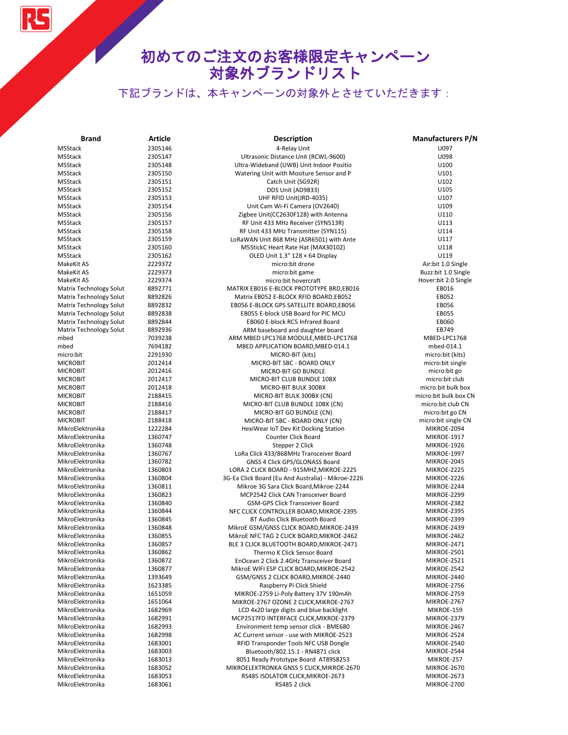# 初めてのご注文のお客様限定キャンペーン
# 対象外ブランドリスト

下記ブランドは、本キャンペーンの対象外とさせていただきます：

| Brand | Article | Description | Manufacturers P/N |
|---|---|---|---|
| M5Stack | 2305146 | 4-Relay Unit | U097 |
| M5Stack | 2305147 | Ultrasonic Distance Unit (RCWL-9600) | U098 |
| M5Stack | 2305148 | Ultra-Wideband (UWB) Unit Indoor Positio | U100 |
| M5Stack | 2305150 | Watering Unit with Mositure Sensor and P | U101 |
| M5Stack | 2305151 | Catch Unit (SG92R) | U102 |
| M5Stack | 2305152 | DDS Unit (AD9833) | U105 |
| M5Stack | 2305153 | UHF RFID Unit(JRD-4035) | U107 |
| M5Stack | 2305154 | Unit Cam Wi-Fi Camera (OV2640) | U109 |
| M5Stack | 2305156 | Zigbee Unit(CC2630F128) with Antenna | U110 |
| M5Stack | 2305157 | RF Unit 433 MHz Receiver (SYN513R) | U113 |
| M5Stack | 2305158 | RF Unit 433 MHz Transmitter (SYN115) | U114 |
| M5Stack | 2305159 | LoRaWAN Unit 868 MHz (ASR6501) with Ante | U117 |
| M5Stack | 2305160 | M5StickC Heart Rate Hat (MAX30102) | U118 |
| M5Stack | 2305162 | OLED Unit 1.3" 128 × 64 Display | U119 |
| MakeKit AS | 2229372 | micro:bit drone | Air:bit 1.0 Single |
| MakeKit AS | 2229373 | micro:bit game | Buzz:bit 1.0 Single |
| MakeKit AS | 2229374 | micro:bit hovercraft | Hover:bit 2.0 Single |
| Matrix Technology Solut | 8892771 | MATRIX EB016 E-BLOCK PROTOTYPE BRD,EB016 | EB016 |
| Matrix Technology Solut | 8892826 | Matrix EB052 E-BLOCK RFID BOARD,EB052 | EB052 |
| Matrix Technology Solut | 8892832 | EB056 E-BLOCK GPS SATELLITE BOARD,EB056 | EB056 |
| Matrix Technology Solut | 8892838 | EB055 E-block USB Board for PIC MCU | EB055 |
| Matrix Technology Solut | 8892844 | EB060 E-block RC5 Infrared Board | EB060 |
| Matrix Technology Solut | 8892936 | ARM baseboard and daughter board | EB749 |
| mbed | 7039238 | ARM MBED LPC1768 MODULE,MBED-LPC1768 | MBED-LPC1768 |
| mbed | 7694182 | MBED APPLICATION BOARD,MBED-014.1 | mbed-014.1 |
| micro:bit | 2291930 | MICRO-BIT (kits) | micro:bit (kits) |
| MICROBIT | 2012414 | MICRO-BIT SBC - BOARD ONLY | micro:bit single |
| MICROBIT | 2012416 | MICRO-BIT GO BUNDLE | micro:bit go |
| MICROBIT | 2012417 | MICRO-BIT CLUB BUNDLE 10BX | micro:bit club |
| MICROBIT | 2012418 | MICRO-BIT BULK 300BX | micro:bit bulk box |
| MICROBIT | 2188415 | MICRO-BIT BULK 300BX (CN) | micro:bit bulk box CN |
| MICROBIT | 2188416 | MICRO-BIT CLUB BUNDLE 10BX (CN) | micro:bit club CN |
| MICROBIT | 2188417 | MICRO-BIT GO BUNDLE (CN) | micro:bit go CN |
| MICROBIT | 2188418 | MICRO-BIT SBC - BOARD ONLY (CN) | micro:bit single CN |
| MikroElektronika | 1222284 | HexiWear IoT Dev Kit Docking Station | MIKROE-2094 |
| MikroElektronika | 1360747 | Counter Click Board | MIKROE-1917 |
| MikroElektronika | 1360748 | Stepper 2 Click | MIKROE-1926 |
| MikroElektronika | 1360767 | LoRa Click 433/868MHz Transceiver Board | MIKROE-1997 |
| MikroElektronika | 1360782 | GNSS 4 Click GPS/GLONASS Board | MIKROE-2045 |
| MikroElektronika | 1360803 | LORA 2 CLICK BOARD - 915MHZ,MIKROE-2225 | MIKROE-2225 |
| MikroElektronika | 1360804 | 3G-Ea Click Board (Eu And Australia) - Mikroe-2226 | MIKROE-2226 |
| MikroElektronika | 1360811 | Mikroe 3G Sara Click Board,Mikroe-2244 | MIKROE-2244 |
| MikroElektronika | 1360823 | MCP2542 Click CAN Transceiver Board | MIKROE-2299 |
| MikroElektronika | 1360840 | GSM-GPS Click Transceiver Board | MIKROE-2382 |
| MikroElektronika | 1360844 | NFC CLICK CONTROLLER BOARD,MIKROE-2395 | MIKROE-2395 |
| MikroElektronika | 1360845 | BT Audio Click Bluetooth Board | MIKROE-2399 |
| MikroElektronika | 1360848 | MikroE GSM/GNSS CLICK BOARD,MIKROE-2439 | MIKROE-2439 |
| MikroElektronika | 1360855 | MikroE NFC TAG 2 CLICK BOARD,MIKROE-2462 | MIKROE-2462 |
| MikroElektronika | 1360857 | BLE 3 CLICK BLUETOOTH BOARD,MIKROE-2471 | MIKROE-2471 |
| MikroElektronika | 1360862 | Thermo K Click Sensor Board | MIKROE-2501 |
| MikroElektronika | 1360872 | EnOcean 2 Click 2.4GHz Transceiver Board | MIKROE-2521 |
| MikroElektronika | 1360877 | MikroE WIFI ESP CLICK BOARD,MIKROE-2542 | MIKROE-2542 |
| MikroElektronika | 1393649 | GSM/GNSS 2 CLICK BOARD,MIKROE-2440 | MIKROE-2440 |
| MikroElektronika | 1623385 | Raspberry Pi Click Shield | MIKROE-2756 |
| MikroElektronika | 1651059 | MIKROE-2759 Li-Poly Battery 37V 190mAh | MIKROE-2759 |
| MikroElektronika | 1651064 | MIKROE-2767 OZONE 2 CLICK,MIKROE-2767 | MIKROE-2767 |
| MikroElektronika | 1682969 | LCD 4x20 large digits and blue backlight | MIKROE-159 |
| MikroElektronika | 1682991 | MCP2517FD INTERFACE CLICK,MIKROE-2379 | MIKROE-2379 |
| MikroElektronika | 1682993 | Environment temp sensor click - BME680 | MIKROE-2467 |
| MikroElektronika | 1682998 | AC Current sensor - use with MIKROE-2523 | MIKROE-2524 |
| MikroElektronika | 1683001 | RFID Transponder Tools NFC USB Dongle | MIKROE-2540 |
| MikroElektronika | 1683003 | Bluetooth/802.15.1 - RN4871 click | MIKROE-2544 |
| MikroElektronika | 1683013 | 8051 Ready Prototype Board AT89S8253 | MIKROE-257 |
| MikroElektronika | 1683052 | MIKROELEKTRONKA GNSS 5 CLICK,MIKROE-2670 | MIKROE-2670 |
| MikroElektronika | 1683053 | RS485 ISOLATOR CLICK,MIKROE-2673 | MIKROE-2673 |
| MikroElektronika | 1683061 | RS485 2 click | MIKROE-2700 |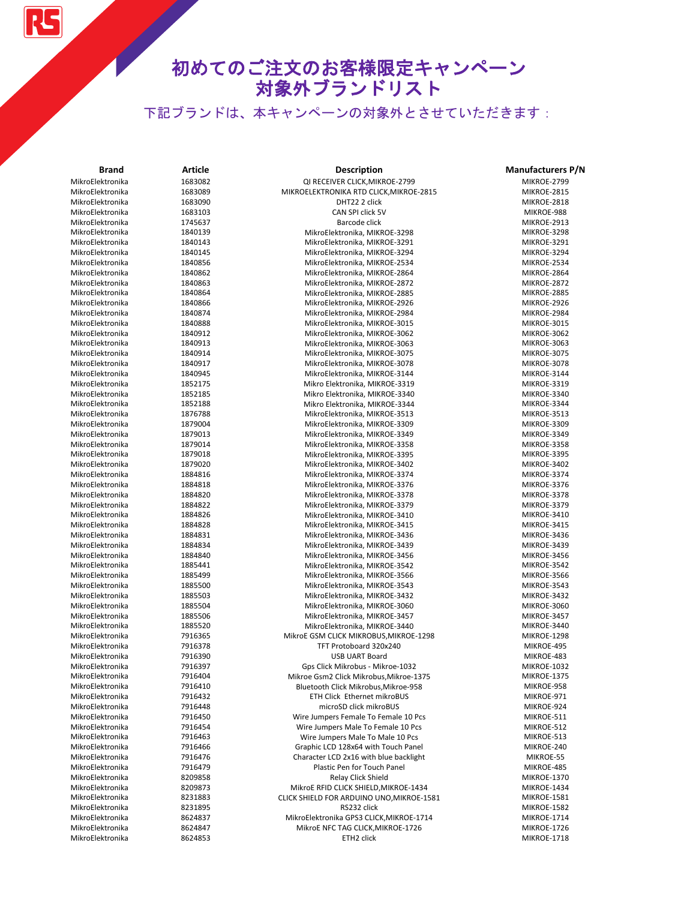# 初めてのご注文のお客様限定キャンペーン
# 対象外ブランドリスト

下記ブランドは、本キャンペーンの対象外とさせていただきます：

| Brand | Article | Description | Manufacturers P/N |
| --- | --- | --- | --- |
| MikroElektronika | 1683082 | QI RECEIVER CLICK,MIKROE-2799 | MIKROE-2799 |
| MikroElektronika | 1683089 | MIKROELEKTRONIKA RTD CLICK,MIKROE-2815 | MIKROE-2815 |
| MikroElektronika | 1683090 | DHT22 2 click | MIKROE-2818 |
| MikroElektronika | 1683103 | CAN SPI click 5V | MIKROE-988 |
| MikroElektronika | 1745637 | Barcode click | MIKROE-2913 |
| MikroElektronika | 1840139 | MikroElektronika, MIKROE-3298 | MIKROE-3298 |
| MikroElektronika | 1840143 | MikroElektronika, MIKROE-3291 | MIKROE-3291 |
| MikroElektronika | 1840145 | MikroElektronika, MIKROE-3294 | MIKROE-3294 |
| MikroElektronika | 1840856 | MikroElektronika, MIKROE-2534 | MIKROE-2534 |
| MikroElektronika | 1840862 | MikroElektronika, MIKROE-2864 | MIKROE-2864 |
| MikroElektronika | 1840863 | MikroElektronika, MIKROE-2872 | MIKROE-2872 |
| MikroElektronika | 1840864 | MikroElektronika, MIKROE-2885 | MIKROE-2885 |
| MikroElektronika | 1840866 | MikroElektronika, MIKROE-2926 | MIKROE-2926 |
| MikroElektronika | 1840874 | MikroElektronika, MIKROE-2984 | MIKROE-2984 |
| MikroElektronika | 1840888 | MikroElektronika, MIKROE-3015 | MIKROE-3015 |
| MikroElektronika | 1840912 | MikroElektronika, MIKROE-3062 | MIKROE-3062 |
| MikroElektronika | 1840913 | MikroElektronika, MIKROE-3063 | MIKROE-3063 |
| MikroElektronika | 1840914 | MikroElektronika, MIKROE-3075 | MIKROE-3075 |
| MikroElektronika | 1840917 | MikroElektronika, MIKROE-3078 | MIKROE-3078 |
| MikroElektronika | 1840945 | MikroElektronika, MIKROE-3144 | MIKROE-3144 |
| MikroElektronika | 1852175 | Mikro Elektronika, MIKROE-3319 | MIKROE-3319 |
| MikroElektronika | 1852185 | Mikro Elektronika, MIKROE-3340 | MIKROE-3340 |
| MikroElektronika | 1852188 | Mikro Elektronika, MIKROE-3344 | MIKROE-3344 |
| MikroElektronika | 1876788 | MikroElektronika, MIKROE-3513 | MIKROE-3513 |
| MikroElektronika | 1879004 | MikroElektronika, MIKROE-3309 | MIKROE-3309 |
| MikroElektronika | 1879013 | MikroElektronika, MIKROE-3349 | MIKROE-3349 |
| MikroElektronika | 1879014 | MikroElektronika, MIKROE-3358 | MIKROE-3358 |
| MikroElektronika | 1879018 | MikroElektronika, MIKROE-3395 | MIKROE-3395 |
| MikroElektronika | 1879020 | MikroElektronika, MIKROE-3402 | MIKROE-3402 |
| MikroElektronika | 1884816 | MikroElektronika, MIKROE-3374 | MIKROE-3374 |
| MikroElektronika | 1884818 | MikroElektronika, MIKROE-3376 | MIKROE-3376 |
| MikroElektronika | 1884820 | MikroElektronika, MIKROE-3378 | MIKROE-3378 |
| MikroElektronika | 1884822 | MikroElektronika, MIKROE-3379 | MIKROE-3379 |
| MikroElektronika | 1884826 | MikroElektronika, MIKROE-3410 | MIKROE-3410 |
| MikroElektronika | 1884828 | MikroElektronika, MIKROE-3415 | MIKROE-3415 |
| MikroElektronika | 1884831 | MikroElektronika, MIKROE-3436 | MIKROE-3436 |
| MikroElektronika | 1884834 | MikroElektronika, MIKROE-3439 | MIKROE-3439 |
| MikroElektronika | 1884840 | MikroElektronika, MIKROE-3456 | MIKROE-3456 |
| MikroElektronika | 1885441 | MikroElektronika, MIKROE-3542 | MIKROE-3542 |
| MikroElektronika | 1885499 | MikroElektronika, MIKROE-3566 | MIKROE-3566 |
| MikroElektronika | 1885500 | MikroElektronika, MIKROE-3543 | MIKROE-3543 |
| MikroElektronika | 1885503 | MikroElektronika, MIKROE-3432 | MIKROE-3432 |
| MikroElektronika | 1885504 | MikroElektronika, MIKROE-3060 | MIKROE-3060 |
| MikroElektronika | 1885506 | MikroElektronika, MIKROE-3457 | MIKROE-3457 |
| MikroElektronika | 1885520 | MikroElektronika, MIKROE-3440 | MIKROE-3440 |
| MikroElektronika | 7916365 | MikroE GSM CLICK MIKROBUS,MIKROE-1298 | MIKROE-1298 |
| MikroElektronika | 7916378 | TFT Protoboard 320x240 | MIKROE-495 |
| MikroElektronika | 7916390 | USB UART Board | MIKROE-483 |
| MikroElektronika | 7916397 | Gps Click Mikrobus - Mikroe-1032 | MIKROE-1032 |
| MikroElektronika | 7916404 | Mikroe Gsm2 Click Mikrobus,Mikroe-1375 | MIKROE-1375 |
| MikroElektronika | 7916410 | Bluetooth Click Mikrobus,Mikroe-958 | MIKROE-958 |
| MikroElektronika | 7916432 | ETH Click Ethernet mikroBUS | MIKROE-971 |
| MikroElektronika | 7916448 | microSD click mikroBUS | MIKROE-924 |
| MikroElektronika | 7916450 | Wire Jumpers Female To Female 10 Pcs | MIKROE-511 |
| MikroElektronika | 7916454 | Wire Jumpers Male To Female 10 Pcs | MIKROE-512 |
| MikroElektronika | 7916463 | Wire Jumpers Male To Male 10 Pcs | MIKROE-513 |
| MikroElektronika | 7916466 | Graphic LCD 128x64 with Touch Panel | MIKROE-240 |
| MikroElektronika | 7916476 | Character LCD 2x16 with blue backlight | MIKROE-55 |
| MikroElektronika | 7916479 | Plastic Pen for Touch Panel | MIKROE-485 |
| MikroElektronika | 8209858 | Relay Click Shield | MIKROE-1370 |
| MikroElektronika | 8209873 | MikroE RFID CLICK SHIELD,MIKROE-1434 | MIKROE-1434 |
| MikroElektronika | 8231883 | CLICK SHIELD FOR ARDUINO UNO,MIKROE-1581 | MIKROE-1581 |
| MikroElektronika | 8231895 | RS232 click | MIKROE-1582 |
| MikroElektronika | 8624837 | MikroElektronika GPS3 CLICK,MIKROE-1714 | MIKROE-1714 |
| MikroElektronika | 8624847 | MikroE NFC TAG CLICK,MIKROE-1726 | MIKROE-1726 |
| MikroElektronika | 8624853 | ETH2 click | MIKROE-1718 |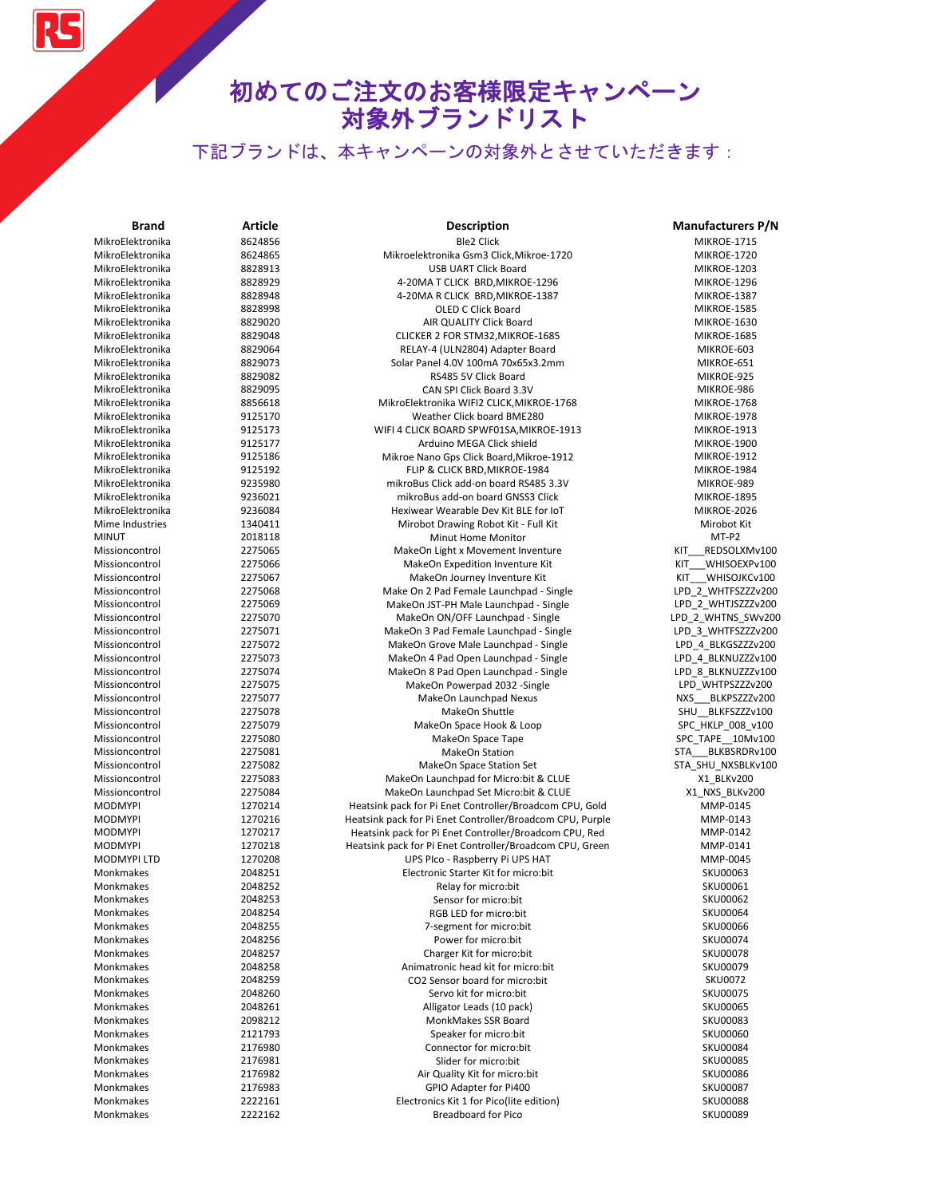# 初めてのご注文のお客様限定キャンペーン対象外ブランドリスト

下記ブランドは、本キャンペーンの対象外とさせていただきます：

| Brand | Article | Description | Manufacturers P/N |
|---|---|---|---|
| MikroElektronika | 8624856 | Ble2 Click | MIKROE-1715 |
| MikroElektronika | 8624865 | Mikroelektronika Gsm3 Click,Mikroe-1720 | MIKROE-1720 |
| MikroElektronika | 8828913 | USB UART Click Board | MIKROE-1203 |
| MikroElektronika | 8828929 | 4-20MA T CLICK BRD,MIKROE-1296 | MIKROE-1296 |
| MikroElektronika | 8828948 | 4-20MA R CLICK BRD,MIKROE-1387 | MIKROE-1387 |
| MikroElektronika | 8828998 | OLED C Click Board | MIKROE-1585 |
| MikroElektronika | 8829020 | AIR QUALITY Click Board | MIKROE-1630 |
| MikroElektronika | 8829048 | CLICKER 2 FOR STM32,MIKROE-1685 | MIKROE-1685 |
| MikroElektronika | 8829064 | RELAY-4 (ULN2804) Adapter Board | MIKROE-603 |
| MikroElektronika | 8829073 | Solar Panel 4.0V 100mA 70x65x3.2mm | MIKROE-651 |
| MikroElektronika | 8829082 | RS485 5V Click Board | MIKROE-925 |
| MikroElektronika | 8829095 | CAN SPI Click Board 3.3V | MIKROE-986 |
| MikroElektronika | 8856618 | MikroElektronika WIFI2 CLICK,MIKROE-1768 | MIKROE-1768 |
| MikroElektronika | 9125170 | Weather Click board BME280 | MIKROE-1978 |
| MikroElektronika | 9125173 | WIFI 4 CLICK BOARD SPWF01SA,MIKROE-1913 | MIKROE-1913 |
| MikroElektronika | 9125177 | Arduino MEGA Click shield | MIKROE-1900 |
| MikroElektronika | 9125186 | Mikroe Nano Gps Click Board,Mikroe-1912 | MIKROE-1912 |
| MikroElektronika | 9125192 | FLIP & CLICK BRD,MIKROE-1984 | MIKROE-1984 |
| MikroElektronika | 9235980 | mikroBus Click add-on board RS485 3.3V | MIKROE-989 |
| MikroElektronika | 9236021 | mikroBus add-on board GNSS3 Click | MIKROE-1895 |
| MikroElektronika | 9236084 | Hexiwear Wearable Dev Kit BLE for IoT | MIKROE-2026 |
| Mime Industries | 1340411 | Mirobot Drawing Robot Kit - Full Kit | Mirobot Kit |
| MINUT | 2018118 | Minut Home Monitor | MT-P2 |
| Missioncontrol | 2275065 | MakeOn Light x Movement Inventure | KIT___REDSOLXMv100 |
| Missioncontrol | 2275066 | MakeOn Expedition Inventure Kit | KIT___WHISOEXPv100 |
| Missioncontrol | 2275067 | MakeOn Journey Inventure Kit | KIT___WHISOJKCv100 |
| Missioncontrol | 2275068 | Make On 2 Pad Female Launchpad - Single | LPD_2_WHTFSZZZv200 |
| Missioncontrol | 2275069 | MakeOn JST-PH Male Launchpad - Single | LPD_2_WHTJSZZZv200 |
| Missioncontrol | 2275070 | MakeOn ON/OFF Launchpad - Single | LPD_2_WHTNS_SWv200 |
| Missioncontrol | 2275071 | MakeOn 3 Pad Female Launchpad - Single | LPD_3_WHTFSZZZv200 |
| Missioncontrol | 2275072 | MakeOn Grove Male Launchpad - Single | LPD_4_BLKGSZZZv200 |
| Missioncontrol | 2275073 | MakeOn 4 Pad Open Launchpad - Single | LPD_4_BLKNUZZZv100 |
| Missioncontrol | 2275074 | MakeOn 8 Pad Open Launchpad - Single | LPD_8_BLKNUZZZv100 |
| Missioncontrol | 2275075 | MakeOn Powerpad 2032 -Single | LPD_WHTPSZZZv200 |
| Missioncontrol | 2275077 | MakeOn Launchpad Nexus | NXS___BLKPSZZZv200 |
| Missioncontrol | 2275078 | MakeOn Shuttle | SHU__BLKFSZZZv100 |
| Missioncontrol | 2275079 | MakeOn Space Hook & Loop | SPC_HKLP_008_v100 |
| Missioncontrol | 2275080 | MakeOn Space Tape | SPC_TAPE__10Mv100 |
| Missioncontrol | 2275081 | MakeOn Station | STA___BLKBSRDRv100 |
| Missioncontrol | 2275082 | MakeOn Space Station Set | STA_SHU_NXSBLKv100 |
| Missioncontrol | 2275083 | MakeOn Launchpad for Micro:bit & CLUE | X1_BLKv200 |
| Missioncontrol | 2275084 | MakeOn Launchpad Set Micro:bit & CLUE | X1_NXS_BLKv200 |
| MODMYPI | 1270214 | Heatsink pack for Pi Enet Controller/Broadcom CPU, Gold | MMP-0145 |
| MODMYPI | 1270216 | Heatsink pack for Pi Enet Controller/Broadcom CPU, Purple | MMP-0143 |
| MODMYPI | 1270217 | Heatsink pack for Pi Enet Controller/Broadcom CPU, Red | MMP-0142 |
| MODMYPI | 1270218 | Heatsink pack for Pi Enet Controller/Broadcom CPU, Green | MMP-0141 |
| MODMYPI LTD | 1270208 | UPS PIco - Raspberry Pi UPS HAT | MMP-0045 |
| Monkmakes | 2048251 | Electronic Starter Kit for micro:bit | SKU00063 |
| Monkmakes | 2048252 | Relay for micro:bit | SKU00061 |
| Monkmakes | 2048253 | Sensor for micro:bit | SKU00062 |
| Monkmakes | 2048254 | RGB LED for micro:bit | SKU00064 |
| Monkmakes | 2048255 | 7-segment for micro:bit | SKU00066 |
| Monkmakes | 2048256 | Power for micro:bit | SKU00074 |
| Monkmakes | 2048257 | Charger Kit for micro:bit | SKU00078 |
| Monkmakes | 2048258 | Animatronic head kit for micro:bit | SKU00079 |
| Monkmakes | 2048259 | CO2 Sensor board for micro:bit | SKU0072 |
| Monkmakes | 2048260 | Servo kit for micro:bit | SKU00075 |
| Monkmakes | 2048261 | Alligator Leads (10 pack) | SKU00065 |
| Monkmakes | 2098212 | MonkMakes SSR Board | SKU00083 |
| Monkmakes | 2121793 | Speaker for micro:bit | SKU00060 |
| Monkmakes | 2176980 | Connector for micro:bit | SKU00084 |
| Monkmakes | 2176981 | Slider for micro:bit | SKU00085 |
| Monkmakes | 2176982 | Air Quality Kit for micro:bit | SKU00086 |
| Monkmakes | 2176983 | GPIO Adapter for Pi400 | SKU00087 |
| Monkmakes | 2222161 | Electronics Kit 1 for Pico(lite edition) | SKU00088 |
| Monkmakes | 2222162 | Breadboard for Pico | SKU00089 |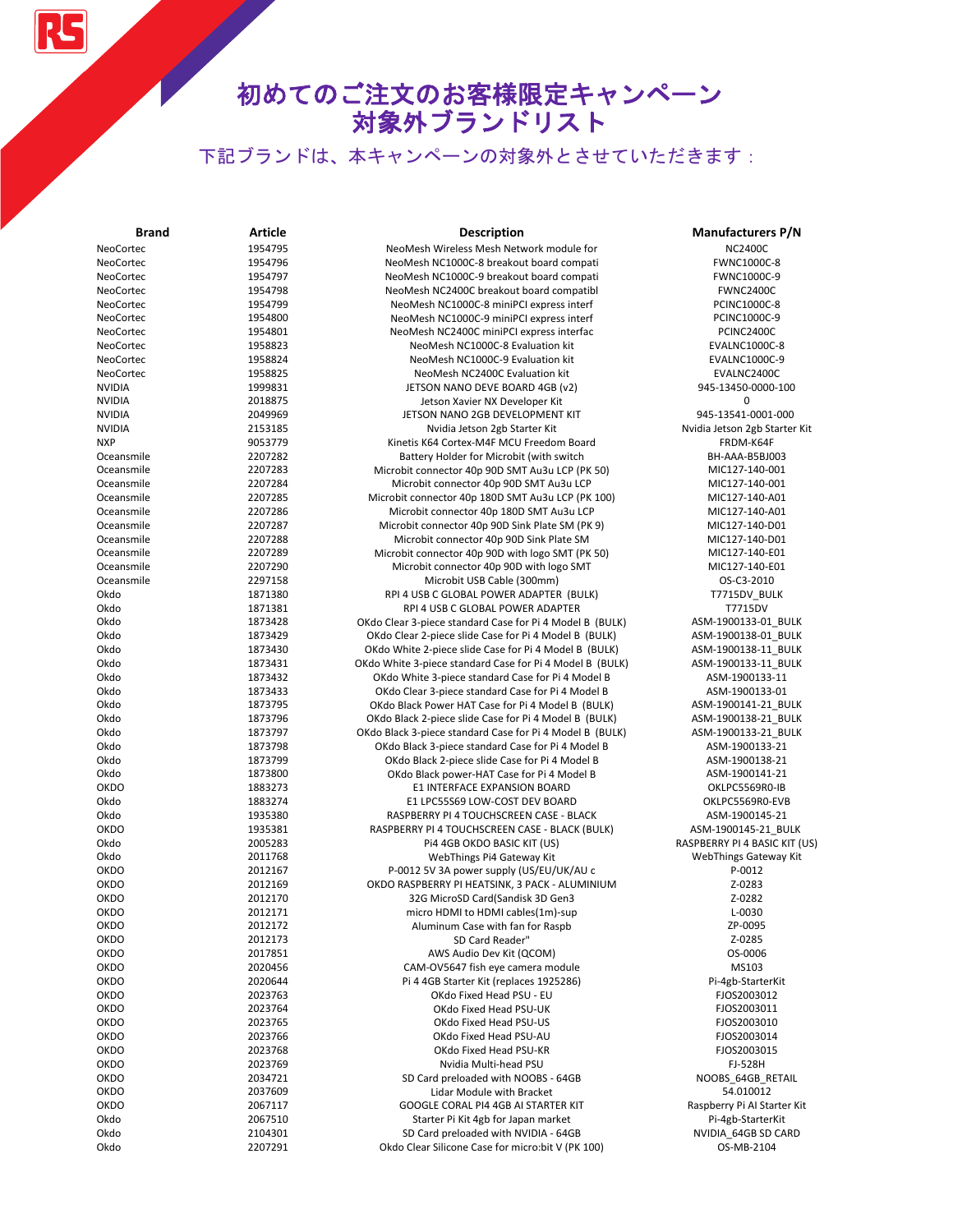# 初めてのご注文のお客様限定キャンペーン 対象外ブランドリスト

下記ブランドは、本キャンペーンの対象外とさせていただきます：

| Brand | Article | Description | Manufacturers P/N |
|---|---|---|---|
| NeoCortec | 1954795 | NeoMesh Wireless Mesh Network module for | NC2400C |
| NeoCortec | 1954796 | NeoMesh NC1000C-8 breakout board compati | FWNC1000C-8 |
| NeoCortec | 1954797 | NeoMesh NC1000C-9 breakout board compati | FWNC1000C-9 |
| NeoCortec | 1954798 | NeoMesh NC2400C breakout board compatibl | FWNC2400C |
| NeoCortec | 1954799 | NeoMesh NC1000C-8 miniPCI express interf | PCINC1000C-8 |
| NeoCortec | 1954800 | NeoMesh NC1000C-9 miniPCI express interf | PCINC1000C-9 |
| NeoCortec | 1954801 | NeoMesh NC2400C miniPCI express interfac | PCINC2400C |
| NeoCortec | 1958823 | NeoMesh NC1000C-8 Evaluation kit | EVALNC1000C-8 |
| NeoCortec | 1958824 | NeoMesh NC1000C-9 Evaluation kit | EVALNC1000C-9 |
| NeoCortec | 1958825 | NeoMesh NC2400C Evaluation kit | EVALNC2400C |
| NVIDIA | 1999831 | JETSON NANO DEVE BOARD 4GB (v2) | 945-13450-0000-100 |
| NVIDIA | 2018875 | Jetson Xavier NX Developer Kit | 0 |
| NVIDIA | 2049969 | JETSON NANO 2GB DEVELOPMENT KIT | 945-13541-0001-000 |
| NVIDIA | 2153185 | Nvidia Jetson 2gb Starter Kit | Nvidia Jetson 2gb Starter Kit |
| NXP | 9053779 | Kinetis K64 Cortex-M4F MCU Freedom Board | FRDM-K64F |
| Oceansmile | 2207282 | Battery Holder for Microbit (with switch | BH-AAA-B5BJ003 |
| Oceansmile | 2207283 | Microbit connector 40p 90D SMT Au3u LCP (PK 50) | MIC127-140-001 |
| Oceansmile | 2207284 | Microbit connector 40p 90D SMT Au3u LCP | MIC127-140-001 |
| Oceansmile | 2207285 | Microbit connector 40p 180D SMT Au3u LCP (PK 100) | MIC127-140-A01 |
| Oceansmile | 2207286 | Microbit connector 40p 180D SMT Au3u LCP | MIC127-140-A01 |
| Oceansmile | 2207287 | Microbit connector 40p 90D Sink Plate SM (PK 9) | MIC127-140-D01 |
| Oceansmile | 2207288 | Microbit connector 40p 90D Sink Plate SM | MIC127-140-D01 |
| Oceansmile | 2207289 | Microbit connector 40p 90D with logo SMT (PK 50) | MIC127-140-E01 |
| Oceansmile | 2207290 | Microbit connector 40p 90D with logo SMT | MIC127-140-E01 |
| Oceansmile | 2297158 | Microbit USB Cable (300mm) | OS-C3-2010 |
| Okdo | 1871380 | RPI 4 USB C GLOBAL POWER ADAPTER (BULK) | T7715DV_BULK |
| Okdo | 1871381 | RPI 4 USB C GLOBAL POWER ADAPTER | T7715DV |
| Okdo | 1873428 | OKdo Clear 3-piece standard Case for Pi 4 Model B (BULK) | ASM-1900133-01_BULK |
| Okdo | 1873429 | OKdo Clear 2-piece slide Case for Pi 4 Model B (BULK) | ASM-1900138-01_BULK |
| Okdo | 1873430 | OKdo White 2-piece slide Case for Pi 4 Model B (BULK) | ASM-1900138-11_BULK |
| Okdo | 1873431 | OKdo White 3-piece standard Case for Pi 4 Model B (BULK) | ASM-1900133-11_BULK |
| Okdo | 1873432 | OKdo White 3-piece standard Case for Pi 4 Model B | ASM-1900133-11 |
| Okdo | 1873433 | OKdo Clear 3-piece standard Case for Pi 4 Model B | ASM-1900133-01 |
| Okdo | 1873795 | OKdo Black Power HAT Case for Pi 4 Model B (BULK) | ASM-1900141-21_BULK |
| Okdo | 1873796 | OKdo Black 2-piece slide Case for Pi 4 Model B (BULK) | ASM-1900138-21_BULK |
| Okdo | 1873797 | OKdo Black 3-piece standard Case for Pi 4 Model B (BULK) | ASM-1900133-21_BULK |
| Okdo | 1873798 | OKdo Black 3-piece standard Case for Pi 4 Model B | ASM-1900133-21 |
| Okdo | 1873799 | OKdo Black 2-piece slide Case for Pi 4 Model B | ASM-1900138-21 |
| Okdo | 1873800 | OKdo Black power-HAT Case for Pi 4 Model B | ASM-1900141-21 |
| OKDO | 1883273 | E1 INTERFACE EXPANSION BOARD | OKLPC5569R0-IB |
| Okdo | 1883274 | E1 LPC55S69 LOW-COST DEV BOARD | OKLPC5569R0-EVB |
| Okdo | 1935380 | RASPBERRY PI 4 TOUCHSCREEN CASE - BLACK | ASM-1900145-21 |
| OKDO | 1935381 | RASPBERRY PI 4 TOUCHSCREEN CASE - BLACK (BULK) | ASM-1900145-21_BULK |
| Okdo | 2005283 | Pi4 4GB OKDO BASIC KIT (US) | RASPBERRY PI 4 BASIC KIT (US) |
| Okdo | 2011768 | WebThings Pi4 Gateway Kit | WebThings Gateway Kit |
| OKDO | 2012167 | P-0012 5V 3A power supply (US/EU/UK/AU c | P-0012 |
| OKDO | 2012169 | OKDO RASPBERRY PI HEATSINK, 3 PACK - ALUMINIUM | Z-0283 |
| OKDO | 2012170 | 32G MicroSD Card(Sandisk 3D Gen3 | Z-0282 |
| OKDO | 2012171 | micro HDMI to HDMI cables(1m)-sup | L-0030 |
| OKDO | 2012172 | Aluminum Case with fan for Raspb | ZP-0095 |
| OKDO | 2012173 | SD Card Reader" | Z-0285 |
| OKDO | 2017851 | AWS Audio Dev Kit (QCOM) | OS-0006 |
| OKDO | 2020456 | CAM-OV5647 fish eye camera module | MS103 |
| OKDO | 2020644 | Pi 4 4GB Starter Kit (replaces 1925286) | Pi-4gb-StarterKit |
| OKDO | 2023763 | OKdo Fixed Head PSU - EU | FJOS2003012 |
| OKDO | 2023764 | OKdo Fixed Head PSU-UK | FJOS2003011 |
| OKDO | 2023765 | OKdo Fixed Head PSU-US | FJOS2003010 |
| OKDO | 2023766 | OKdo Fixed Head PSU-AU | FJOS2003014 |
| OKDO | 2023768 | OKdo Fixed Head PSU-KR | FJOS2003015 |
| OKDO | 2023769 | Nvidia Multi-head PSU | FJ-528H |
| OKDO | 2034721 | SD Card preloaded with NOOBS - 64GB | NOOBS_64GB_RETAIL |
| OKDO | 2037609 | Lidar Module with Bracket | 54.010012 |
| OKDO | 2067117 | GOOGLE CORAL PI4 4GB AI STARTER KIT | Raspberry Pi AI Starter Kit |
| Okdo | 2067510 | Starter Pi Kit 4gb for Japan market | Pi-4gb-StarterKit |
| Okdo | 2104301 | SD Card preloaded with NVIDIA - 64GB | NVIDIA_64GB SD CARD |
| Okdo | 2207291 | Okdo Clear Silicone Case for micro:bit V (PK 100) | OS-MB-2104 |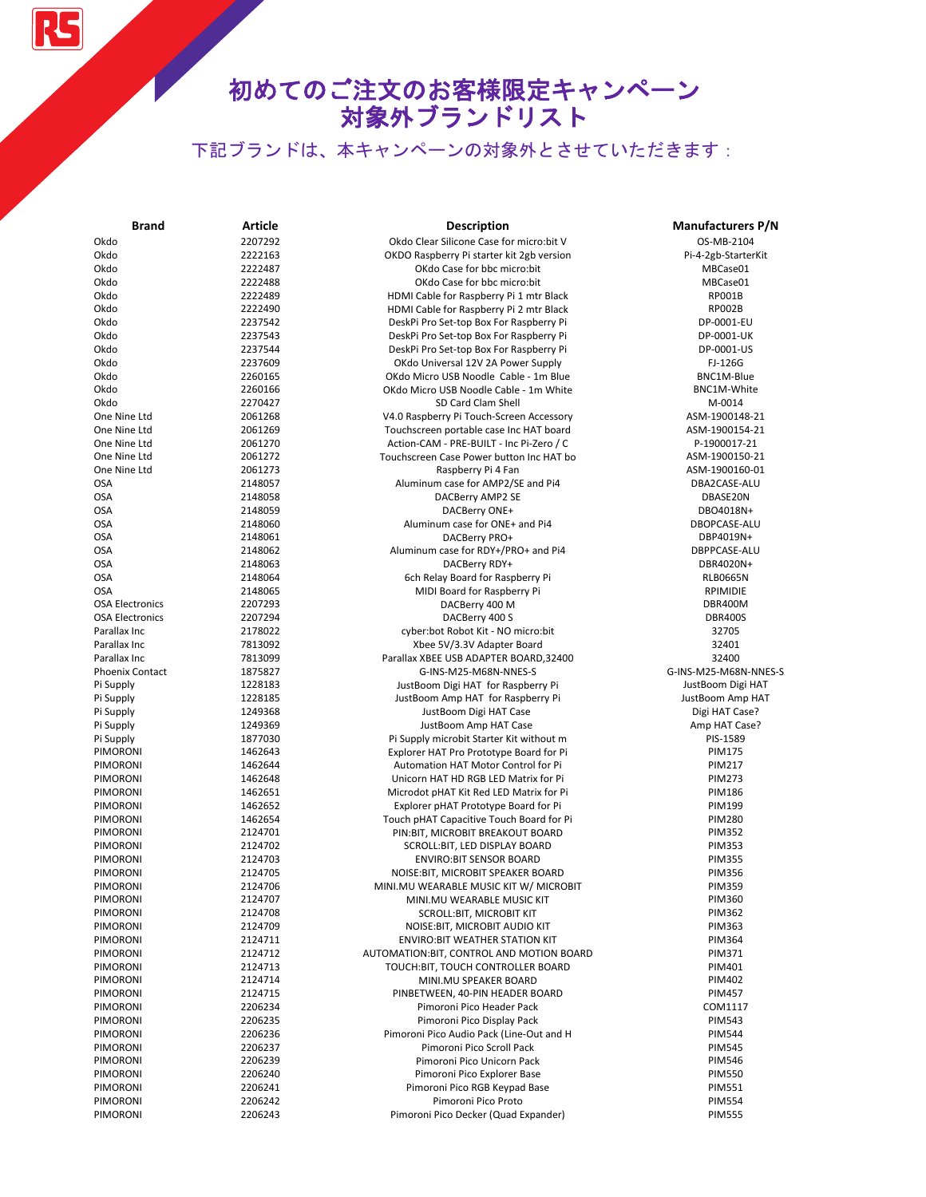# 初めてのご注文のお客様限定キャンペーン
# 対象外ブランドリスト

下記ブランドは、本キャンペーンの対象外とさせていただきます：

| Brand | Article | Description | Manufacturers P/N |
|---|---|---|---|
| Okdo | 2207292 | Okdo Clear Silicone Case for micro:bit V | OS-MB-2104 |
| Okdo | 2222163 | OKDO Raspberry Pi starter kit 2gb version | Pi-4-2gb-StarterKit |
| Okdo | 2222487 | OKdo Case for bbc micro:bit | MBCase01 |
| Okdo | 2222488 | OKdo Case for bbc micro:bit | MBCase01 |
| Okdo | 2222489 | HDMI Cable for Raspberry Pi 1 mtr Black | RP001B |
| Okdo | 2222490 | HDMI Cable for Raspberry Pi 2 mtr Black | RP002B |
| Okdo | 2237542 | DeskPi Pro Set-top Box For Raspberry Pi | DP-0001-EU |
| Okdo | 2237543 | DeskPi Pro Set-top Box For Raspberry Pi | DP-0001-UK |
| Okdo | 2237544 | DeskPi Pro Set-top Box For Raspberry Pi | DP-0001-US |
| Okdo | 2237609 | OKdo Universal 12V 2A Power Supply | FJ-126G |
| Okdo | 2260165 | OKdo Micro USB Noodle Cable - 1m Blue | BNC1M-Blue |
| Okdo | 2260166 | OKdo Micro USB Noodle Cable - 1m White | BNC1M-White |
| Okdo | 2270427 | SD Card Clam Shell | M-0014 |
| One Nine Ltd | 2061268 | V4.0 Raspberry Pi Touch-Screen Accessory | ASM-1900148-21 |
| One Nine Ltd | 2061269 | Touchscreen portable case Inc HAT board | ASM-1900154-21 |
| One Nine Ltd | 2061270 | Action-CAM - PRE-BUILT - Inc Pi-Zero / C | P-1900017-21 |
| One Nine Ltd | 2061272 | Touchscreen Case Power button Inc HAT bo | ASM-1900150-21 |
| One Nine Ltd | 2061273 | Raspberry Pi 4 Fan | ASM-1900160-01 |
| OSA | 2148057 | Aluminum case for AMP2/SE and Pi4 | DBA2CASE-ALU |
| OSA | 2148058 | DACBerry AMP2 SE | DBASE20N |
| OSA | 2148059 | DACBerry ONE+ | DBO4018N+ |
| OSA | 2148060 | Aluminum case for ONE+ and Pi4 | DBOPCASE-ALU |
| OSA | 2148061 | DACBerry PRO+ | DBP4019N+ |
| OSA | 2148062 | Aluminum case for RDY+/PRO+ and Pi4 | DBPPCASE-ALU |
| OSA | 2148063 | DACBerry RDY+ | DBR4020N+ |
| OSA | 2148064 | 6ch Relay Board for Raspberry Pi | RLB0665N |
| OSA | 2148065 | MIDI Board for Raspberry Pi | RPIMIDIE |
| OSA Electronics | 2207293 | DACBerry 400 M | DBR400M |
| OSA Electronics | 2207294 | DACBerry 400 S | DBR400S |
| Parallax Inc | 2178022 | cyber:bot Robot Kit - NO micro:bit | 32705 |
| Parallax Inc | 7813092 | Xbee 5V/3.3V Adapter Board | 32401 |
| Parallax Inc | 7813099 | Parallax XBEE USB ADAPTER BOARD,32400 | 32400 |
| Phoenix Contact | 1875827 | G-INS-M25-M68N-NNES-S | G-INS-M25-M68N-NNES-S |
| Pi Supply | 1228183 | JustBoom Digi HAT for Raspberry Pi | JustBoom Digi HAT |
| Pi Supply | 1228185 | JustBoom Amp HAT for Raspberry Pi | JustBoom Amp HAT |
| Pi Supply | 1249368 | JustBoom Digi HAT Case | Digi HAT Case? |
| Pi Supply | 1249369 | JustBoom Amp HAT Case | Amp HAT Case? |
| Pi Supply | 1877030 | Pi Supply microbit Starter Kit without m | PIS-1589 |
| PIMORONI | 1462643 | Explorer HAT Pro Prototype Board for Pi | PIM175 |
| PIMORONI | 1462644 | Automation HAT Motor Control for Pi | PIM217 |
| PIMORONI | 1462648 | Unicorn HAT HD RGB LED Matrix for Pi | PIM273 |
| PIMORONI | 1462651 | Microdot pHAT Kit Red LED Matrix for Pi | PIM186 |
| PIMORONI | 1462652 | Explorer pHAT Prototype Board for Pi | PIM199 |
| PIMORONI | 1462654 | Touch pHAT Capacitive Touch Board for Pi | PIM280 |
| PIMORONI | 2124701 | PIN:BIT, MICROBIT BREAKOUT BOARD | PIM352 |
| PIMORONI | 2124702 | SCROLL:BIT, LED DISPLAY BOARD | PIM353 |
| PIMORONI | 2124703 | ENVIRO:BIT SENSOR BOARD | PIM355 |
| PIMORONI | 2124705 | NOISE:BIT, MICROBIT SPEAKER BOARD | PIM356 |
| PIMORONI | 2124706 | MINI.MU WEARABLE MUSIC KIT W/ MICROBIT | PIM359 |
| PIMORONI | 2124707 | MINI.MU WEARABLE MUSIC KIT | PIM360 |
| PIMORONI | 2124708 | SCROLL:BIT, MICROBIT KIT | PIM362 |
| PIMORONI | 2124709 | NOISE:BIT, MICROBIT AUDIO KIT | PIM363 |
| PIMORONI | 2124711 | ENVIRO:BIT WEATHER STATION KIT | PIM364 |
| PIMORONI | 2124712 | AUTOMATION:BIT, CONTROL AND MOTION BOARD | PIM371 |
| PIMORONI | 2124713 | TOUCH:BIT, TOUCH CONTROLLER BOARD | PIM401 |
| PIMORONI | 2124714 | MINI.MU SPEAKER BOARD | PIM402 |
| PIMORONI | 2124715 | PINBETWEEN, 40-PIN HEADER BOARD | PIM457 |
| PIMORONI | 2206234 | Pimoroni Pico Header Pack | COM1117 |
| PIMORONI | 2206235 | Pimoroni Pico Display Pack | PIM543 |
| PIMORONI | 2206236 | Pimoroni Pico Audio Pack (Line-Out and H | PIM544 |
| PIMORONI | 2206237 | Pimoroni Pico Scroll Pack | PIM545 |
| PIMORONI | 2206239 | Pimoroni Pico Unicorn Pack | PIM546 |
| PIMORONI | 2206240 | Pimoroni Pico Explorer Base | PIM550 |
| PIMORONI | 2206241 | Pimoroni Pico RGB Keypad Base | PIM551 |
| PIMORONI | 2206242 | Pimoroni Pico Proto | PIM554 |
| PIMORONI | 2206243 | Pimoroni Pico Decker (Quad Expander) | PIM555 |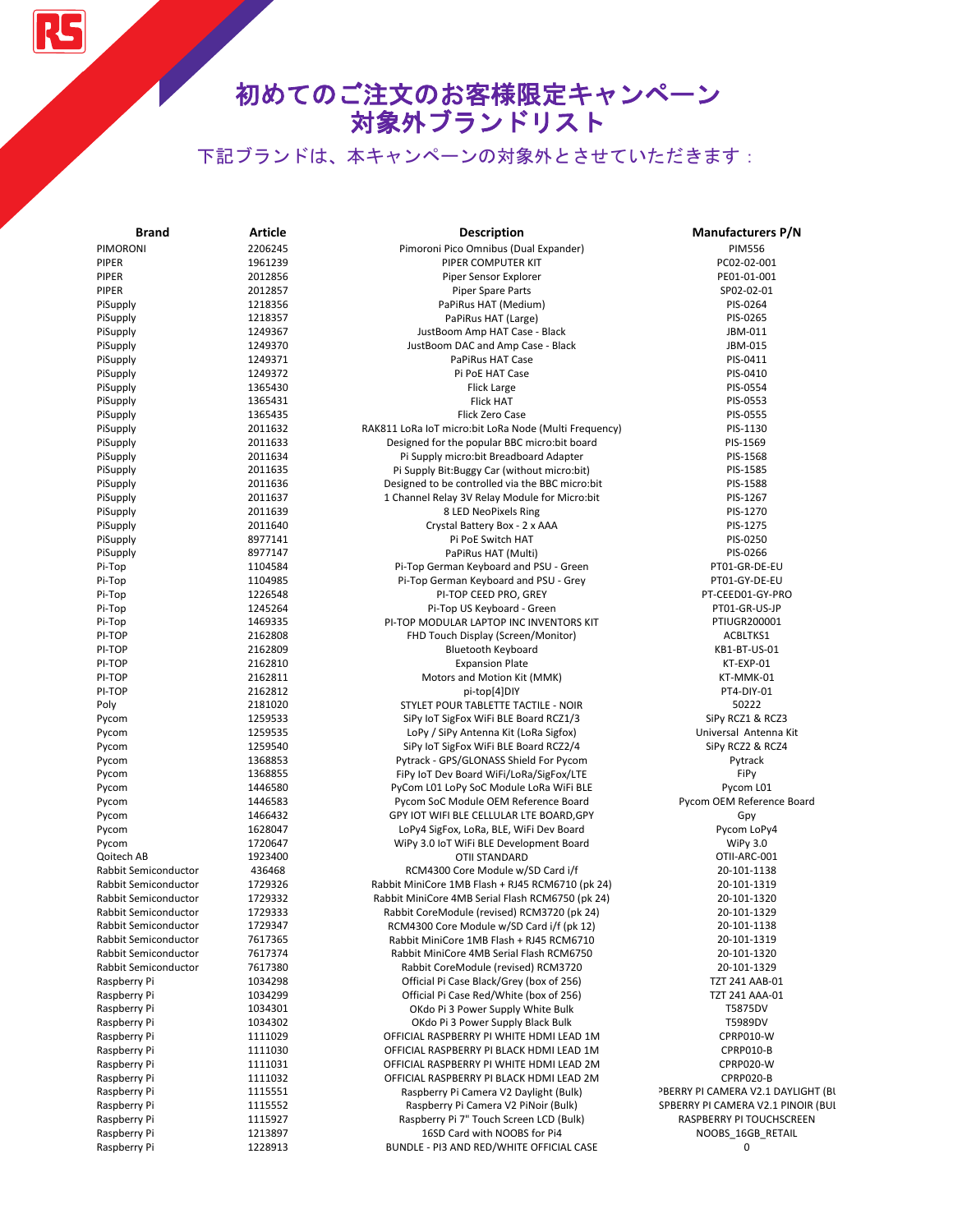# 初めてのご注文のお客様限定キャンペーン 対象外ブランドリスト

下記ブランドは、本キャンペーンの対象外とさせていただきます：

| Brand | Article | Description | Manufacturers P/N |
|---|---|---|---|
| PIMORONI | 2206245 | Pimoroni Pico Omnibus (Dual Expander) | PIM556 |
| PIPER | 1961239 | PIPER COMPUTER KIT | PC02-02-001 |
| PIPER | 2012856 | Piper Sensor Explorer | PE01-01-001 |
| PIPER | 2012857 | Piper Spare Parts | SP02-02-01 |
| PiSupply | 1218356 | PaPiRus HAT (Medium) | PIS-0264 |
| PiSupply | 1218357 | PaPiRus HAT (Large) | PIS-0265 |
| PiSupply | 1249367 | JustBoom Amp HAT Case - Black | JBM-011 |
| PiSupply | 1249370 | JustBoom DAC and Amp Case - Black | JBM-015 |
| PiSupply | 1249371 | PaPiRus HAT Case | PIS-0411 |
| PiSupply | 1249372 | Pi PoE HAT Case | PIS-0410 |
| PiSupply | 1365430 | Flick Large | PIS-0554 |
| PiSupply | 1365431 | Flick HAT | PIS-0553 |
| PiSupply | 1365435 | Flick Zero Case | PIS-0555 |
| PiSupply | 2011632 | RAK811 LoRa IoT micro:bit LoRa Node (Multi Frequency) | PIS-1130 |
| PiSupply | 2011633 | Designed for the popular BBC micro:bit board | PIS-1569 |
| PiSupply | 2011634 | Pi Supply micro:bit Breadboard Adapter | PIS-1568 |
| PiSupply | 2011635 | Pi Supply Bit:Buggy Car (without micro:bit) | PIS-1585 |
| PiSupply | 2011636 | Designed to be controlled via the BBC micro:bit | PIS-1588 |
| PiSupply | 2011637 | 1 Channel Relay 3V Relay Module for Micro:bit | PIS-1267 |
| PiSupply | 2011639 | 8 LED NeoPixels Ring | PIS-1270 |
| PiSupply | 2011640 | Crystal Battery Box - 2 x AAA | PIS-1275 |
| PiSupply | 8977141 | Pi PoE Switch HAT | PIS-0250 |
| PiSupply | 8977147 | PaPiRus HAT (Multi) | PIS-0266 |
| Pi-Top | 1104584 | Pi-Top German Keyboard and PSU - Green | PT01-GR-DE-EU |
| Pi-Top | 1104985 | Pi-Top German Keyboard and PSU - Grey | PT01-GY-DE-EU |
| Pi-Top | 1226548 | PI-TOP CEED PRO, GREY | PT-CEED01-GY-PRO |
| Pi-Top | 1245264 | Pi-Top US Keyboard - Green | PT01-GR-US-JP |
| Pi-Top | 1469335 | PI-TOP MODULAR LAPTOP INC INVENTORS KIT | PTIUGR200001 |
| PI-TOP | 2162808 | FHD Touch Display (Screen/Monitor) | ACBLTKS1 |
| PI-TOP | 2162809 | Bluetooth Keyboard | KB1-BT-US-01 |
| PI-TOP | 2162810 | Expansion Plate | KT-EXP-01 |
| PI-TOP | 2162811 | Motors and Motion Kit (MMK) | KT-MMK-01 |
| PI-TOP | 2162812 | pi-top[4]DIY | PT4-DIY-01 |
| Poly | 2181020 | STYLET POUR TABLETTE TACTILE - NOIR | 50222 |
| Pycom | 1259533 | SiPy IoT SigFox WiFi BLE Board RCZ1/3 | SiPy RCZ1 & RCZ3 |
| Pycom | 1259535 | LoPy / SiPy Antenna Kit (LoRa Sigfox) | Universal Antenna Kit |
| Pycom | 1259540 | SiPy IoT SigFox WiFi BLE Board RCZ2/4 | SiPy RCZ2 & RCZ4 |
| Pycom | 1368853 | Pytrack - GPS/GLONASS Shield For Pycom | Pytrack |
| Pycom | 1368855 | FiPy IoT Dev Board WiFi/LoRa/SigFox/LTE | FiPy |
| Pycom | 1446580 | PyCom L01 LoPy SoC Module LoRa WiFi BLE | Pycom L01 |
| Pycom | 1446583 | Pycom SoC Module OEM Reference Board | Pycom OEM Reference Board |
| Pycom | 1466432 | GPY IOT WIFI BLE CELLULAR LTE BOARD,GPY | Gpy |
| Pycom | 1628047 | LoPy4 SigFox, LoRa, BLE, WiFi Dev Board | Pycom LoPy4 |
| Pycom | 1720647 | WiPy 3.0 IoT WiFi BLE Development Board | WiPy 3.0 |
| Qoitech AB | 1923400 | OTII STANDARD | OTII-ARC-001 |
| Rabbit Semiconductor | 436468 | RCM4300 Core Module w/SD Card i/f | 20-101-1138 |
| Rabbit Semiconductor | 1729326 | Rabbit MiniCore 1MB Flash + RJ45 RCM6710 (pk 24) | 20-101-1319 |
| Rabbit Semiconductor | 1729332 | Rabbit MiniCore 4MB Serial Flash RCM6750 (pk 24) | 20-101-1320 |
| Rabbit Semiconductor | 1729333 | Rabbit CoreModule (revised) RCM3720 (pk 24) | 20-101-1329 |
| Rabbit Semiconductor | 1729347 | RCM4300 Core Module w/SD Card i/f (pk 12) | 20-101-1138 |
| Rabbit Semiconductor | 7617365 | Rabbit MiniCore 1MB Flash + RJ45 RCM6710 | 20-101-1319 |
| Rabbit Semiconductor | 7617374 | Rabbit MiniCore 4MB Serial Flash RCM6750 | 20-101-1320 |
| Rabbit Semiconductor | 7617380 | Rabbit CoreModule (revised) RCM3720 | 20-101-1329 |
| Raspberry Pi | 1034298 | Official Pi Case Black/Grey (box of 256) | TZT 241 AAB-01 |
| Raspberry Pi | 1034299 | Official Pi Case Red/White (box of 256) | TZT 241 AAA-01 |
| Raspberry Pi | 1034301 | OKdo Pi 3 Power Supply White Bulk | T5875DV |
| Raspberry Pi | 1034302 | OKdo Pi 3 Power Supply Black Bulk | T5989DV |
| Raspberry Pi | 1111029 | OFFICIAL RASPBERRY PI WHITE HDMI LEAD 1M | CPRP010-W |
| Raspberry Pi | 1111030 | OFFICIAL RASPBERRY PI BLACK HDMI LEAD 1M | CPRP010-B |
| Raspberry Pi | 1111031 | OFFICIAL RASPBERRY PI WHITE HDMI LEAD 2M | CPRP020-W |
| Raspberry Pi | 1111032 | OFFICIAL RASPBERRY PI BLACK HDMI LEAD 2M | CPRP020-B |
| Raspberry Pi | 1115551 | Raspberry Pi Camera V2 Daylight (Bulk) | ᴾBERRY PI CAMERA V2.1 DAYLIGHT (BI |
| Raspberry Pi | 1115552 | Raspberry Pi Camera V2 PiNoir (Bulk) | SPBERRY PI CAMERA V2.1 PINOIR (BUI |
| Raspberry Pi | 1115927 | Raspberry Pi 7" Touch Screen LCD (Bulk) | RASPBERRY PI TOUCHSCREEN |
| Raspberry Pi | 1213897 | 16SD Card with NOOBS for Pi4 | NOOBS_16GB_RETAIL |
| Raspberry Pi | 1228913 | BUNDLE - PI3 AND RED/WHITE OFFICIAL CASE | 0 |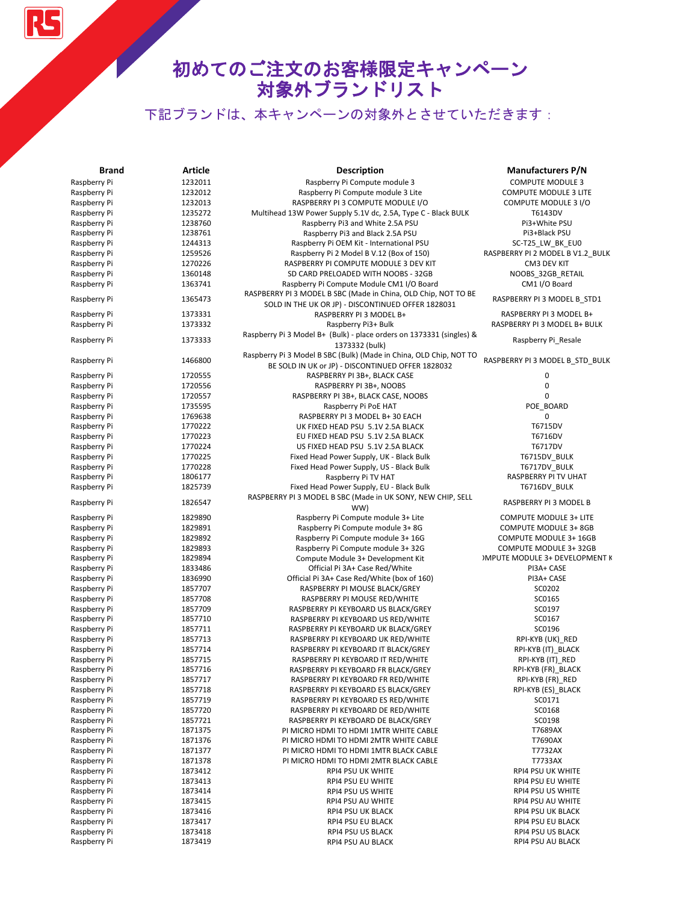# 初めてのご注文のお客様限定キャンペーン 対象外ブランドリスト

下記ブランドは、本キャンペーンの対象外とさせていただきます：

| Brand | Article | Description | Manufacturers P/N |
|---|---|---|---|
| Raspberry Pi | 1232011 | Raspberry Pi Compute module 3 | COMPUTE MODULE 3 |
| Raspberry Pi | 1232012 | Raspberry Pi Compute module 3 Lite | COMPUTE MODULE 3 LITE |
| Raspberry Pi | 1232013 | RASPBERRY PI 3 COMPUTE MODULE I/O | COMPUTE MODULE 3 I/O |
| Raspberry Pi | 1235272 | Multihead 13W Power Supply 5.1V dc, 2.5A, Type C - Black BULK | T6143DV |
| Raspberry Pi | 1238760 | Raspberry Pi3 and White 2.5A PSU | Pi3+White PSU |
| Raspberry Pi | 1238761 | Raspberry Pi3 and Black 2.5A PSU | Pi3+Black PSU |
| Raspberry Pi | 1244313 | Raspberry Pi OEM Kit - International PSU | SC-T25_LW_BK_EU0 |
| Raspberry Pi | 1259526 | Raspberry Pi 2 Model B V.12 (Box of 150) | RASPBERRY PI 2 MODEL B V1.2_BULK |
| Raspberry Pi | 1270226 | RASPBERRY PI COMPUTE MODULE 3 DEV KIT | CM3 DEV KIT |
| Raspberry Pi | 1360148 | SD CARD PRELOADED WITH NOOBS - 32GB | NOOBS_32GB_RETAIL |
| Raspberry Pi | 1363741 | Raspberry Pi Compute Module CM1 I/O Board | CM1 I/O Board |
| Raspberry Pi | 1365473 | RASPBERRY PI 3 MODEL B SBC (Made in China, OLD Chip, NOT TO BE SOLD IN THE UK OR JP) - DISCONTINUED OFFER 1828031 | RASPBERRY PI 3 MODEL B_STD1 |
| Raspberry Pi | 1373331 | RASPBERRY PI 3 MODEL B+ | RASPBERRY PI 3 MODEL B+ |
| Raspberry Pi | 1373332 | Raspberry Pi3+ Bulk | RASPBERRY PI 3 MODEL B+ BULK |
| Raspberry Pi | 1373333 | Raspberry Pi 3 Model B+ (Bulk) - place orders on 1373331 (singles) & 1373332 (bulk) | Raspberry Pi_Resale |
| Raspberry Pi | 1466800 | Raspberry Pi 3 Model B SBC (Bulk) (Made in China, OLD Chip, NOT TO BE SOLD IN UK or JP) - DISCONTINUED OFFER 1828032 | RASPBERRY PI 3 MODEL B_STD_BULK |
| Raspberry Pi | 1720555 | RASPBERRY PI 3B+, BLACK CASE | 0 |
| Raspberry Pi | 1720556 | RASPBERRY PI 3B+, NOOBS | 0 |
| Raspberry Pi | 1720557 | RASPBERRY PI 3B+, BLACK CASE, NOOBS | 0 |
| Raspberry Pi | 1735595 | Raspberry Pi PoE HAT | POE_BOARD |
| Raspberry Pi | 1769638 | RASPBERRY PI 3 MODEL B+ 30 EACH | 0 |
| Raspberry Pi | 1770222 | UK FIXED HEAD PSU 5.1V 2.5A BLACK | T6715DV |
| Raspberry Pi | 1770223 | EU FIXED HEAD PSU 5.1V 2.5A BLACK | T6716DV |
| Raspberry Pi | 1770224 | US FIXED HEAD PSU 5.1V 2.5A BLACK | T6717DV |
| Raspberry Pi | 1770225 | Fixed Head Power Supply, UK - Black Bulk | T6715DV_BULK |
| Raspberry Pi | 1770228 | Fixed Head Power Supply, US - Black Bulk | T6717DV_BULK |
| Raspberry Pi | 1806177 | Raspberry Pi TV HAT | RASPBERRY PI TV UHAT |
| Raspberry Pi | 1825739 | Fixed Head Power Supply, EU - Black Bulk | T6716DV_BULK |
| Raspberry Pi | 1826547 | RASPBERRY PI 3 MODEL B SBC (Made in UK SONY, NEW CHIP, SELL WW) | RASPBERRY PI 3 MODEL B |
| Raspberry Pi | 1829890 | Raspberry Pi Compute module 3+ Lite | COMPUTE MODULE 3+ LITE |
| Raspberry Pi | 1829891 | Raspberry Pi Compute module 3+ 8G | COMPUTE MODULE 3+ 8GB |
| Raspberry Pi | 1829892 | Raspberry Pi Compute module 3+ 16G | COMPUTE MODULE 3+ 16GB |
| Raspberry Pi | 1829893 | Raspberry Pi Compute module 3+ 32G | COMPUTE MODULE 3+ 32GB |
| Raspberry Pi | 1829894 | Compute Module 3+ Development Kit | )MPUTE MODULE 3+ DEVELOPMENT K |
| Raspberry Pi | 1833486 | Official Pi 3A+ Case Red/White | PI3A+ CASE |
| Raspberry Pi | 1836990 | Official Pi 3A+ Case Red/White (box of 160) | PI3A+ CASE |
| Raspberry Pi | 1857707 | RASPBERRY PI MOUSE BLACK/GREY | SC0202 |
| Raspberry Pi | 1857708 | RASPBERRY PI MOUSE RED/WHITE | SC0165 |
| Raspberry Pi | 1857709 | RASPBERRY PI KEYBOARD US BLACK/GREY | SC0197 |
| Raspberry Pi | 1857710 | RASPBERRY PI KEYBOARD US RED/WHITE | SC0167 |
| Raspberry Pi | 1857711 | RASPBERRY PI KEYBOARD UK BLACK/GREY | SC0196 |
| Raspberry Pi | 1857713 | RASPBERRY PI KEYBOARD UK RED/WHITE | RPI-KYB (UK)_RED |
| Raspberry Pi | 1857714 | RASPBERRY PI KEYBOARD IT BLACK/GREY | RPI-KYB (IT)_BLACK |
| Raspberry Pi | 1857715 | RASPBERRY PI KEYBOARD IT RED/WHITE | RPI-KYB (IT)_RED |
| Raspberry Pi | 1857716 | RASPBERRY PI KEYBOARD FR BLACK/GREY | RPI-KYB (FR)_BLACK |
| Raspberry Pi | 1857717 | RASPBERRY PI KEYBOARD FR RED/WHITE | RPI-KYB (FR)_RED |
| Raspberry Pi | 1857718 | RASPBERRY PI KEYBOARD ES BLACK/GREY | RPI-KYB (ES)_BLACK |
| Raspberry Pi | 1857719 | RASPBERRY PI KEYBOARD ES RED/WHITE | SC0171 |
| Raspberry Pi | 1857720 | RASPBERRY PI KEYBOARD DE RED/WHITE | SC0168 |
| Raspberry Pi | 1857721 | RASPBERRY PI KEYBOARD DE BLACK/GREY | SC0198 |
| Raspberry Pi | 1871375 | PI MICRO HDMI TO HDMI 1MTR WHITE CABLE | T7689AX |
| Raspberry Pi | 1871376 | PI MICRO HDMI TO HDMI 2MTR WHITE CABLE | T7690AX |
| Raspberry Pi | 1871377 | PI MICRO HDMI TO HDMI 1MTR BLACK CABLE | T7732AX |
| Raspberry Pi | 1871378 | PI MICRO HDMI TO HDMI 2MTR BLACK CABLE | T7733AX |
| Raspberry Pi | 1873412 | RPI4 PSU UK WHITE | RPI4 PSU UK WHITE |
| Raspberry Pi | 1873413 | RPI4 PSU EU WHITE | RPI4 PSU EU WHITE |
| Raspberry Pi | 1873414 | RPI4 PSU US WHITE | RPI4 PSU US WHITE |
| Raspberry Pi | 1873415 | RPI4 PSU AU WHITE | RPI4 PSU AU WHITE |
| Raspberry Pi | 1873416 | RPI4 PSU UK BLACK | RPI4 PSU UK BLACK |
| Raspberry Pi | 1873417 | RPI4 PSU EU BLACK | RPI4 PSU EU BLACK |
| Raspberry Pi | 1873418 | RPI4 PSU US BLACK | RPI4 PSU US BLACK |
| Raspberry Pi | 1873419 | RPI4 PSU AU BLACK | RPI4 PSU AU BLACK |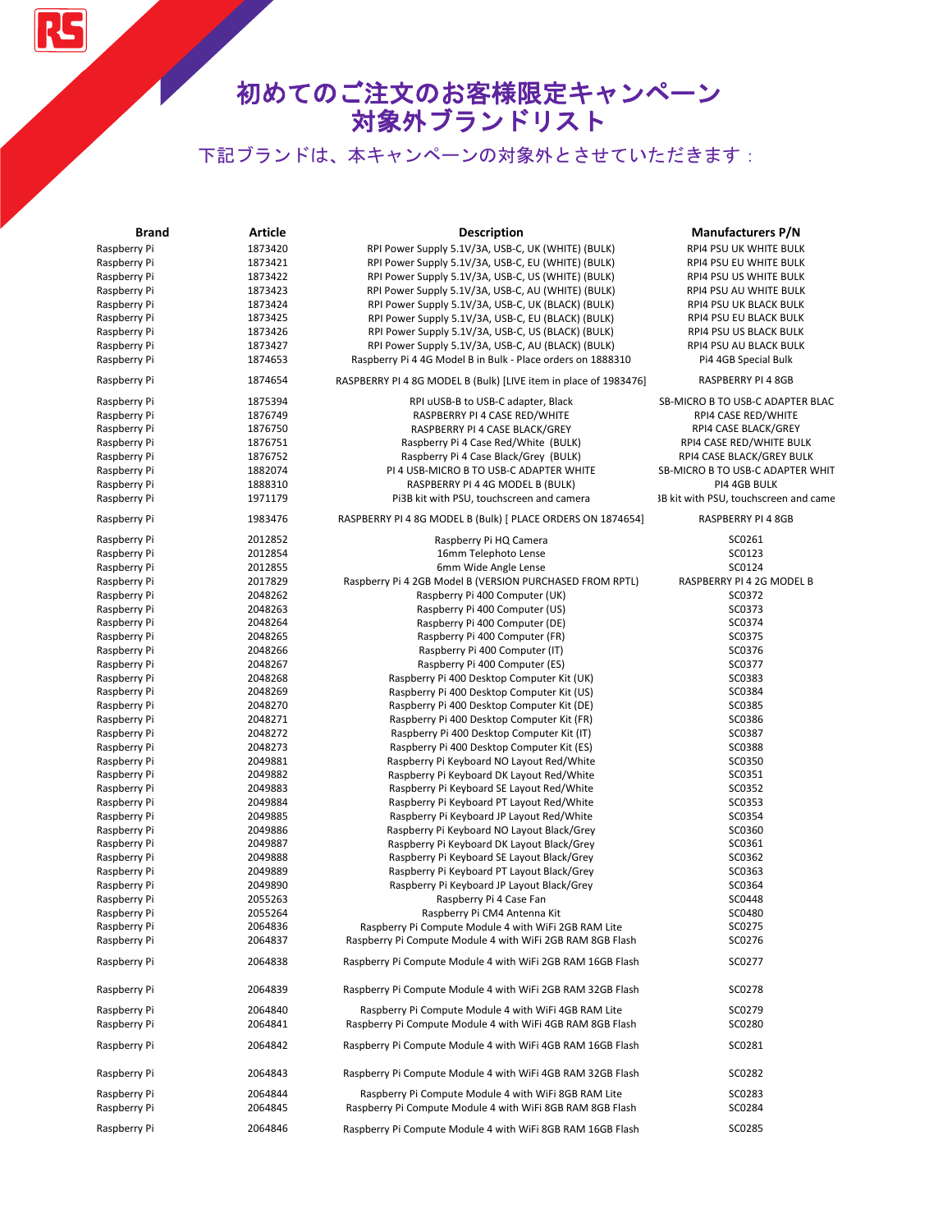# 初めてのご注文のお客様限定キャンペーン
# 対象外ブランドリスト

下記ブランドは、本キャンペーンの対象外とさせていただきます：

| Brand | Article | Description | Manufacturers P/N |
|---|---|---|---|
| Raspberry Pi | 1873420 | RPI Power Supply 5.1V/3A, USB-C, UK (WHITE) (BULK) | RPI4 PSU UK WHITE BULK |
| Raspberry Pi | 1873421 | RPI Power Supply 5.1V/3A, USB-C, EU (WHITE) (BULK) | RPI4 PSU EU WHITE BULK |
| Raspberry Pi | 1873422 | RPI Power Supply 5.1V/3A, USB-C, US (WHITE) (BULK) | RPI4 PSU US WHITE BULK |
| Raspberry Pi | 1873423 | RPI Power Supply 5.1V/3A, USB-C, AU (WHITE) (BULK) | RPI4 PSU AU WHITE BULK |
| Raspberry Pi | 1873424 | RPI Power Supply 5.1V/3A, USB-C, UK (BLACK) (BULK) | RPI4 PSU UK BLACK BULK |
| Raspberry Pi | 1873425 | RPI Power Supply 5.1V/3A, USB-C, EU (BLACK) (BULK) | RPI4 PSU EU BLACK BULK |
| Raspberry Pi | 1873426 | RPI Power Supply 5.1V/3A, USB-C, US (BLACK) (BULK) | RPI4 PSU US BLACK BULK |
| Raspberry Pi | 1873427 | RPI Power Supply 5.1V/3A, USB-C, AU (BLACK) (BULK) | RPI4 PSU AU BLACK BULK |
| Raspberry Pi | 1874653 | Raspberry Pi 4 4G Model B in Bulk - Place orders on 1888310 | Pi4 4GB Special Bulk |
| Raspberry Pi | 1874654 | RASPBERRY PI 4 8G MODEL B (Bulk) [LIVE item in place of 1983476] | RASPBERRY PI 4 8GB |
| Raspberry Pi | 1875394 | RPI uUSB-B to USB-C adapter, Black | SB-MICRO B TO USB-C ADAPTER BLAC |
| Raspberry Pi | 1876749 | RASPBERRY PI 4 CASE RED/WHITE | RPI4 CASE RED/WHITE |
| Raspberry Pi | 1876750 | RASPBERRY PI 4 CASE BLACK/GREY | RPI4 CASE BLACK/GREY |
| Raspberry Pi | 1876751 | Raspberry Pi 4 Case Red/White (BULK) | RPI4 CASE RED/WHITE BULK |
| Raspberry Pi | 1876752 | Raspberry Pi 4 Case Black/Grey (BULK) | RPI4 CASE BLACK/GREY BULK |
| Raspberry Pi | 1882074 | PI 4 USB-MICRO B TO USB-C ADAPTER WHITE | SB-MICRO B TO USB-C ADAPTER WHIT |
| Raspberry Pi | 1888310 | RASPBERRY PI 4 4G MODEL B (BULK) | PI4 4GB BULK |
| Raspberry Pi | 1971179 | Pi3B kit with PSU, touchscreen and camera | 3B kit with PSU, touchscreen and came |
| Raspberry Pi | 1983476 | RASPBERRY PI 4 8G MODEL B (Bulk) [ PLACE ORDERS ON 1874654] | RASPBERRY PI 4 8GB |
| Raspberry Pi | 2012852 | Raspberry Pi HQ Camera | SC0261 |
| Raspberry Pi | 2012854 | 16mm Telephoto Lense | SC0123 |
| Raspberry Pi | 2012855 | 6mm Wide Angle Lense | SC0124 |
| Raspberry Pi | 2017829 | Raspberry Pi 4 2GB Model B (VERSION PURCHASED FROM RPTL) | RASPBERRY PI 4 2G MODEL B |
| Raspberry Pi | 2048262 | Raspberry Pi 400 Computer (UK) | SC0372 |
| Raspberry Pi | 2048263 | Raspberry Pi 400 Computer (US) | SC0373 |
| Raspberry Pi | 2048264 | Raspberry Pi 400 Computer (DE) | SC0374 |
| Raspberry Pi | 2048265 | Raspberry Pi 400 Computer (FR) | SC0375 |
| Raspberry Pi | 2048266 | Raspberry Pi 400 Computer (IT) | SC0376 |
| Raspberry Pi | 2048267 | Raspberry Pi 400 Computer (ES) | SC0377 |
| Raspberry Pi | 2048268 | Raspberry Pi 400 Desktop Computer Kit (UK) | SC0383 |
| Raspberry Pi | 2048269 | Raspberry Pi 400 Desktop Computer Kit (US) | SC0384 |
| Raspberry Pi | 2048270 | Raspberry Pi 400 Desktop Computer Kit (DE) | SC0385 |
| Raspberry Pi | 2048271 | Raspberry Pi 400 Desktop Computer Kit (FR) | SC0386 |
| Raspberry Pi | 2048272 | Raspberry Pi 400 Desktop Computer Kit (IT) | SC0387 |
| Raspberry Pi | 2048273 | Raspberry Pi 400 Desktop Computer Kit (ES) | SC0388 |
| Raspberry Pi | 2049881 | Raspberry Pi Keyboard NO Layout Red/White | SC0350 |
| Raspberry Pi | 2049882 | Raspberry Pi Keyboard DK Layout Red/White | SC0351 |
| Raspberry Pi | 2049883 | Raspberry Pi Keyboard SE Layout Red/White | SC0352 |
| Raspberry Pi | 2049884 | Raspberry Pi Keyboard PT Layout Red/White | SC0353 |
| Raspberry Pi | 2049885 | Raspberry Pi Keyboard JP Layout Red/White | SC0354 |
| Raspberry Pi | 2049886 | Raspberry Pi Keyboard NO Layout Black/Grey | SC0360 |
| Raspberry Pi | 2049887 | Raspberry Pi Keyboard DK Layout Black/Grey | SC0361 |
| Raspberry Pi | 2049888 | Raspberry Pi Keyboard SE Layout Black/Grey | SC0362 |
| Raspberry Pi | 2049889 | Raspberry Pi Keyboard PT Layout Black/Grey | SC0363 |
| Raspberry Pi | 2049890 | Raspberry Pi Keyboard JP Layout Black/Grey | SC0364 |
| Raspberry Pi | 2055263 | Raspberry Pi 4 Case Fan | SC0448 |
| Raspberry Pi | 2055264 | Raspberry Pi CM4 Antenna Kit | SC0480 |
| Raspberry Pi | 2064836 | Raspberry Pi Compute Module 4 with WiFi 2GB RAM Lite | SC0275 |
| Raspberry Pi | 2064837 | Raspberry Pi Compute Module 4 with WiFi 2GB RAM 8GB Flash | SC0276 |
| Raspberry Pi | 2064838 | Raspberry Pi Compute Module 4 with WiFi 2GB RAM 16GB Flash | SC0277 |
| Raspberry Pi | 2064839 | Raspberry Pi Compute Module 4 with WiFi 2GB RAM 32GB Flash | SC0278 |
| Raspberry Pi | 2064840 | Raspberry Pi Compute Module 4 with WiFi 4GB RAM Lite | SC0279 |
| Raspberry Pi | 2064841 | Raspberry Pi Compute Module 4 with WiFi 4GB RAM 8GB Flash | SC0280 |
| Raspberry Pi | 2064842 | Raspberry Pi Compute Module 4 with WiFi 4GB RAM 16GB Flash | SC0281 |
| Raspberry Pi | 2064843 | Raspberry Pi Compute Module 4 with WiFi 4GB RAM 32GB Flash | SC0282 |
| Raspberry Pi | 2064844 | Raspberry Pi Compute Module 4 with WiFi 8GB RAM Lite | SC0283 |
| Raspberry Pi | 2064845 | Raspberry Pi Compute Module 4 with WiFi 8GB RAM 8GB Flash | SC0284 |
| Raspberry Pi | 2064846 | Raspberry Pi Compute Module 4 with WiFi 8GB RAM 16GB Flash | SC0285 |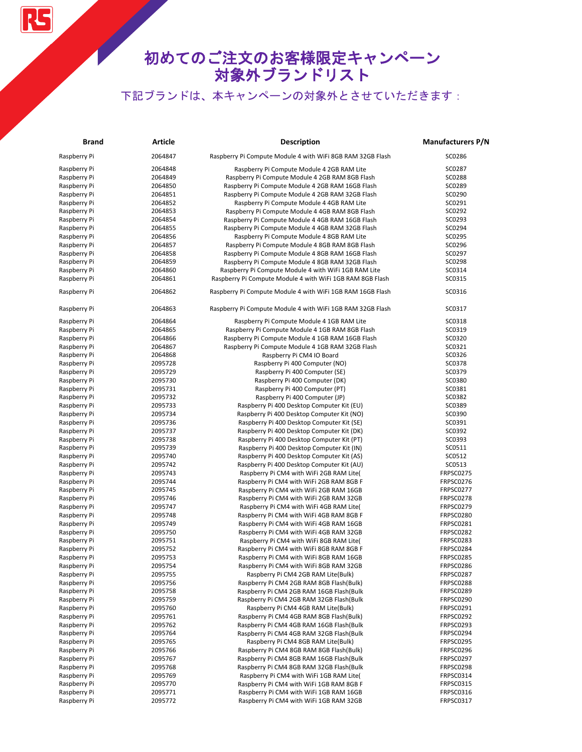# 初めてのご注文のお客様限定キャンペーン 対象外ブランドリスト

下記ブランドは、本キャンペーンの対象外とさせていただきます：

| Brand | Article | Description | Manufacturers P/N |
|---|---|---|---|
| Raspberry Pi | 2064847 | Raspberry Pi Compute Module 4 with WiFi 8GB RAM 32GB Flash | SC0286 |
| Raspberry Pi | 2064848 | Raspberry Pi Compute Module 4 2GB RAM Lite | SC0287 |
| Raspberry Pi | 2064849 | Raspberry Pi Compute Module 4 2GB RAM 8GB Flash | SC0288 |
| Raspberry Pi | 2064850 | Raspberry Pi Compute Module 4 2GB RAM 16GB Flash | SC0289 |
| Raspberry Pi | 2064851 | Raspberry Pi Compute Module 4 2GB RAM 32GB Flash | SC0290 |
| Raspberry Pi | 2064852 | Raspberry Pi Compute Module 4 4GB RAM Lite | SC0291 |
| Raspberry Pi | 2064853 | Raspberry Pi Compute Module 4 4GB RAM 8GB Flash | SC0292 |
| Raspberry Pi | 2064854 | Raspberry Pi Compute Module 4 4GB RAM 16GB Flash | SC0293 |
| Raspberry Pi | 2064855 | Raspberry Pi Compute Module 4 4GB RAM 32GB Flash | SC0294 |
| Raspberry Pi | 2064856 | Raspberry Pi Compute Module 4 8GB RAM Lite | SC0295 |
| Raspberry Pi | 2064857 | Raspberry Pi Compute Module 4 8GB RAM 8GB Flash | SC0296 |
| Raspberry Pi | 2064858 | Raspberry Pi Compute Module 4 8GB RAM 16GB Flash | SC0297 |
| Raspberry Pi | 2064859 | Raspberry Pi Compute Module 4 8GB RAM 32GB Flash | SC0298 |
| Raspberry Pi | 2064860 | Raspberry Pi Compute Module 4 with WiFi 1GB RAM Lite | SC0314 |
| Raspberry Pi | 2064861 | Raspberry Pi Compute Module 4 with WiFi 1GB RAM 8GB Flash | SC0315 |
| Raspberry Pi | 2064862 | Raspberry Pi Compute Module 4 with WiFi 1GB RAM 16GB Flash | SC0316 |
| Raspberry Pi | 2064863 | Raspberry Pi Compute Module 4 with WiFi 1GB RAM 32GB Flash | SC0317 |
| Raspberry Pi | 2064864 | Raspberry Pi Compute Module 4 1GB RAM Lite | SC0318 |
| Raspberry Pi | 2064865 | Raspberry Pi Compute Module 4 1GB RAM 8GB Flash | SC0319 |
| Raspberry Pi | 2064866 | Raspberry Pi Compute Module 4 1GB RAM 16GB Flash | SC0320 |
| Raspberry Pi | 2064867 | Raspberry Pi Compute Module 4 1GB RAM 32GB Flash | SC0321 |
| Raspberry Pi | 2064868 | Raspberry Pi CM4 IO Board | SC0326 |
| Raspberry Pi | 2095728 | Raspberry Pi 400 Computer (NO) | SC0378 |
| Raspberry Pi | 2095729 | Raspberry Pi 400 Computer (SE) | SC0379 |
| Raspberry Pi | 2095730 | Raspberry Pi 400 Computer (DK) | SC0380 |
| Raspberry Pi | 2095731 | Raspberry Pi 400 Computer (PT) | SC0381 |
| Raspberry Pi | 2095732 | Raspberry Pi 400 Computer (JP) | SC0382 |
| Raspberry Pi | 2095733 | Raspberry Pi 400 Desktop Computer Kit (EU) | SC0389 |
| Raspberry Pi | 2095734 | Raspberry Pi 400 Desktop Computer Kit (NO) | SC0390 |
| Raspberry Pi | 2095736 | Raspberry Pi 400 Desktop Computer Kit (SE) | SC0391 |
| Raspberry Pi | 2095737 | Raspberry Pi 400 Desktop Computer Kit (DK) | SC0392 |
| Raspberry Pi | 2095738 | Raspberry Pi 400 Desktop Computer Kit (PT) | SC0393 |
| Raspberry Pi | 2095739 | Raspberry Pi 400 Desktop Computer Kit (IN) | SC0511 |
| Raspberry Pi | 2095740 | Raspberry Pi 400 Desktop Computer Kit (AS) | SC0512 |
| Raspberry Pi | 2095742 | Raspberry Pi 400 Desktop Computer Kit (AU) | SC0513 |
| Raspberry Pi | 2095743 | Raspberry Pi CM4 with WiFi 2GB RAM Lite( | FRPSC0275 |
| Raspberry Pi | 2095744 | Raspberry Pi CM4 with WiFi 2GB RAM 8GB F | FRPSC0276 |
| Raspberry Pi | 2095745 | Raspberry Pi CM4 with WiFi 2GB RAM 16GB | FRPSC0277 |
| Raspberry Pi | 2095746 | Raspberry Pi CM4 with WiFi 2GB RAM 32GB | FRPSC0278 |
| Raspberry Pi | 2095747 | Raspberry Pi CM4 with WiFi 4GB RAM Lite( | FRPSC0279 |
| Raspberry Pi | 2095748 | Raspberry Pi CM4 with WiFi 4GB RAM 8GB F | FRPSC0280 |
| Raspberry Pi | 2095749 | Raspberry Pi CM4 with WiFi 4GB RAM 16GB | FRPSC0281 |
| Raspberry Pi | 2095750 | Raspberry Pi CM4 with WiFi 4GB RAM 32GB | FRPSC0282 |
| Raspberry Pi | 2095751 | Raspberry Pi CM4 with WiFi 8GB RAM Lite( | FRPSC0283 |
| Raspberry Pi | 2095752 | Raspberry Pi CM4 with WiFi 8GB RAM 8GB F | FRPSC0284 |
| Raspberry Pi | 2095753 | Raspberry Pi CM4 with WiFi 8GB RAM 16GB | FRPSC0285 |
| Raspberry Pi | 2095754 | Raspberry Pi CM4 with WiFi 8GB RAM 32GB | FRPSC0286 |
| Raspberry Pi | 2095755 | Raspberry Pi CM4 2GB RAM Lite(Bulk) | FRPSC0287 |
| Raspberry Pi | 2095756 | Raspberry Pi CM4 2GB RAM 8GB Flash(Bulk) | FRPSC0288 |
| Raspberry Pi | 2095758 | Raspberry Pi CM4 2GB RAM 16GB Flash(Bulk | FRPSC0289 |
| Raspberry Pi | 2095759 | Raspberry Pi CM4 2GB RAM 32GB Flash(Bulk | FRPSC0290 |
| Raspberry Pi | 2095760 | Raspberry Pi CM4 4GB RAM Lite(Bulk) | FRPSC0291 |
| Raspberry Pi | 2095761 | Raspberry Pi CM4 4GB RAM 8GB Flash(Bulk) | FRPSC0292 |
| Raspberry Pi | 2095762 | Raspberry Pi CM4 4GB RAM 16GB Flash(Bulk | FRPSC0293 |
| Raspberry Pi | 2095764 | Raspberry Pi CM4 4GB RAM 32GB Flash(Bulk | FRPSC0294 |
| Raspberry Pi | 2095765 | Raspberry Pi CM4 8GB RAM Lite(Bulk) | FRPSC0295 |
| Raspberry Pi | 2095766 | Raspberry Pi CM4 8GB RAM 8GB Flash(Bulk) | FRPSC0296 |
| Raspberry Pi | 2095767 | Raspberry Pi CM4 8GB RAM 16GB Flash(Bulk | FRPSC0297 |
| Raspberry Pi | 2095768 | Raspberry Pi CM4 8GB RAM 32GB Flash(Bulk | FRPSC0298 |
| Raspberry Pi | 2095769 | Raspberry Pi CM4 with WiFi 1GB RAM Lite( | FRPSC0314 |
| Raspberry Pi | 2095770 | Raspberry Pi CM4 with WiFi 1GB RAM 8GB F | FRPSC0315 |
| Raspberry Pi | 2095771 | Raspberry Pi CM4 with WiFi 1GB RAM 16GB | FRPSC0316 |
| Raspberry Pi | 2095772 | Raspberry Pi CM4 with WiFi 1GB RAM 32GB | FRPSC0317 |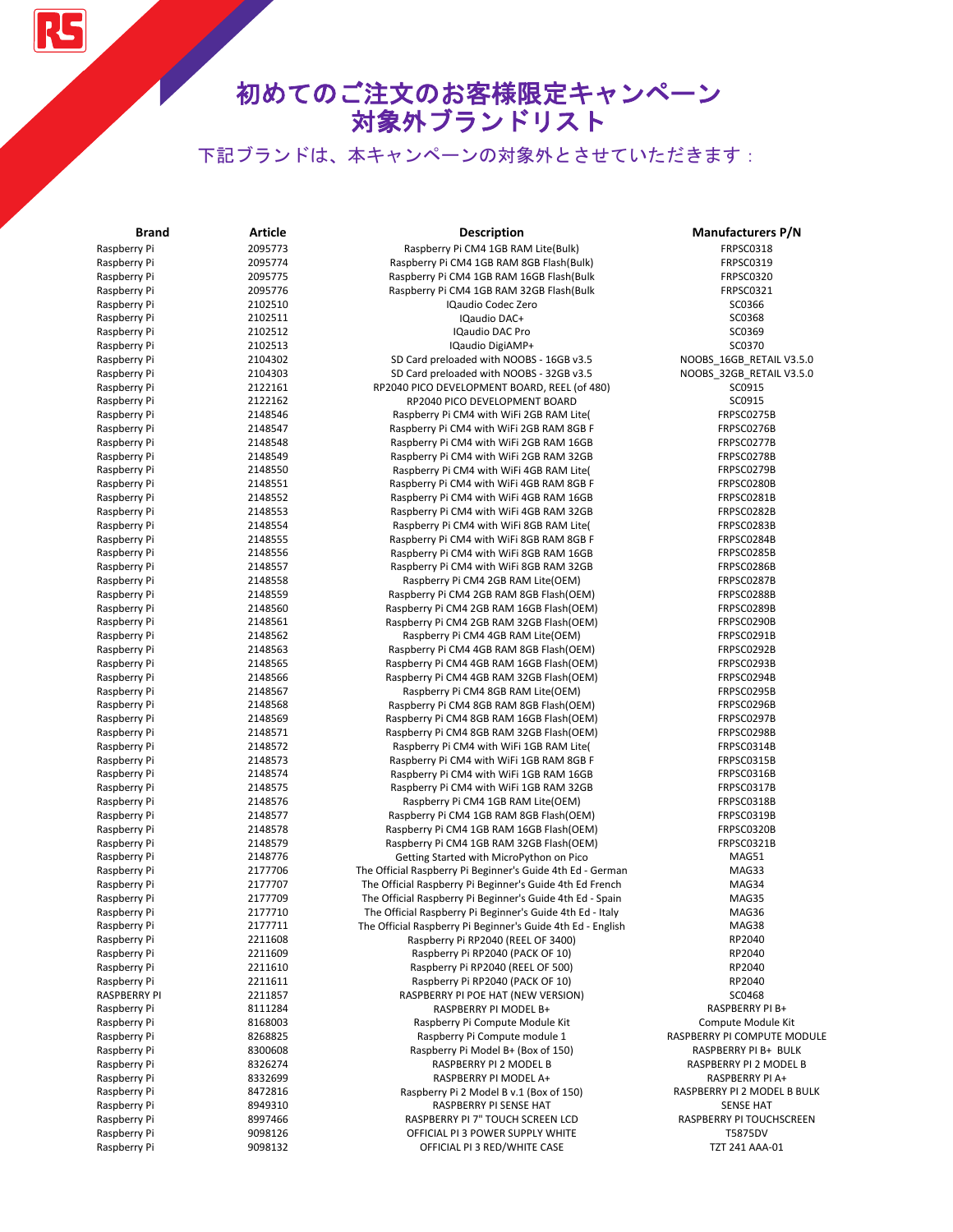# 初めてのご注文のお客様限定キャンペーン
# 対象外ブランドリスト

下記ブランドは、本キャンペーンの対象外とさせていただきます：

| Brand | Article | Description | Manufacturers P/N |
|---|---|---|---|
| Raspberry Pi | 2095773 | Raspberry Pi CM4 1GB RAM Lite(Bulk) | FRPSC0318 |
| Raspberry Pi | 2095774 | Raspberry Pi CM4 1GB RAM 8GB Flash(Bulk) | FRPSC0319 |
| Raspberry Pi | 2095775 | Raspberry Pi CM4 1GB RAM 16GB Flash(Bulk | FRPSC0320 |
| Raspberry Pi | 2095776 | Raspberry Pi CM4 1GB RAM 32GB Flash(Bulk | FRPSC0321 |
| Raspberry Pi | 2102510 | IQaudio Codec Zero | SC0366 |
| Raspberry Pi | 2102511 | IQaudio DAC+ | SC0368 |
| Raspberry Pi | 2102512 | IQaudio DAC Pro | SC0369 |
| Raspberry Pi | 2102513 | IQaudio DigiAMP+ | SC0370 |
| Raspberry Pi | 2104302 | SD Card preloaded with NOOBS - 16GB v3.5 | NOOBS_16GB_RETAIL V3.5.0 |
| Raspberry Pi | 2104303 | SD Card preloaded with NOOBS - 32GB v3.5 | NOOBS_32GB_RETAIL V3.5.0 |
| Raspberry Pi | 2122161 | RP2040 PICO DEVELOPMENT BOARD, REEL (of 480) | SC0915 |
| Raspberry Pi | 2122162 | RP2040 PICO DEVELOPMENT BOARD | SC0915 |
| Raspberry Pi | 2148546 | Raspberry Pi CM4 with WiFi 2GB RAM Lite( | FRPSC0275B |
| Raspberry Pi | 2148547 | Raspberry Pi CM4 with WiFi 2GB RAM 8GB F | FRPSC0276B |
| Raspberry Pi | 2148548 | Raspberry Pi CM4 with WiFi 2GB RAM 16GB | FRPSC0277B |
| Raspberry Pi | 2148549 | Raspberry Pi CM4 with WiFi 2GB RAM 32GB | FRPSC0278B |
| Raspberry Pi | 2148550 | Raspberry Pi CM4 with WiFi 4GB RAM Lite( | FRPSC0279B |
| Raspberry Pi | 2148551 | Raspberry Pi CM4 with WiFi 4GB RAM 8GB F | FRPSC0280B |
| Raspberry Pi | 2148552 | Raspberry Pi CM4 with WiFi 4GB RAM 16GB | FRPSC0281B |
| Raspberry Pi | 2148553 | Raspberry Pi CM4 with WiFi 4GB RAM 32GB | FRPSC0282B |
| Raspberry Pi | 2148554 | Raspberry Pi CM4 with WiFi 8GB RAM Lite( | FRPSC0283B |
| Raspberry Pi | 2148555 | Raspberry Pi CM4 with WiFi 8GB RAM 8GB F | FRPSC0284B |
| Raspberry Pi | 2148556 | Raspberry Pi CM4 with WiFi 8GB RAM 16GB | FRPSC0285B |
| Raspberry Pi | 2148557 | Raspberry Pi CM4 with WiFi 8GB RAM 32GB | FRPSC0286B |
| Raspberry Pi | 2148558 | Raspberry Pi CM4 2GB RAM Lite(OEM) | FRPSC0287B |
| Raspberry Pi | 2148559 | Raspberry Pi CM4 2GB RAM 8GB Flash(OEM) | FRPSC0288B |
| Raspberry Pi | 2148560 | Raspberry Pi CM4 2GB RAM 16GB Flash(OEM) | FRPSC0289B |
| Raspberry Pi | 2148561 | Raspberry Pi CM4 2GB RAM 32GB Flash(OEM) | FRPSC0290B |
| Raspberry Pi | 2148562 | Raspberry Pi CM4 4GB RAM Lite(OEM) | FRPSC0291B |
| Raspberry Pi | 2148563 | Raspberry Pi CM4 4GB RAM 8GB Flash(OEM) | FRPSC0292B |
| Raspberry Pi | 2148565 | Raspberry Pi CM4 4GB RAM 16GB Flash(OEM) | FRPSC0293B |
| Raspberry Pi | 2148566 | Raspberry Pi CM4 4GB RAM 32GB Flash(OEM) | FRPSC0294B |
| Raspberry Pi | 2148567 | Raspberry Pi CM4 8GB RAM Lite(OEM) | FRPSC0295B |
| Raspberry Pi | 2148568 | Raspberry Pi CM4 8GB RAM 8GB Flash(OEM) | FRPSC0296B |
| Raspberry Pi | 2148569 | Raspberry Pi CM4 8GB RAM 16GB Flash(OEM) | FRPSC0297B |
| Raspberry Pi | 2148571 | Raspberry Pi CM4 8GB RAM 32GB Flash(OEM) | FRPSC0298B |
| Raspberry Pi | 2148572 | Raspberry Pi CM4 with WiFi 1GB RAM Lite( | FRPSC0314B |
| Raspberry Pi | 2148573 | Raspberry Pi CM4 with WiFi 1GB RAM 8GB F | FRPSC0315B |
| Raspberry Pi | 2148574 | Raspberry Pi CM4 with WiFi 1GB RAM 16GB | FRPSC0316B |
| Raspberry Pi | 2148575 | Raspberry Pi CM4 with WiFi 1GB RAM 32GB | FRPSC0317B |
| Raspberry Pi | 2148576 | Raspberry Pi CM4 1GB RAM Lite(OEM) | FRPSC0318B |
| Raspberry Pi | 2148577 | Raspberry Pi CM4 1GB RAM 8GB Flash(OEM) | FRPSC0319B |
| Raspberry Pi | 2148578 | Raspberry Pi CM4 1GB RAM 16GB Flash(OEM) | FRPSC0320B |
| Raspberry Pi | 2148579 | Raspberry Pi CM4 1GB RAM 32GB Flash(OEM) | FRPSC0321B |
| Raspberry Pi | 2148776 | Getting Started with MicroPython on Pico | MAG51 |
| Raspberry Pi | 2177706 | The Official Raspberry Pi Beginner's Guide 4th Ed - German | MAG33 |
| Raspberry Pi | 2177707 | The Official Raspberry Pi Beginner's Guide 4th Ed French | MAG34 |
| Raspberry Pi | 2177709 | The Official Raspberry Pi Beginner's Guide 4th Ed - Spain | MAG35 |
| Raspberry Pi | 2177710 | The Official Raspberry Pi Beginner's Guide 4th Ed - Italy | MAG36 |
| Raspberry Pi | 2177711 | The Official Raspberry Pi Beginner's Guide 4th Ed - English | MAG38 |
| Raspberry Pi | 2211608 | Raspberry Pi RP2040 (REEL OF 3400) | RP2040 |
| Raspberry Pi | 2211609 | Raspberry Pi RP2040 (PACK OF 10) | RP2040 |
| Raspberry Pi | 2211610 | Raspberry Pi RP2040 (REEL OF 500) | RP2040 |
| Raspberry Pi | 2211611 | Raspberry Pi RP2040 (PACK OF 10) | RP2040 |
| RASPBERRY PI | 2211857 | RASPBERRY PI POE HAT (NEW VERSION) | SC0468 |
| Raspberry Pi | 8111284 | RASPBERRY PI MODEL B+ | RASPBERRY PI B+ |
| Raspberry Pi | 8168003 | Raspberry Pi Compute Module Kit | Compute Module Kit |
| Raspberry Pi | 8268825 | Raspberry Pi Compute module 1 | RASPBERRY PI COMPUTE MODULE |
| Raspberry Pi | 8300608 | Raspberry Pi Model B+ (Box of 150) | RASPBERRY PI B+ BULK |
| Raspberry Pi | 8326274 | RASPBERRY PI 2 MODEL B | RASPBERRY PI 2 MODEL B |
| Raspberry Pi | 8332699 | RASPBERRY PI MODEL A+ | RASPBERRY PI A+ |
| Raspberry Pi | 8472816 | Raspberry Pi 2 Model B v.1 (Box of 150) | RASPBERRY PI 2 MODEL B BULK |
| Raspberry Pi | 8949310 | RASPBERRY PI SENSE HAT | SENSE HAT |
| Raspberry Pi | 8997466 | RASPBERRY PI 7" TOUCH SCREEN LCD | RASPBERRY PI TOUCHSCREEN |
| Raspberry Pi | 9098126 | OFFICIAL PI 3 POWER SUPPLY WHITE | T5875DV |
| Raspberry Pi | 9098132 | OFFICIAL PI 3 RED/WHITE CASE | TZT 241 AAA-01 |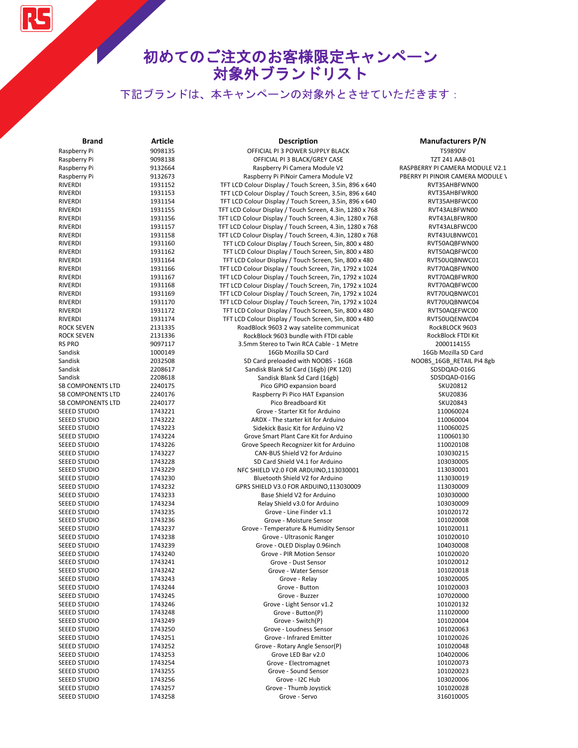# 初めてのご注文のお客様限定キャンペーン 対象外ブランドリスト

下記ブランドは、本キャンペーンの対象外とさせていただきます：

| Brand | Article | Description | Manufacturers P/N |
|---|---|---|---|
| Raspberry Pi | 9098135 | OFFICIAL PI 3 POWER SUPPLY BLACK | T5989DV |
| Raspberry Pi | 9098138 | OFFICIAL PI 3 BLACK/GREY CASE | TZT 241 AAB-01 |
| Raspberry Pi | 9132664 | Raspberry Pi Camera Module V2 | RASPBERRY PI CAMERA MODULE V2.1 |
| Raspberry Pi | 9132673 | Raspberry Pi PiNoir Camera Module V2 | PBERRY PI PINOIR CAMERA MODULE \ |
| RIVERDI | 1931152 | TFT LCD Colour Display / Touch Screen, 3.5in, 896 x 640 | RVT35AHBFWN00 |
| RIVERDI | 1931153 | TFT LCD Colour Display / Touch Screen, 3.5in, 896 x 640 | RVT35AHBFWR00 |
| RIVERDI | 1931154 | TFT LCD Colour Display / Touch Screen, 3.5in, 896 x 640 | RVT35AHBFWC00 |
| RIVERDI | 1931155 | TFT LCD Colour Display / Touch Screen, 4.3in, 1280 x 768 | RVT43ALBFWN00 |
| RIVERDI | 1931156 | TFT LCD Colour Display / Touch Screen, 4.3in, 1280 x 768 | RVT43ALBFWR00 |
| RIVERDI | 1931157 | TFT LCD Colour Display / Touch Screen, 4.3in, 1280 x 768 | RVT43ALBFWC00 |
| RIVERDI | 1931158 | TFT LCD Colour Display / Touch Screen, 4.3in, 1280 x 768 | RVT43ULBNWC01 |
| RIVERDI | 1931160 | TFT LCD Colour Display / Touch Screen, 5in, 800 x 480 | RVT50AQBFWN00 |
| RIVERDI | 1931162 | TFT LCD Colour Display / Touch Screen, 5in, 800 x 480 | RVT50AQBFWC00 |
| RIVERDI | 1931164 | TFT LCD Colour Display / Touch Screen, 5in, 800 x 480 | RVT50UQBNWC01 |
| RIVERDI | 1931166 | TFT LCD Colour Display / Touch Screen, 7in, 1792 x 1024 | RVT70AQBFWN00 |
| RIVERDI | 1931167 | TFT LCD Colour Display / Touch Screen, 7in, 1792 x 1024 | RVT70AQBFWR00 |
| RIVERDI | 1931168 | TFT LCD Colour Display / Touch Screen, 7in, 1792 x 1024 | RVT70AQBFWC00 |
| RIVERDI | 1931169 | TFT LCD Colour Display / Touch Screen, 7in, 1792 x 1024 | RVT70UQBNWC01 |
| RIVERDI | 1931170 | TFT LCD Colour Display / Touch Screen, 7in, 1792 x 1024 | RVT70UQBNWC04 |
| RIVERDI | 1931172 | TFT LCD Colour Display / Touch Screen, 5in, 800 x 480 | RVT50AQEFWC00 |
| RIVERDI | 1931174 | TFT LCD Colour Display / Touch Screen, 5in, 800 x 480 | RVT50UQENWC04 |
| ROCK SEVEN | 2131335 | RoadBlock 9603 2 way satelite communicat | RockBLOCK 9603 |
| ROCK SEVEN | 2131336 | RockBlock 9603 bundle with FTDI cable | RockBlock FTDI Kit |
| RS PRO | 9097117 | 3.5mm Stereo to Twin RCA Cable - 1 Metre | 2000114155 |
| Sandisk | 1000149 | 16Gb Mozilla SD Card | 16Gb Mozilla SD Card |
| Sandisk | 2032508 | SD Card preloaded with NOOBS - 16GB | NOOBS_16GB_RETAIL Pi4 8gb |
| Sandisk | 2208617 | Sandisk Blank Sd Card (16gb) (PK 120) | SDSDQAD-016G |
| Sandisk | 2208618 | Sandisk Blank Sd Card (16gb) | SDSDQAD-016G |
| SB COMPONENTS LTD | 2240175 | Pico GPIO expansion board | SKU20812 |
| SB COMPONENTS LTD | 2240176 | Raspberry Pi Pico HAT Expansion | SKU20836 |
| SB COMPONENTS LTD | 2240177 | Pico Breadboard Kit | SKU20843 |
| SEEED STUDIO | 1743221 | Grove - Starter Kit for Arduino | 110060024 |
| SEEED STUDIO | 1743222 | ARDX - The starter kit for Arduino | 110060004 |
| SEEED STUDIO | 1743223 | Sidekick Basic Kit for Arduino V2 | 110060025 |
| SEEED STUDIO | 1743224 | Grove Smart Plant Care Kit for Arduino | 110060130 |
| SEEED STUDIO | 1743226 | Grove Speech Recognizer kit for Arduino | 110020108 |
| SEEED STUDIO | 1743227 | CAN-BUS Shield V2 for Arduino | 103030215 |
| SEEED STUDIO | 1743228 | SD Card Shield V4.1 for Arduino | 103030005 |
| SEEED STUDIO | 1743229 | NFC SHIELD V2.0 FOR ARDUINO,113030001 | 113030001 |
| SEEED STUDIO | 1743230 | Bluetooth Shield V2 for Arduino | 113030019 |
| SEEED STUDIO | 1743232 | GPRS SHIELD V3.0 FOR ARDUINO,113030009 | 113030009 |
| SEEED STUDIO | 1743233 | Base Shield V2 for Arduino | 103030000 |
| SEEED STUDIO | 1743234 | Relay Shield v3.0 for Arduino | 103030009 |
| SEEED STUDIO | 1743235 | Grove - Line Finder v1.1 | 101020172 |
| SEEED STUDIO | 1743236 | Grove - Moisture Sensor | 101020008 |
| SEEED STUDIO | 1743237 | Grove - Temperature & Humidity Sensor | 101020011 |
| SEEED STUDIO | 1743238 | Grove - Ultrasonic Ranger | 101020010 |
| SEEED STUDIO | 1743239 | Grove - OLED Display 0.96inch | 104030008 |
| SEEED STUDIO | 1743240 | Grove - PIR Motion Sensor | 101020020 |
| SEEED STUDIO | 1743241 | Grove - Dust Sensor | 101020012 |
| SEEED STUDIO | 1743242 | Grove - Water Sensor | 101020018 |
| SEEED STUDIO | 1743243 | Grove - Relay | 103020005 |
| SEEED STUDIO | 1743244 | Grove - Button | 101020003 |
| SEEED STUDIO | 1743245 | Grove - Buzzer | 107020000 |
| SEEED STUDIO | 1743246 | Grove - Light Sensor v1.2 | 101020132 |
| SEEED STUDIO | 1743248 | Grove - Button(P) | 111020000 |
| SEEED STUDIO | 1743249 | Grove - Switch(P) | 101020004 |
| SEEED STUDIO | 1743250 | Grove - Loudness Sensor | 101020063 |
| SEEED STUDIO | 1743251 | Grove - Infrared Emitter | 101020026 |
| SEEED STUDIO | 1743252 | Grove - Rotary Angle Sensor(P) | 101020048 |
| SEEED STUDIO | 1743253 | Grove LED Bar v2.0 | 104020006 |
| SEEED STUDIO | 1743254 | Grove - Electromagnet | 101020073 |
| SEEED STUDIO | 1743255 | Grove - Sound Sensor | 101020023 |
| SEEED STUDIO | 1743256 | Grove - I2C Hub | 103020006 |
| SEEED STUDIO | 1743257 | Grove - Thumb Joystick | 101020028 |
| SEEED STUDIO | 1743258 | Grove - Servo | 316010005 |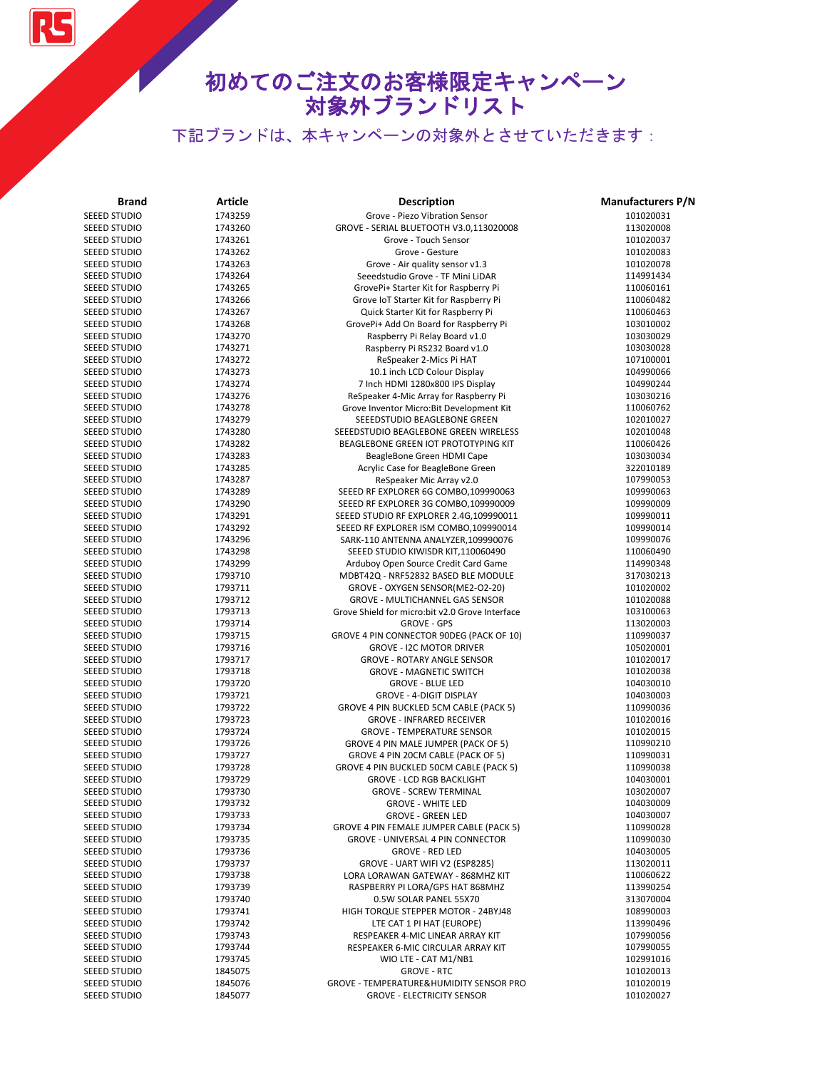# 初めてのご注文のお客様限定キャンペーン対象外ブランドリスト

下記ブランドは、本キャンペーンの対象外とさせていただきます：

| Brand | Article | Description | Manufacturers P/N |
|---|---|---|---|
| SEEED STUDIO | 1743259 | Grove - Piezo Vibration Sensor | 101020031 |
| SEEED STUDIO | 1743260 | GROVE - SERIAL BLUETOOTH V3.0,113020008 | 113020008 |
| SEEED STUDIO | 1743261 | Grove - Touch Sensor | 101020037 |
| SEEED STUDIO | 1743262 | Grove - Gesture | 101020083 |
| SEEED STUDIO | 1743263 | Grove - Air quality sensor v1.3 | 101020078 |
| SEEED STUDIO | 1743264 | Seeedstudio Grove - TF Mini LiDAR | 114991434 |
| SEEED STUDIO | 1743265 | GrovePi+ Starter Kit for Raspberry Pi | 110060161 |
| SEEED STUDIO | 1743266 | Grove IoT Starter Kit for Raspberry Pi | 110060482 |
| SEEED STUDIO | 1743267 | Quick Starter Kit for Raspberry Pi | 110060463 |
| SEEED STUDIO | 1743268 | GrovePi+ Add On Board for Raspberry Pi | 103010002 |
| SEEED STUDIO | 1743270 | Raspberry Pi Relay Board v1.0 | 103030029 |
| SEEED STUDIO | 1743271 | Raspberry Pi RS232 Board v1.0 | 103030028 |
| SEEED STUDIO | 1743272 | ReSpeaker 2-Mics Pi HAT | 107100001 |
| SEEED STUDIO | 1743273 | 10.1 inch LCD Colour Display | 104990066 |
| SEEED STUDIO | 1743274 | 7 Inch HDMI 1280x800 IPS Display | 104990244 |
| SEEED STUDIO | 1743276 | ReSpeaker 4-Mic Array for Raspberry Pi | 103030216 |
| SEEED STUDIO | 1743278 | Grove Inventor Micro:Bit Development Kit | 110060762 |
| SEEED STUDIO | 1743279 | SEEEDSTUDIO BEAGLEBONE GREEN | 102010027 |
| SEEED STUDIO | 1743280 | SEEEDSTUDIO BEAGLEBONE GREEN WIRELESS | 102010048 |
| SEEED STUDIO | 1743282 | BEAGLEBONE GREEN IOT PROTOTYPING KIT | 110060426 |
| SEEED STUDIO | 1743283 | BeagleBone Green HDMI Cape | 103030034 |
| SEEED STUDIO | 1743285 | Acrylic Case for BeagleBone Green | 322010189 |
| SEEED STUDIO | 1743287 | ReSpeaker Mic Array v2.0 | 107990053 |
| SEEED STUDIO | 1743289 | SEEED RF EXPLORER 6G COMBO,109990063 | 109990063 |
| SEEED STUDIO | 1743290 | SEEED RF EXPLORER 3G COMBO,109990009 | 109990009 |
| SEEED STUDIO | 1743291 | SEEED STUDIO RF EXPLORER 2.4G,109990011 | 109990011 |
| SEEED STUDIO | 1743292 | SEEED RF EXPLORER ISM COMBO,109990014 | 109990014 |
| SEEED STUDIO | 1743296 | SARK-110 ANTENNA ANALYZER,109990076 | 109990076 |
| SEEED STUDIO | 1743298 | SEEED STUDIO KIWISDR KIT,110060490 | 110060490 |
| SEEED STUDIO | 1743299 | Arduboy Open Source Credit Card Game | 114990348 |
| SEEED STUDIO | 1793710 | MDBT42Q - NRF52832 BASED BLE MODULE | 317030213 |
| SEEED STUDIO | 1793711 | GROVE - OXYGEN SENSOR(ME2-O2-20) | 101020002 |
| SEEED STUDIO | 1793712 | GROVE - MULTICHANNEL GAS SENSOR | 101020088 |
| SEEED STUDIO | 1793713 | Grove Shield for micro:bit v2.0 Grove Interface | 103100063 |
| SEEED STUDIO | 1793714 | GROVE - GPS | 113020003 |
| SEEED STUDIO | 1793715 | GROVE 4 PIN CONNECTOR 90DEG (PACK OF 10) | 110990037 |
| SEEED STUDIO | 1793716 | GROVE - I2C MOTOR DRIVER | 105020001 |
| SEEED STUDIO | 1793717 | GROVE - ROTARY ANGLE SENSOR | 101020017 |
| SEEED STUDIO | 1793718 | GROVE - MAGNETIC SWITCH | 101020038 |
| SEEED STUDIO | 1793720 | GROVE - BLUE LED | 104030010 |
| SEEED STUDIO | 1793721 | GROVE - 4-DIGIT DISPLAY | 104030003 |
| SEEED STUDIO | 1793722 | GROVE 4 PIN BUCKLED 5CM CABLE (PACK 5) | 110990036 |
| SEEED STUDIO | 1793723 | GROVE - INFRARED RECEIVER | 101020016 |
| SEEED STUDIO | 1793724 | GROVE - TEMPERATURE SENSOR | 101020015 |
| SEEED STUDIO | 1793726 | GROVE 4 PIN MALE JUMPER (PACK OF 5) | 110990210 |
| SEEED STUDIO | 1793727 | GROVE 4 PIN 20CM CABLE (PACK OF 5) | 110990031 |
| SEEED STUDIO | 1793728 | GROVE 4 PIN BUCKLED 50CM CABLE (PACK 5) | 110990038 |
| SEEED STUDIO | 1793729 | GROVE - LCD RGB BACKLIGHT | 104030001 |
| SEEED STUDIO | 1793730 | GROVE - SCREW TERMINAL | 103020007 |
| SEEED STUDIO | 1793732 | GROVE - WHITE LED | 104030009 |
| SEEED STUDIO | 1793733 | GROVE - GREEN LED | 104030007 |
| SEEED STUDIO | 1793734 | GROVE 4 PIN FEMALE JUMPER CABLE (PACK 5) | 110990028 |
| SEEED STUDIO | 1793735 | GROVE - UNIVERSAL 4 PIN CONNECTOR | 110990030 |
| SEEED STUDIO | 1793736 | GROVE - RED LED | 104030005 |
| SEEED STUDIO | 1793737 | GROVE - UART WIFI V2 (ESP8285) | 113020011 |
| SEEED STUDIO | 1793738 | LORA LORAWAN GATEWAY - 868MHZ KIT | 110060622 |
| SEEED STUDIO | 1793739 | RASPBERRY PI LORA/GPS HAT 868MHZ | 113990254 |
| SEEED STUDIO | 1793740 | 0.5W SOLAR PANEL 55X70 | 313070004 |
| SEEED STUDIO | 1793741 | HIGH TORQUE STEPPER MOTOR - 24BYJ48 | 108990003 |
| SEEED STUDIO | 1793742 | LTE CAT 1 PI HAT (EUROPE) | 113990496 |
| SEEED STUDIO | 1793743 | RESPEAKER 4-MIC LINEAR ARRAY KIT | 107990056 |
| SEEED STUDIO | 1793744 | RESPEAKER 6-MIC CIRCULAR ARRAY KIT | 107990055 |
| SEEED STUDIO | 1793745 | WIO LTE - CAT M1/NB1 | 102991016 |
| SEEED STUDIO | 1845075 | GROVE - RTC | 101020013 |
| SEEED STUDIO | 1845076 | GROVE - TEMPERATURE&HUMIDITY SENSOR PRO | 101020019 |
| SEEED STUDIO | 1845077 | GROVE - ELECTRICITY SENSOR | 101020027 |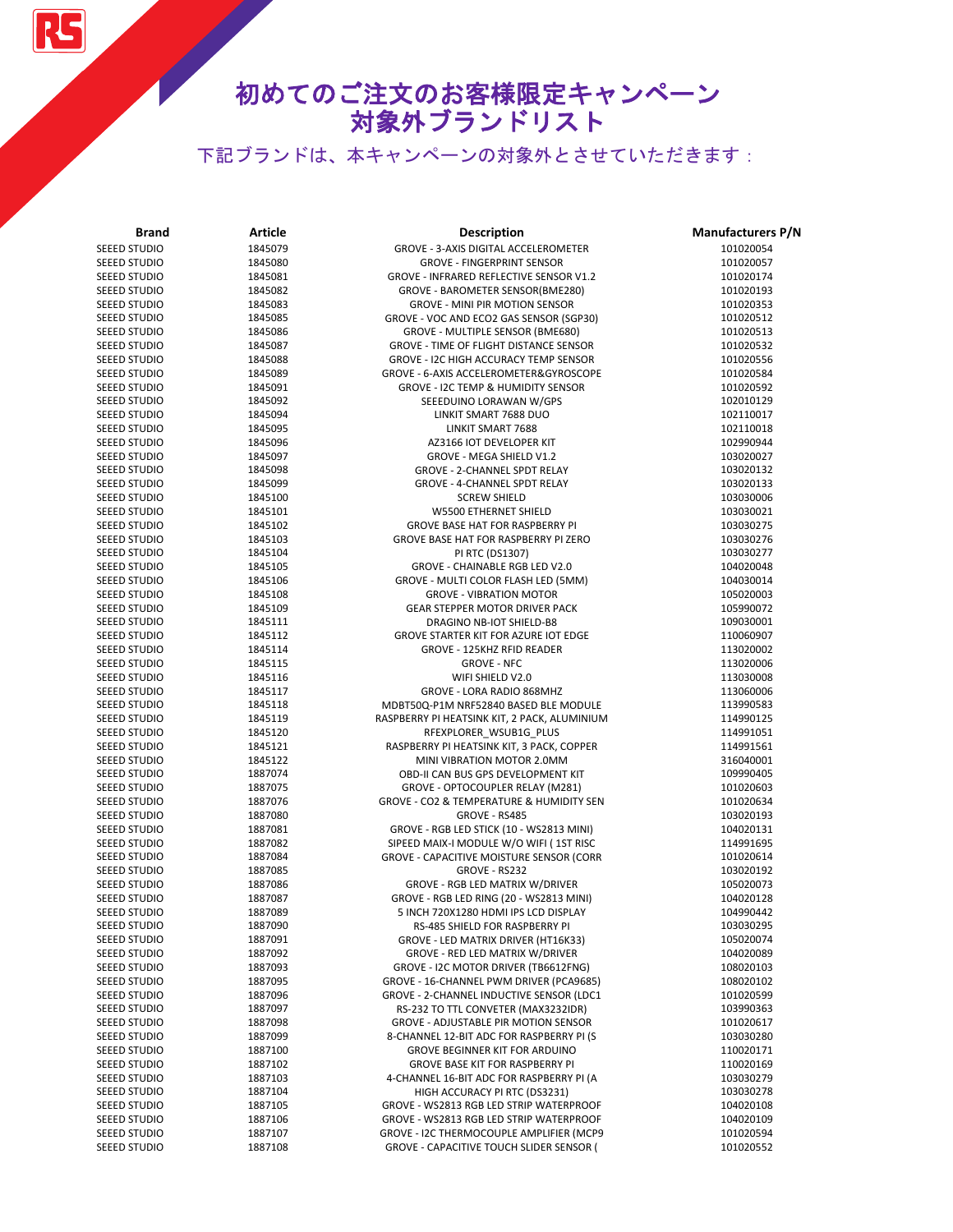# 初めてのご注文のお客様限定キャンペーン
# 対象外ブランドリスト

下記ブランドは、本キャンペーンの対象外とさせていただきます：

| Brand | Article | Description | Manufacturers P/N |
|---|---|---|---|
| SEEED STUDIO | 1845079 | GROVE - 3-AXIS DIGITAL ACCELEROMETER | 101020054 |
| SEEED STUDIO | 1845080 | GROVE - FINGERPRINT SENSOR | 101020057 |
| SEEED STUDIO | 1845081 | GROVE - INFRARED REFLECTIVE SENSOR V1.2 | 101020174 |
| SEEED STUDIO | 1845082 | GROVE - BAROMETER SENSOR(BME280) | 101020193 |
| SEEED STUDIO | 1845083 | GROVE - MINI PIR MOTION SENSOR | 101020353 |
| SEEED STUDIO | 1845085 | GROVE - VOC AND ECO2 GAS SENSOR (SGP30) | 101020512 |
| SEEED STUDIO | 1845086 | GROVE - MULTIPLE SENSOR (BME680) | 101020513 |
| SEEED STUDIO | 1845087 | GROVE - TIME OF FLIGHT DISTANCE SENSOR | 101020532 |
| SEEED STUDIO | 1845088 | GROVE - I2C HIGH ACCURACY TEMP SENSOR | 101020556 |
| SEEED STUDIO | 1845089 | GROVE - 6-AXIS ACCELEROMETER&GYROSCOPE | 101020584 |
| SEEED STUDIO | 1845091 | GROVE - I2C TEMP & HUMIDITY SENSOR | 101020592 |
| SEEED STUDIO | 1845092 | SEEEDUINO LORAWAN W/GPS | 102010129 |
| SEEED STUDIO | 1845094 | LINKIT SMART 7688 DUO | 102110017 |
| SEEED STUDIO | 1845095 | LINKIT SMART 7688 | 102110018 |
| SEEED STUDIO | 1845096 | AZ3166 IOT DEVELOPER KIT | 102990944 |
| SEEED STUDIO | 1845097 | GROVE - MEGA SHIELD V1.2 | 103020027 |
| SEEED STUDIO | 1845098 | GROVE - 2-CHANNEL SPDT RELAY | 103020132 |
| SEEED STUDIO | 1845099 | GROVE - 4-CHANNEL SPDT RELAY | 103020133 |
| SEEED STUDIO | 1845100 | SCREW SHIELD | 103030006 |
| SEEED STUDIO | 1845101 | W5500 ETHERNET SHIELD | 103030021 |
| SEEED STUDIO | 1845102 | GROVE BASE HAT FOR RASPBERRY PI | 103030275 |
| SEEED STUDIO | 1845103 | GROVE BASE HAT FOR RASPBERRY PI ZERO | 103030276 |
| SEEED STUDIO | 1845104 | PI RTC (DS1307) | 103030277 |
| SEEED STUDIO | 1845105 | GROVE - CHAINABLE RGB LED V2.0 | 104020048 |
| SEEED STUDIO | 1845106 | GROVE - MULTI COLOR FLASH LED (5MM) | 104030014 |
| SEEED STUDIO | 1845108 | GROVE - VIBRATION MOTOR | 105020003 |
| SEEED STUDIO | 1845109 | GEAR STEPPER MOTOR DRIVER PACK | 105990072 |
| SEEED STUDIO | 1845111 | DRAGINO NB-IOT SHIELD-B8 | 109030001 |
| SEEED STUDIO | 1845112 | GROVE STARTER KIT FOR AZURE IOT EDGE | 110060907 |
| SEEED STUDIO | 1845114 | GROVE - 125KHZ RFID READER | 113020002 |
| SEEED STUDIO | 1845115 | GROVE - NFC | 113020006 |
| SEEED STUDIO | 1845116 | WIFI SHIELD V2.0 | 113030008 |
| SEEED STUDIO | 1845117 | GROVE - LORA RADIO 868MHZ | 113060006 |
| SEEED STUDIO | 1845118 | MDBT50Q-P1M NRF52840 BASED BLE MODULE | 113990583 |
| SEEED STUDIO | 1845119 | RASPBERRY PI HEATSINK KIT, 2 PACK, ALUMINIUM | 114990125 |
| SEEED STUDIO | 1845120 | RFEXPLORER_WSUB1G_PLUS | 114991051 |
| SEEED STUDIO | 1845121 | RASPBERRY PI HEATSINK KIT, 3 PACK, COPPER | 114991561 |
| SEEED STUDIO | 1845122 | MINI VIBRATION MOTOR 2.0MM | 316040001 |
| SEEED STUDIO | 1887074 | OBD-II CAN BUS GPS DEVELOPMENT KIT | 109990405 |
| SEEED STUDIO | 1887075 | GROVE - OPTOCOUPLER RELAY (M281) | 101020603 |
| SEEED STUDIO | 1887076 | GROVE - CO2 & TEMPERATURE & HUMIDITY SEN | 101020634 |
| SEEED STUDIO | 1887080 | GROVE - RS485 | 103020193 |
| SEEED STUDIO | 1887081 | GROVE - RGB LED STICK (10 - WS2813 MINI) | 104020131 |
| SEEED STUDIO | 1887082 | SIPEED MAIX-I MODULE W/O WIFI ( 1ST RISC | 114991695 |
| SEEED STUDIO | 1887084 | GROVE - CAPACITIVE MOISTURE SENSOR (CORR | 101020614 |
| SEEED STUDIO | 1887085 | GROVE - RS232 | 103020192 |
| SEEED STUDIO | 1887086 | GROVE - RGB LED MATRIX W/DRIVER | 105020073 |
| SEEED STUDIO | 1887087 | GROVE - RGB LED RING (20 - WS2813 MINI) | 104020128 |
| SEEED STUDIO | 1887089 | 5 INCH 720X1280 HDMI IPS LCD DISPLAY | 104990442 |
| SEEED STUDIO | 1887090 | RS-485 SHIELD FOR RASPBERRY PI | 103030295 |
| SEEED STUDIO | 1887091 | GROVE - LED MATRIX DRIVER (HT16K33) | 105020074 |
| SEEED STUDIO | 1887092 | GROVE - RED LED MATRIX W/DRIVER | 104020089 |
| SEEED STUDIO | 1887093 | GROVE - I2C MOTOR DRIVER (TB6612FNG) | 108020103 |
| SEEED STUDIO | 1887095 | GROVE - 16-CHANNEL PWM DRIVER (PCA9685) | 108020102 |
| SEEED STUDIO | 1887096 | GROVE - 2-CHANNEL INDUCTIVE SENSOR (LDC1 | 101020599 |
| SEEED STUDIO | 1887097 | RS-232 TO TTL CONVETER (MAX3232IDR) | 103990363 |
| SEEED STUDIO | 1887098 | GROVE - ADJUSTABLE PIR MOTION SENSOR | 101020617 |
| SEEED STUDIO | 1887099 | 8-CHANNEL 12-BIT ADC FOR RASPBERRY PI (S | 103030280 |
| SEEED STUDIO | 1887100 | GROVE BEGINNER KIT FOR ARDUINO | 110020171 |
| SEEED STUDIO | 1887102 | GROVE BASE KIT FOR RASPBERRY PI | 110020169 |
| SEEED STUDIO | 1887103 | 4-CHANNEL 16-BIT ADC FOR RASPBERRY PI (A | 103030279 |
| SEEED STUDIO | 1887104 | HIGH ACCURACY PI RTC (DS3231) | 103030278 |
| SEEED STUDIO | 1887105 | GROVE - WS2813 RGB LED STRIP WATERPROOF | 104020108 |
| SEEED STUDIO | 1887106 | GROVE - WS2813 RGB LED STRIP WATERPROOF | 104020109 |
| SEEED STUDIO | 1887107 | GROVE - I2C THERMOCOUPLE AMPLIFIER (MCP9 | 101020594 |
| SEEED STUDIO | 1887108 | GROVE - CAPACITIVE TOUCH SLIDER SENSOR ( | 101020552 |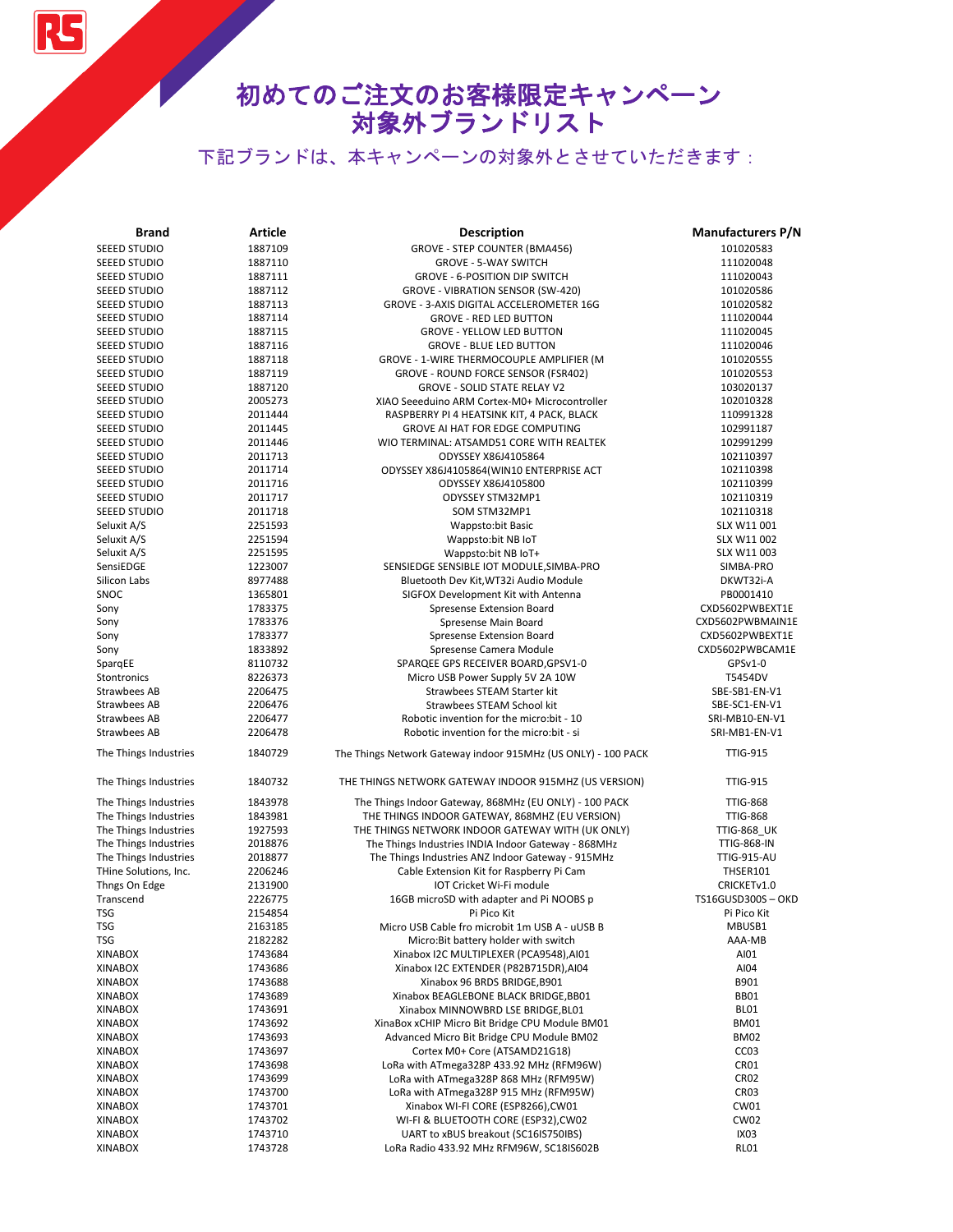# 初めてのご注文のお客様限定キャンペーン対象外ブランドリスト

下記ブランドは、本キャンペーンの対象外とさせていただきます：

| Brand | Article | Description | Manufacturers P/N |
|---|---|---|---|
| SEEED STUDIO | 1887109 | GROVE - STEP COUNTER (BMA456) | 101020583 |
| SEEED STUDIO | 1887110 | GROVE - 5-WAY SWITCH | 111020048 |
| SEEED STUDIO | 1887111 | GROVE - 6-POSITION DIP SWITCH | 111020043 |
| SEEED STUDIO | 1887112 | GROVE - VIBRATION SENSOR (SW-420) | 101020586 |
| SEEED STUDIO | 1887113 | GROVE - 3-AXIS DIGITAL ACCELEROMETER 16G | 101020582 |
| SEEED STUDIO | 1887114 | GROVE - RED LED BUTTON | 111020044 |
| SEEED STUDIO | 1887115 | GROVE - YELLOW LED BUTTON | 111020045 |
| SEEED STUDIO | 1887116 | GROVE - BLUE LED BUTTON | 111020046 |
| SEEED STUDIO | 1887118 | GROVE - 1-WIRE THERMOCOUPLE AMPLIFIER (M | 101020555 |
| SEEED STUDIO | 1887119 | GROVE - ROUND FORCE SENSOR (FSR402) | 101020553 |
| SEEED STUDIO | 1887120 | GROVE - SOLID STATE RELAY V2 | 103020137 |
| SEEED STUDIO | 2005273 | XIAO Seeeduino ARM Cortex-M0+ Microcontroller | 102010328 |
| SEEED STUDIO | 2011444 | RASPBERRY PI 4 HEATSINK KIT, 4 PACK, BLACK | 110991328 |
| SEEED STUDIO | 2011445 | GROVE AI HAT FOR EDGE COMPUTING | 102991187 |
| SEEED STUDIO | 2011446 | WIO TERMINAL: ATSAMD51 CORE WITH REALTEK | 102991299 |
| SEEED STUDIO | 2011713 | ODYSSEY X86J4105864 | 102110397 |
| SEEED STUDIO | 2011714 | ODYSSEY X86J4105864(WIN10 ENTERPRISE ACT | 102110398 |
| SEEED STUDIO | 2011716 | ODYSSEY X86J4105800 | 102110399 |
| SEEED STUDIO | 2011717 | ODYSSEY STM32MP1 | 102110319 |
| SEEED STUDIO | 2011718 | SOM STM32MP1 | 102110318 |
| Seluxit A/S | 2251593 | Wappsto:bit Basic | SLX W11 001 |
| Seluxit A/S | 2251594 | Wappsto:bit NB IoT | SLX W11 002 |
| Seluxit A/S | 2251595 | Wappsto:bit NB IoT+ | SLX W11 003 |
| SensiEDGE | 1223007 | SENSIEDGE SENSIBLE IOT MODULE,SIMBA-PRO | SIMBA-PRO |
| Silicon Labs | 8977488 | Bluetooth Dev Kit,WT32i Audio Module | DKWT32i-A |
| SNOC | 1365801 | SIGFOX Development Kit with Antenna | PB0001410 |
| Sony | 1783375 | Spresense Extension Board | CXD5602PWBEXT1E |
| Sony | 1783376 | Spresense Main Board | CXD5602PWBMAIN1E |
| Sony | 1783377 | Spresense Extension Board | CXD5602PWBEXT1E |
| Sony | 1833892 | Spresense Camera Module | CXD5602PWBCAM1E |
| SparqEE | 8110732 | SPARQEE GPS RECEIVER BOARD,GPSV1-0 | GPSv1-0 |
| Stontronics | 8226373 | Micro USB Power Supply 5V 2A 10W | T5454DV |
| Strawbees AB | 2206475 | Strawbees STEAM Starter kit | SBE-SB1-EN-V1 |
| Strawbees AB | 2206476 | Strawbees STEAM School kit | SBE-SC1-EN-V1 |
| Strawbees AB | 2206477 | Robotic invention for the micro:bit - 10 | SRI-MB10-EN-V1 |
| Strawbees AB | 2206478 | Robotic invention for the micro:bit - si | SRI-MB1-EN-V1 |
| The Things Industries | 1840729 | The Things Network Gateway indoor 915MHz (US ONLY) - 100 PACK | TTIG-915 |
| The Things Industries | 1840732 | THE THINGS NETWORK GATEWAY INDOOR 915MHZ (US VERSION) | TTIG-915 |
| The Things Industries | 1843978 | The Things Indoor Gateway, 868MHz (EU ONLY) - 100 PACK | TTIG-868 |
| The Things Industries | 1843981 | THE THINGS INDOOR GATEWAY, 868MHZ (EU VERSION) | TTIG-868 |
| The Things Industries | 1927593 | THE THINGS NETWORK INDOOR GATEWAY WITH (UK ONLY) | TTIG-868_UK |
| The Things Industries | 2018876 | The Things Industries INDIA Indoor Gateway - 868MHz | TTIG-868-IN |
| The Things Industries | 2018877 | The Things Industries ANZ Indoor Gateway - 915MHz | TTIG-915-AU |
| THine Solutions, Inc. | 2206246 | Cable Extension Kit for Raspberry Pi Cam | THSER101 |
| Thngs On Edge | 2131900 | IOT Cricket Wi-Fi module | CRICKETv1.0 |
| Transcend | 2226775 | 16GB microSD with adapter and Pi NOOBS p | TS16GUSD300S – OKD |
| TSG | 2154854 | Pi Pico Kit | Pi Pico Kit |
| TSG | 2163185 | Micro USB Cable fro microbit 1m USB A - uUSB B | MBUSB1 |
| TSG | 2182282 | Micro:Bit battery holder with switch | AAA-MB |
| XINABOX | 1743684 | Xinabox I2C MULTIPLEXER (PCA9548),AI01 | AI01 |
| XINABOX | 1743686 | Xinabox I2C EXTENDER (P82B715DR),AI04 | AI04 |
| XINABOX | 1743688 | Xinabox 96 BRDS BRIDGE,B901 | B901 |
| XINABOX | 1743689 | Xinabox BEAGLEBONE BLACK BRIDGE,BB01 | BB01 |
| XINABOX | 1743691 | Xinabox MINNOWBRD LSE BRIDGE,BL01 | BL01 |
| XINABOX | 1743692 | XinaBox xCHIP Micro Bit Bridge CPU Module BM01 | BM01 |
| XINABOX | 1743693 | Advanced Micro Bit Bridge CPU Module BM02 | BM02 |
| XINABOX | 1743697 | Cortex M0+ Core (ATSAMD21G18) | CC03 |
| XINABOX | 1743698 | LoRa with ATmega328P 433.92 MHz (RFM96W) | CR01 |
| XINABOX | 1743699 | LoRa with ATmega328P 868 MHz (RFM95W) | CR02 |
| XINABOX | 1743700 | LoRa with ATmega328P 915 MHz (RFM95W) | CR03 |
| XINABOX | 1743701 | Xinabox WI-FI CORE (ESP8266),CW01 | CW01 |
| XINABOX | 1743702 | WI-FI & BLUETOOTH CORE (ESP32),CW02 | CW02 |
| XINABOX | 1743710 | UART to xBUS breakout (SC16IS750IBS) | IX03 |
| XINABOX | 1743728 | LoRa Radio 433.92 MHz RFM96W, SC18IS602B | RL01 |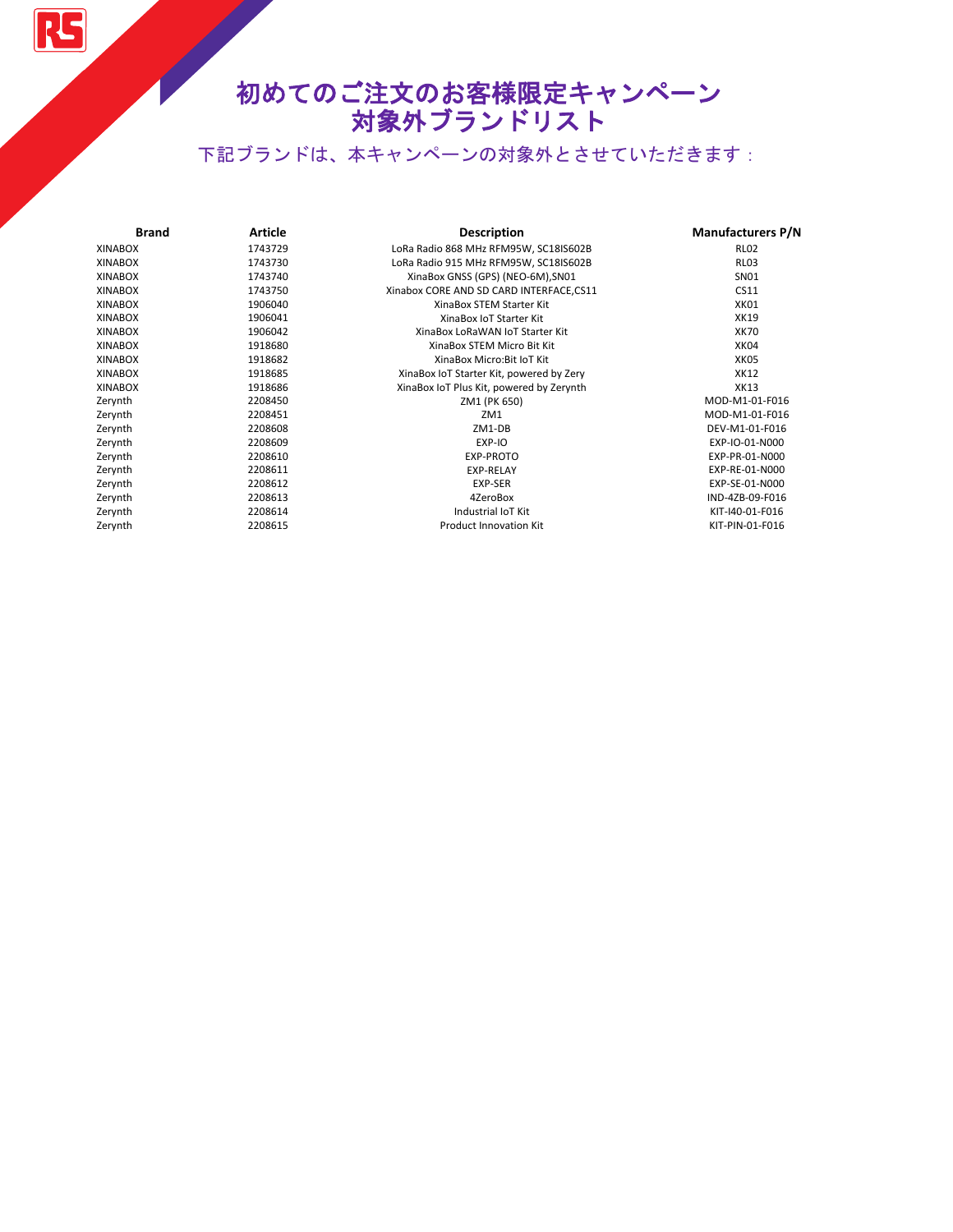# 初めてのご注文のお客様限定キャンペーン 対象外ブランドリスト

下記ブランドは、本キャンペーンの対象外とさせていただきます：

| Brand | Article | Description | Manufacturers P/N |
|---|---|---|---|
| XINABOX | 1743729 | LoRa Radio 868 MHz RFM95W, SC18IS602B | RL02 |
| XINABOX | 1743730 | LoRa Radio 915 MHz RFM95W, SC18IS602B | RL03 |
| XINABOX | 1743740 | XinaBox GNSS (GPS) (NEO-6M),SN01 | SN01 |
| XINABOX | 1743750 | Xinabox CORE AND SD CARD INTERFACE,CS11 | CS11 |
| XINABOX | 1906040 | XinaBox STEM Starter Kit | XK01 |
| XINABOX | 1906041 | XinaBox IoT Starter Kit | XK19 |
| XINABOX | 1906042 | XinaBox LoRaWAN IoT Starter Kit | XK70 |
| XINABOX | 1918680 | XinaBox STEM Micro Bit Kit | XK04 |
| XINABOX | 1918682 | XinaBox Micro:Bit IoT Kit | XK05 |
| XINABOX | 1918685 | XinaBox IoT Starter Kit, powered by Zery | XK12 |
| XINABOX | 1918686 | XinaBox IoT Plus Kit, powered by Zerynth | XK13 |
| Zerynth | 2208450 | ZM1 (PK 650) | MOD-M1-01-F016 |
| Zerynth | 2208451 | ZM1 | MOD-M1-01-F016 |
| Zerynth | 2208608 | ZM1-DB | DEV-M1-01-F016 |
| Zerynth | 2208609 | EXP-IO | EXP-IO-01-N000 |
| Zerynth | 2208610 | EXP-PROTO | EXP-PR-01-N000 |
| Zerynth | 2208611 | EXP-RELAY | EXP-RE-01-N000 |
| Zerynth | 2208612 | EXP-SER | EXP-SE-01-N000 |
| Zerynth | 2208613 | 4ZeroBox | IND-4ZB-09-F016 |
| Zerynth | 2208614 | Industrial IoT Kit | KIT-I40-01-F016 |
| Zerynth | 2208615 | Product Innovation Kit | KIT-PIN-01-F016 |